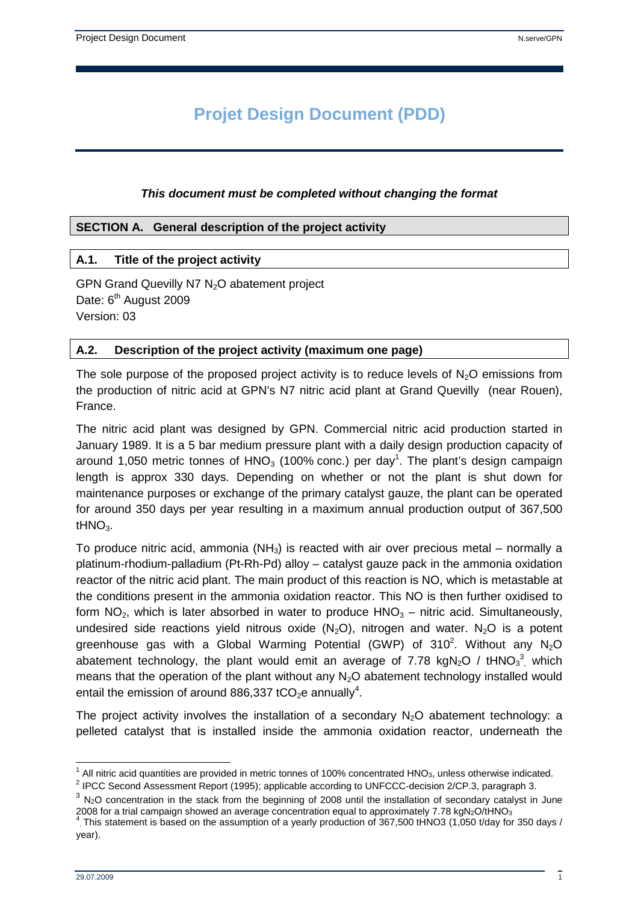# Projet Design Document (PDD)

***This document must be completed without changing the format***

## SECTION A. General description of the project activity

### A.1. Title of the project activity

GPN Grand Quevilly N7 $N_2O$ abatement project
Date: 6th August 2009
Version: 03

### A.2. Description of the project activity (maximum one page)

The sole purpose of the proposed project activity is to reduce levels of $N_2O$ emissions from the production of nitric acid at GPN's N7 nitric acid plant at Grand Quevilly (near Rouen), France.

The nitric acid plant was designed by GPN. Commercial nitric acid production started in January 1989. It is a 5 bar medium pressure plant with a daily design production capacity of around 1,050 metric tonnes of $HNO_3$ (100% conc.) per day[1]. The plant's design campaign length is approx 330 days. Depending on whether or not the plant is shut down for maintenance purposes or exchange of the primary catalyst gauze, the plant can be operated for around 350 days per year resulting in a maximum annual production output of 367,500 $tHNO_3$.

To produce nitric acid, ammonia ($NH_3$) is reacted with air over precious metal – normally a platinum-rhodium-palladium (Pt-Rh-Pd) alloy – catalyst gauze pack in the ammonia oxidation reactor of the nitric acid plant. The main product of this reaction is NO, which is metastable at the conditions present in the ammonia oxidation reactor. This NO is then further oxidised to form $NO_2$, which is later absorbed in water to produce $HNO_3$ – nitric acid. Simultaneously, undesired side reactions yield nitrous oxide ($N_2O$), nitrogen and water. $N_2O$ is a potent greenhouse gas with a Global Warming Potential (GWP) of 310[2]. Without any $N_2O$ abatement technology, the plant would emit an average of 7.78 $kgN_2O$ / $tHNO_3$[3], which means that the operation of the plant without any $N_2O$ abatement technology installed would entail the emission of around 886,337 $tCO_2e$ annually[4].

The project activity involves the installation of a secondary $N_2O$ abatement technology: a pelleted catalyst that is installed inside the ammonia oxidation reactor, underneath the

---

[1] All nitric acid quantities are provided in metric tonnes of 100% concentrated $HNO_3$, unless otherwise indicated.

[2] IPCC Second Assessment Report (1995); applicable according to UNFCCC-decision 2/CP.3, paragraph 3.

[3] $N_2O$ concentration in the stack from the beginning of 2008 until the installation of secondary catalyst in June 2008 for a trial campaign showed an average concentration equal to approximately 7.78 $kgN_2O/tHNO_3$

[4] This statement is based on the assumption of a yearly production of 367,500 tHNO3 (1,050 t/day for 350 days / year).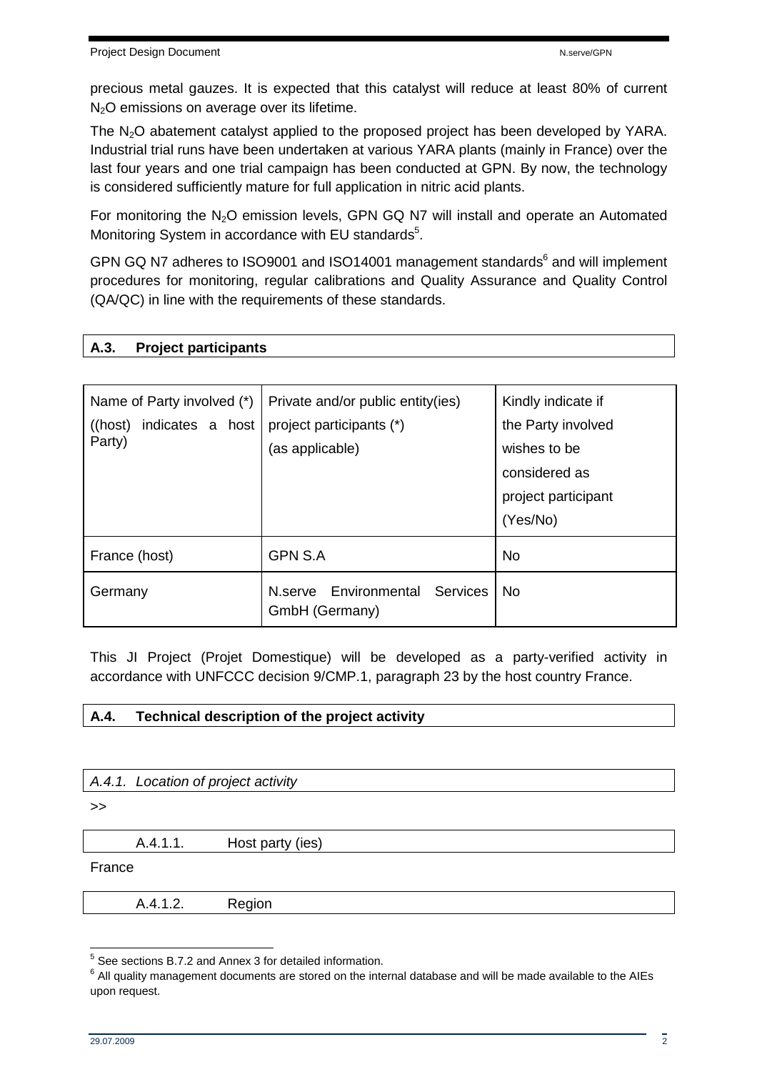precious metal gauzes. It is expected that this catalyst will reduce at least 80% of current $N_2O$ emissions on average over its lifetime.

The $N_2O$ abatement catalyst applied to the proposed project has been developed by YARA. Industrial trial runs have been undertaken at various YARA plants (mainly in France) over the last four years and one trial campaign has been conducted at GPN. By now, the technology is considered sufficiently mature for full application in nitric acid plants.

For monitoring the $N_2O$ emission levels, GPN GQ N7 will install and operate an Automated Monitoring System in accordance with EU standards[5].

GPN GQ N7 adheres to ISO9001 and ISO14001 management standards[6] and will implement procedures for monitoring, regular calibrations and Quality Assurance and Quality Control (QA/QC) in line with the requirements of these standards.

## A.3. Project participants

| Name of Party involved (*) ((host) indicates a host Party) | Private and/or public entity(ies) project participants (*) (as applicable) | Kindly indicate if the Party involved wishes to be considered as project participant (Yes/No) |
|---|---|---|
| France (host) | GPN S.A | No |
| Germany | N.serve Environmental Services GmbH (Germany) | No |

This JI Project (Projet Domestique) will be developed as a party-verified activity in accordance with UNFCCC decision 9/CMP.1, paragraph 23 by the host country France.

## A.4. Technical description of the project activity

### *A.4.1. Location of project activity*

>>

#### A.4.1.1. Host party (ies)

France

#### A.4.1.2. Region

[5] See sections B.7.2 and Annex 3 for detailed information.

[6] All quality management documents are stored on the internal database and will be made available to the AIEs upon request.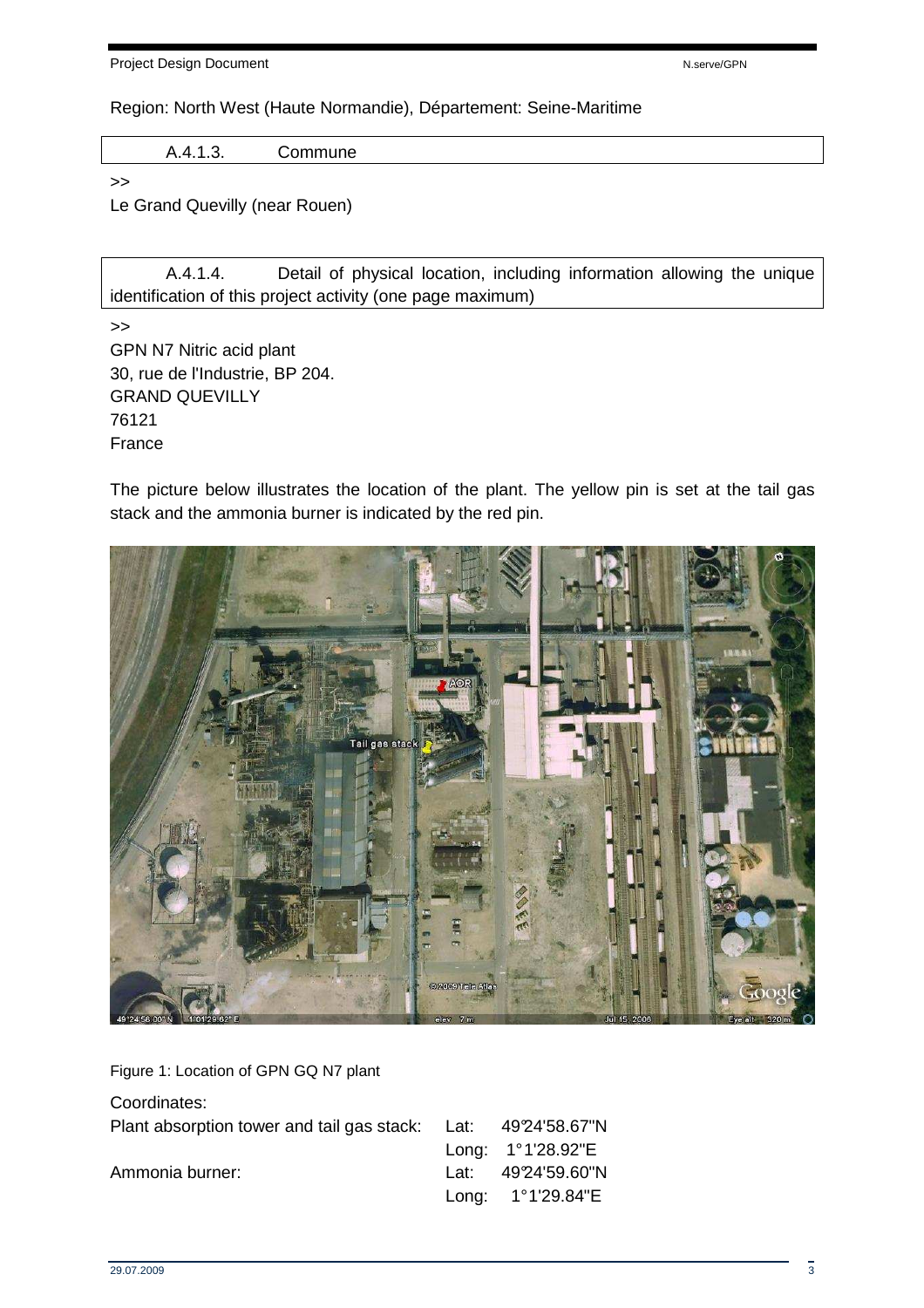Region: North West (Haute Normandie), Département: Seine-Maritime

### A.4.1.3. Commune

>>

Le Grand Quevilly (near Rouen)

### A.4.1.4. Detail of physical location, including information allowing the unique identification of this project activity (one page maximum)

>>

GPN N7 Nitric acid plant
30, rue de l'Industrie, BP 204.
GRAND QUEVILLY
76121
France

The picture below illustrates the location of the plant. The yellow pin is set at the tail gas stack and the ammonia burner is indicated by the red pin.

Figure 1: Location of GPN GQ N7 plant

Coordinates:

| | | |
|---|---|---|
| Plant absorption tower and tail gas stack: | Lat: | 49°24'58.67"N |
| | Long: | 1°1'28.92"E |
| Ammonia burner: | Lat: | 49°24'59.60"N |
| | Long: | 1°1'29.84"E |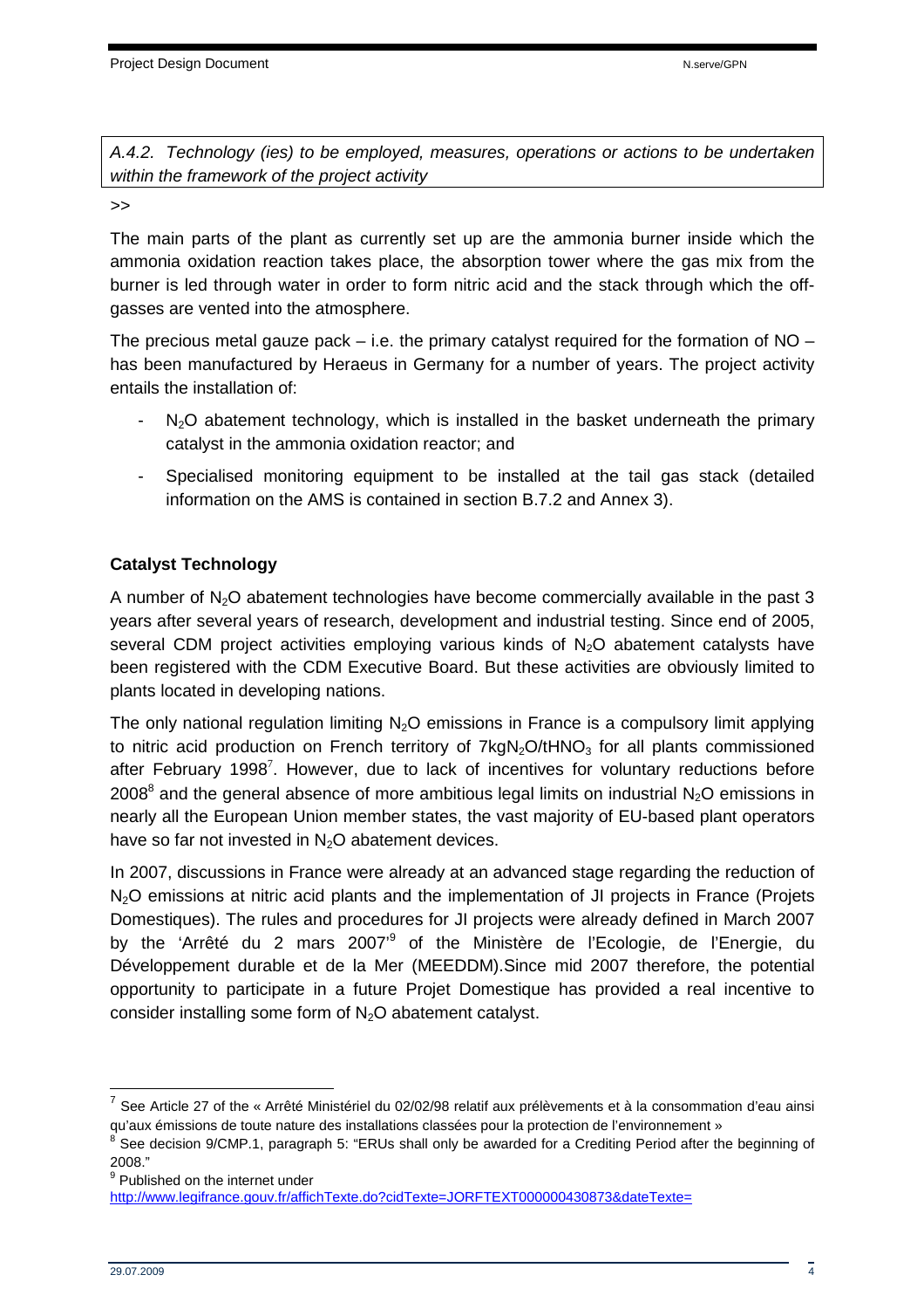*A.4.2. Technology (ies) to be employed, measures, operations or actions to be undertaken within the framework of the project activity*

>>

The main parts of the plant as currently set up are the ammonia burner inside which the ammonia oxidation reaction takes place, the absorption tower where the gas mix from the burner is led through water in order to form nitric acid and the stack through which the off-gasses are vented into the atmosphere.

The precious metal gauze pack – i.e. the primary catalyst required for the formation of NO – has been manufactured by Heraeus in Germany for a number of years. The project activity entails the installation of:

- $N_2O$ abatement technology, which is installed in the basket underneath the primary catalyst in the ammonia oxidation reactor; and
- Specialised monitoring equipment to be installed at the tail gas stack (detailed information on the AMS is contained in section B.7.2 and Annex 3).

**Catalyst Technology**

A number of $N_2O$ abatement technologies have become commercially available in the past 3 years after several years of research, development and industrial testing. Since end of 2005, several CDM project activities employing various kinds of $N_2O$ abatement catalysts have been registered with the CDM Executive Board. But these activities are obviously limited to plants located in developing nations.

The only national regulation limiting $N_2O$ emissions in France is a compulsory limit applying to nitric acid production on French territory of $7kgN_2O/tHNO_3$ for all plants commissioned after February 1998[7]. However, due to lack of incentives for voluntary reductions before 2008[8] and the general absence of more ambitious legal limits on industrial $N_2O$ emissions in nearly all the European Union member states, the vast majority of EU-based plant operators have so far not invested in $N_2O$ abatement devices.

In 2007, discussions in France were already at an advanced stage regarding the reduction of $N_2O$ emissions at nitric acid plants and the implementation of JI projects in France (Projets Domestiques). The rules and procedures for JI projects were already defined in March 2007 by the 'Arrêté du 2 mars 2007'[9] of the Ministère de l'Ecologie, de l'Energie, du Développement durable et de la Mer (MEEDDM).Since mid 2007 therefore, the potential opportunity to participate in a future Projet Domestique has provided a real incentive to consider installing some form of $N_2O$ abatement catalyst.

[7] See Article 27 of the « Arrêté Ministériel du 02/02/98 relatif aux prélèvements et à la consommation d'eau ainsi qu'aux émissions de toute nature des installations classées pour la protection de l'environnement »

[8] See decision 9/CMP.1, paragraph 5: "ERUs shall only be awarded for a Crediting Period after the beginning of 2008."

[9] Published on the internet under http://www.legifrance.gouv.fr/affichTexte.do?cidTexte=JORFTEXT000000430873&dateTexte=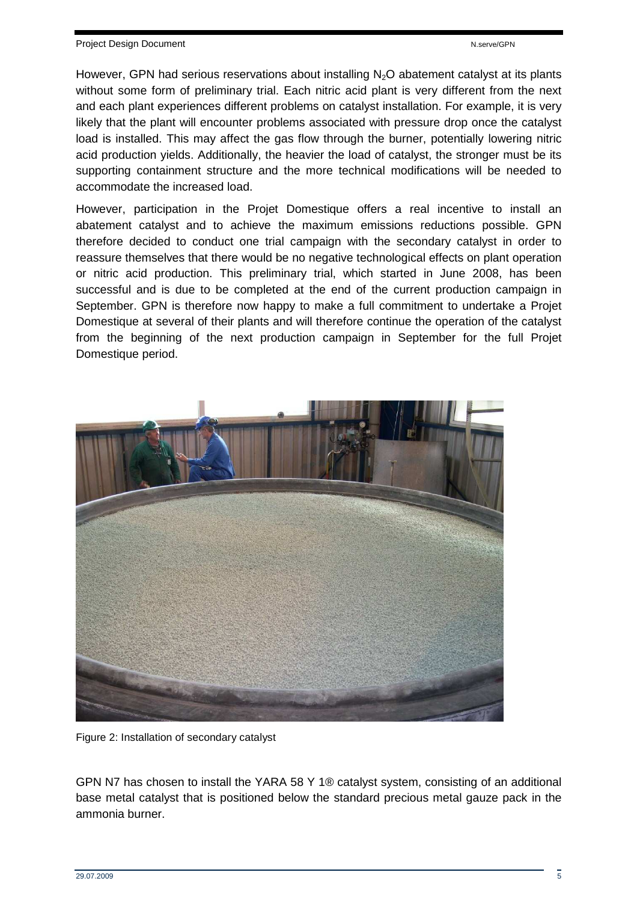However, GPN had serious reservations about installing $N_2O$ abatement catalyst at its plants without some form of preliminary trial. Each nitric acid plant is very different from the next and each plant experiences different problems on catalyst installation. For example, it is very likely that the plant will encounter problems associated with pressure drop once the catalyst load is installed. This may affect the gas flow through the burner, potentially lowering nitric acid production yields. Additionally, the heavier the load of catalyst, the stronger must be its supporting containment structure and the more technical modifications will be needed to accommodate the increased load.

However, participation in the Projet Domestique offers a real incentive to install an abatement catalyst and to achieve the maximum emissions reductions possible. GPN therefore decided to conduct one trial campaign with the secondary catalyst in order to reassure themselves that there would be no negative technological effects on plant operation or nitric acid production. This preliminary trial, which started in June 2008, has been successful and is due to be completed at the end of the current production campaign in September. GPN is therefore now happy to make a full commitment to undertake a Projet Domestique at several of their plants and will therefore continue the operation of the catalyst from the beginning of the next production campaign in September for the full Projet Domestique period.

Figure 2: Installation of secondary catalyst

GPN N7 has chosen to install the YARA 58 Y 1® catalyst system, consisting of an additional base metal catalyst that is positioned below the standard precious metal gauze pack in the ammonia burner.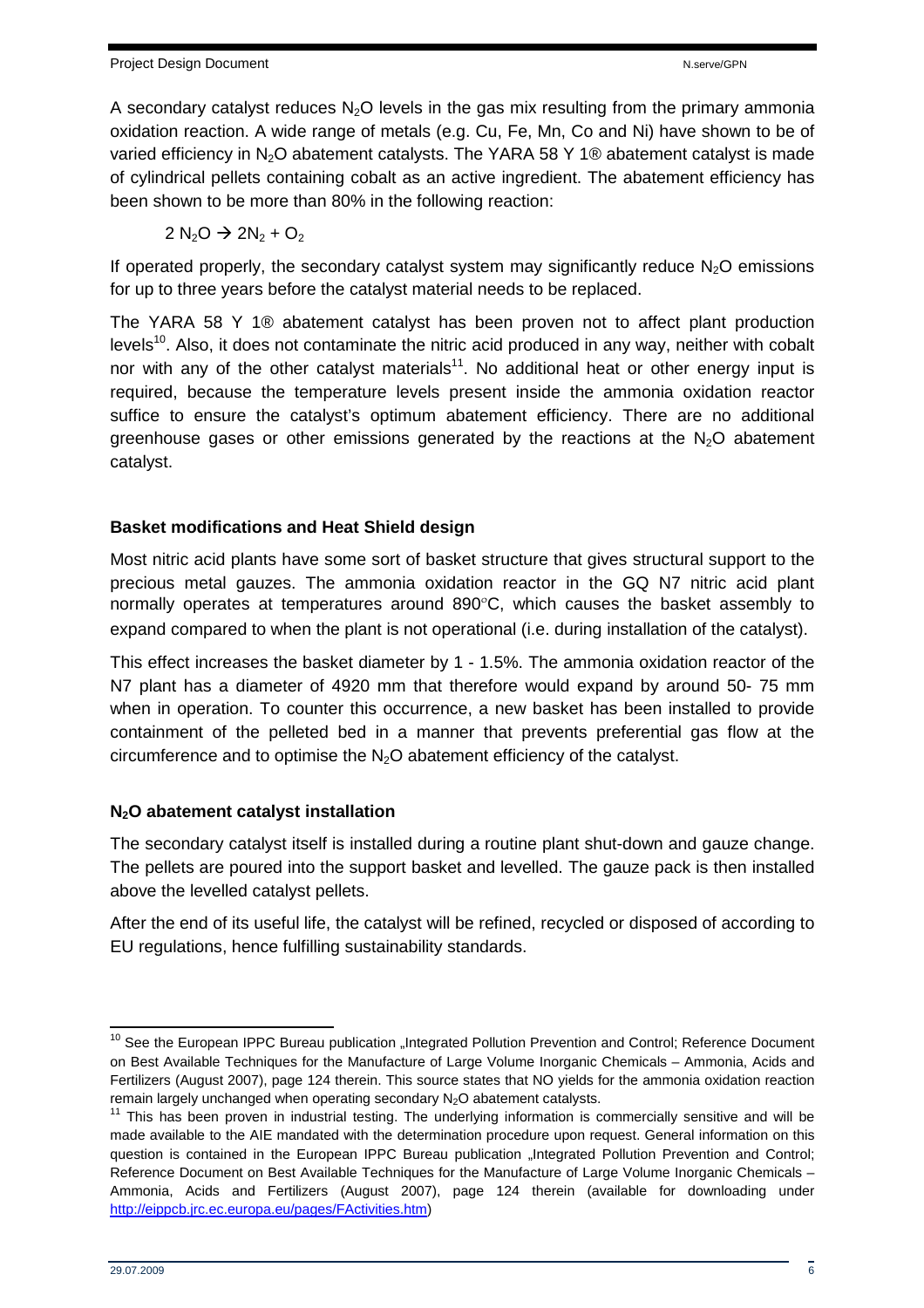A secondary catalyst reduces $N_2O$ levels in the gas mix resulting from the primary ammonia oxidation reaction. A wide range of metals (e.g. Cu, Fe, Mn, Co and Ni) have shown to be of varied efficiency in $N_2O$ abatement catalysts. The YARA 58 Y 1® abatement catalyst is made of cylindrical pellets containing cobalt as an active ingredient. The abatement efficiency has been shown to be more than 80% in the following reaction:

$$2\, N_2O \rightarrow 2N_2 + O_2$$

If operated properly, the secondary catalyst system may significantly reduce $N_2O$ emissions for up to three years before the catalyst material needs to be replaced.

The YARA 58 Y 1® abatement catalyst has been proven not to affect plant production levels[10]. Also, it does not contaminate the nitric acid produced in any way, neither with cobalt nor with any of the other catalyst materials[11]. No additional heat or other energy input is required, because the temperature levels present inside the ammonia oxidation reactor suffice to ensure the catalyst's optimum abatement efficiency. There are no additional greenhouse gases or other emissions generated by the reactions at the $N_2O$ abatement catalyst.

**Basket modifications and Heat Shield design**

Most nitric acid plants have some sort of basket structure that gives structural support to the precious metal gauzes. The ammonia oxidation reactor in the GQ N7 nitric acid plant normally operates at temperatures around 890°C, which causes the basket assembly to expand compared to when the plant is not operational (i.e. during installation of the catalyst).

This effect increases the basket diameter by 1 - 1.5%. The ammonia oxidation reactor of the N7 plant has a diameter of 4920 mm that therefore would expand by around 50- 75 mm when in operation. To counter this occurrence, a new basket has been installed to provide containment of the pelleted bed in a manner that prevents preferential gas flow at the circumference and to optimise the $N_2O$ abatement efficiency of the catalyst.

**$N_2O$ abatement catalyst installation**

The secondary catalyst itself is installed during a routine plant shut-down and gauze change. The pellets are poured into the support basket and levelled. The gauze pack is then installed above the levelled catalyst pellets.

After the end of its useful life, the catalyst will be refined, recycled or disposed of according to EU regulations, hence fulfilling sustainability standards.

---

[10] See the European IPPC Bureau publication „Integrated Pollution Prevention and Control; Reference Document on Best Available Techniques for the Manufacture of Large Volume Inorganic Chemicals – Ammonia, Acids and Fertilizers (August 2007), page 124 therein. This source states that NO yields for the ammonia oxidation reaction remain largely unchanged when operating secondary $N_2O$ abatement catalysts.

[11] This has been proven in industrial testing. The underlying information is commercially sensitive and will be made available to the AIE mandated with the determination procedure upon request. General information on this question is contained in the European IPPC Bureau publication „Integrated Pollution Prevention and Control; Reference Document on Best Available Techniques for the Manufacture of Large Volume Inorganic Chemicals – Ammonia, Acids and Fertilizers (August 2007), page 124 therein (available for downloading under http://eippcb.jrc.ec.europa.eu/pages/FActivities.htm)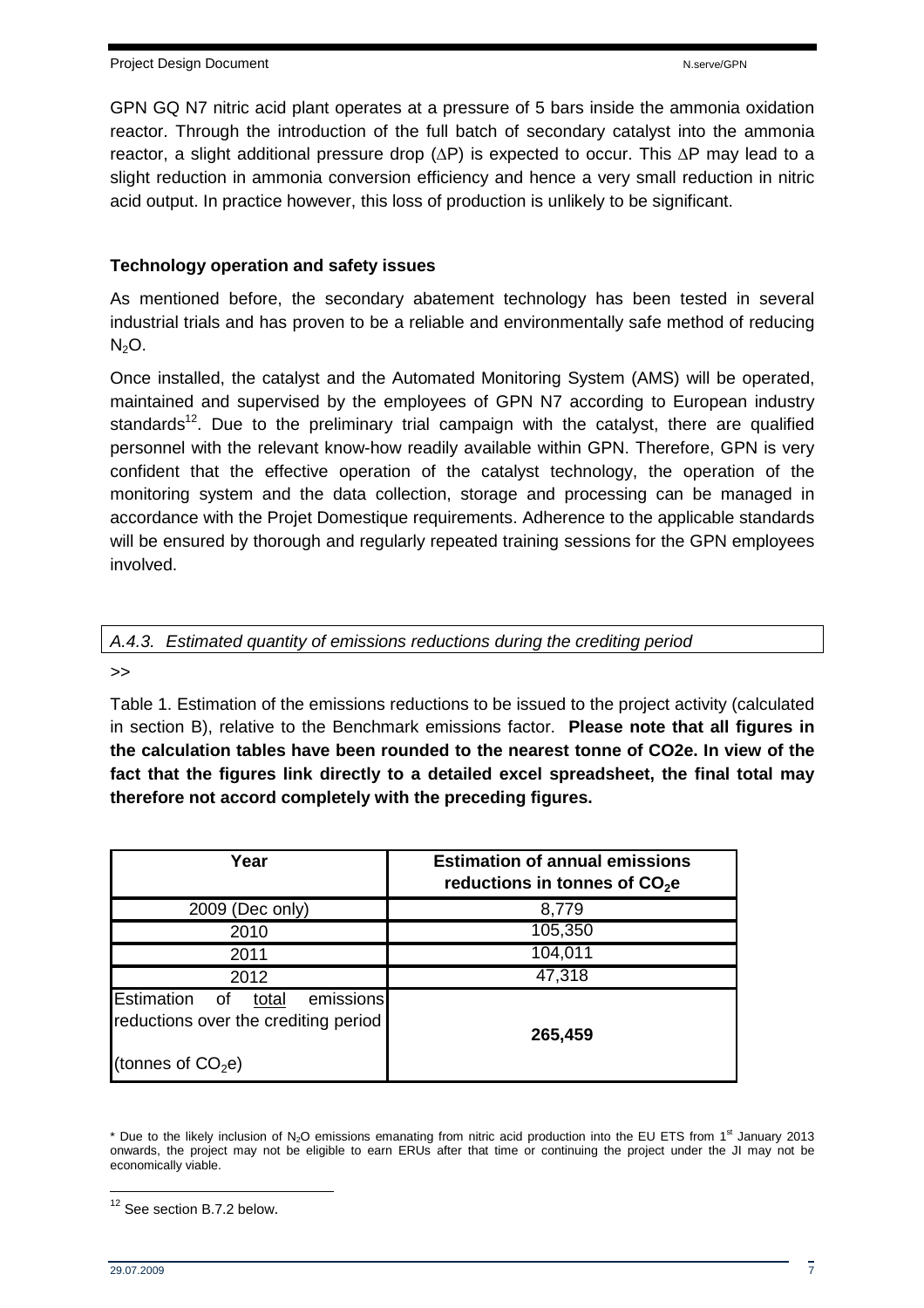GPN GQ N7 nitric acid plant operates at a pressure of 5 bars inside the ammonia oxidation reactor. Through the introduction of the full batch of secondary catalyst into the ammonia reactor, a slight additional pressure drop ($\Delta$P) is expected to occur. This $\Delta$P may lead to a slight reduction in ammonia conversion efficiency and hence a very small reduction in nitric acid output. In practice however, this loss of production is unlikely to be significant.

**Technology operation and safety issues**

As mentioned before, the secondary abatement technology has been tested in several industrial trials and has proven to be a reliable and environmentally safe method of reducing $N_2O$.

Once installed, the catalyst and the Automated Monitoring System (AMS) will be operated, maintained and supervised by the employees of GPN N7 according to European industry standards[12]. Due to the preliminary trial campaign with the catalyst, there are qualified personnel with the relevant know-how readily available within GPN. Therefore, GPN is very confident that the effective operation of the catalyst technology, the operation of the monitoring system and the data collection, storage and processing can be managed in accordance with the Projet Domestique requirements. Adherence to the applicable standards will be ensured by thorough and regularly repeated training sessions for the GPN employees involved.

*A.4.3. Estimated quantity of emissions reductions during the crediting period*

>>

Table 1. Estimation of the emissions reductions to be issued to the project activity (calculated in section B), relative to the Benchmark emissions factor. **Please note that all figures in the calculation tables have been rounded to the nearest tonne of CO2e. In view of the fact that the figures link directly to a detailed excel spreadsheet, the final total may therefore not accord completely with the preceding figures.**

| Year | Estimation of annual emissions reductions in tonnes of $CO_2e$ |
|---|---|
| 2009 (Dec only) | 8,779 |
| 2010 | 105,350 |
| 2011 | 104,011 |
| 2012 | 47,318 |
| Estimation of total emissions reductions over the crediting period (tonnes of $CO_2e$) | **265,459** |

\* Due to the likely inclusion of $N_2O$ emissions emanating from nitric acid production into the EU ETS from 1st January 2013 onwards, the project may not be eligible to earn ERUs after that time or continuing the project under the JI may not be economically viable.

[12] See section B.7.2 below.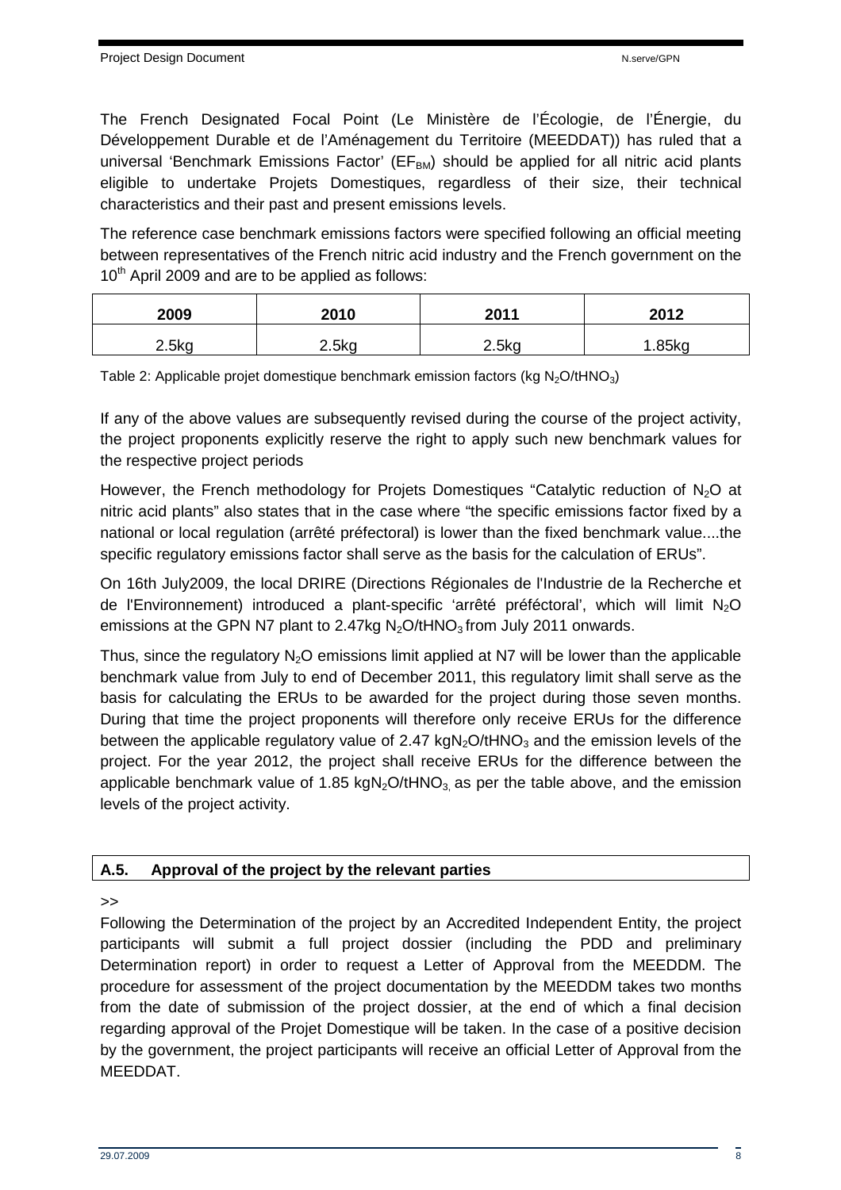The French Designated Focal Point (Le Ministère de l'Écologie, de l'Énergie, du Développement Durable et de l'Aménagement du Territoire (MEEDDAT)) has ruled that a universal 'Benchmark Emissions Factor' ($EF_{BM}$) should be applied for all nitric acid plants eligible to undertake Projets Domestiques, regardless of their size, their technical characteristics and their past and present emissions levels.

The reference case benchmark emissions factors were specified following an official meeting between representatives of the French nitric acid industry and the French government on the 10th April 2009 and are to be applied as follows:

| 2009 | 2010 | 2011 | 2012 |
|---|---|---|---|
| 2.5kg | 2.5kg | 2.5kg | 1.85kg |

Table 2: Applicable projet domestique benchmark emission factors (kg $N_2O$/t$HNO_3$)

If any of the above values are subsequently revised during the course of the project activity, the project proponents explicitly reserve the right to apply such new benchmark values for the respective project periods

However, the French methodology for Projets Domestiques "Catalytic reduction of $N_2O$ at nitric acid plants" also states that in the case where "the specific emissions factor fixed by a national or local regulation (arrêté préfectoral) is lower than the fixed benchmark value....the specific regulatory emissions factor shall serve as the basis for the calculation of ERUs".

On 16th July2009, the local DRIRE (Directions Régionales de l'Industrie de la Recherche et de l'Environnement) introduced a plant-specific 'arrêté préféctoral', which will limit $N_2O$ emissions at the GPN N7 plant to 2.47kg $N_2O$/t$HNO_3$ from July 2011 onwards.

Thus, since the regulatory $N_2O$ emissions limit applied at N7 will be lower than the applicable benchmark value from July to end of December 2011, this regulatory limit shall serve as the basis for calculating the ERUs to be awarded for the project during those seven months. During that time the project proponents will therefore only receive ERUs for the difference between the applicable regulatory value of 2.47 kg$N_2O$/t$HNO_3$ and the emission levels of the project. For the year 2012, the project shall receive ERUs for the difference between the applicable benchmark value of 1.85 kg$N_2O$/t$HNO_3$, as per the table above, and the emission levels of the project activity.

## A.5. Approval of the project by the relevant parties

>>

Following the Determination of the project by an Accredited Independent Entity, the project participants will submit a full project dossier (including the PDD and preliminary Determination report) in order to request a Letter of Approval from the MEEDDM. The procedure for assessment of the project documentation by the MEEDDM takes two months from the date of submission of the project dossier, at the end of which a final decision regarding approval of the Projet Domestique will be taken. In the case of a positive decision by the government, the project participants will receive an official Letter of Approval from the MEEDDAT.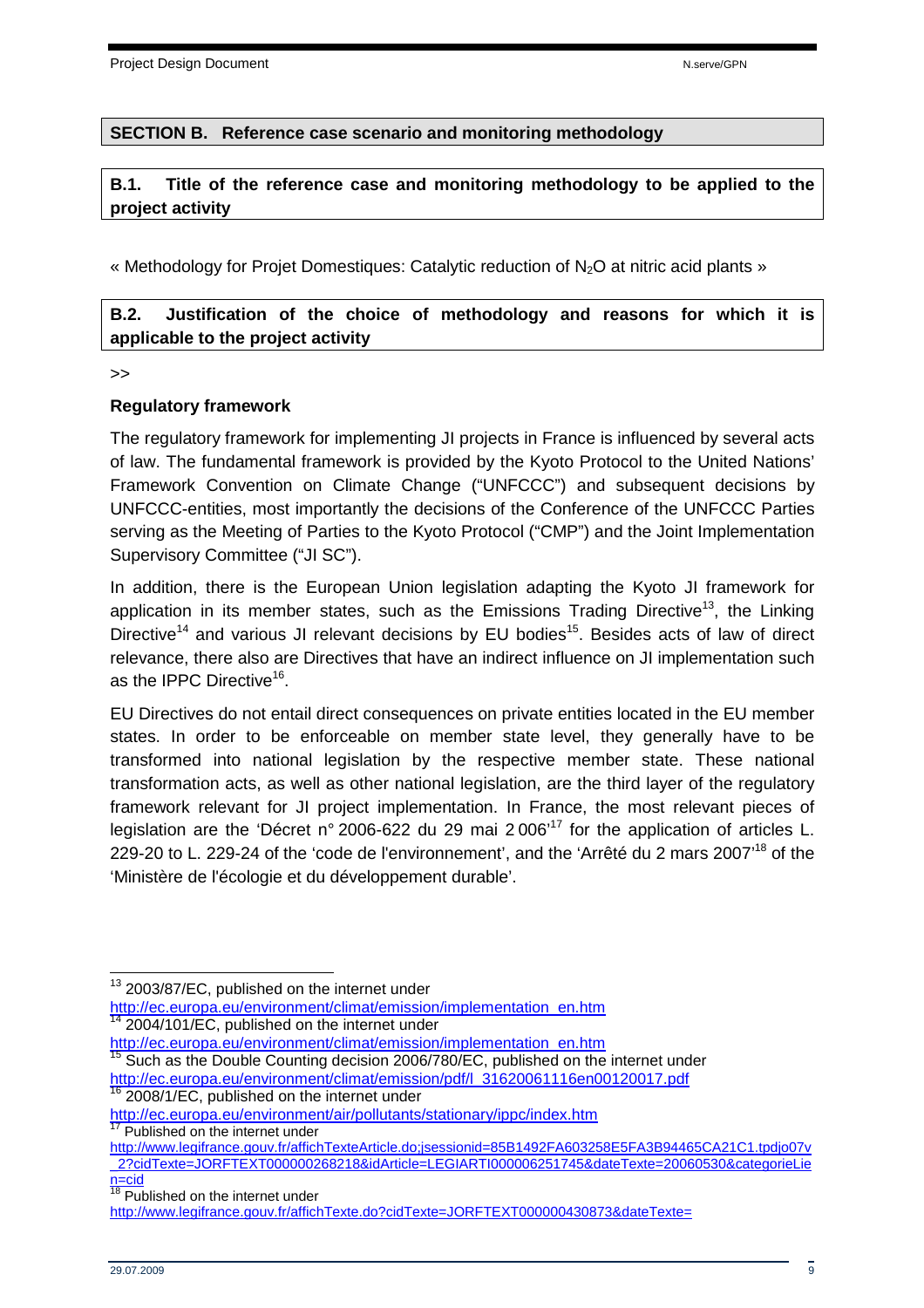## SECTION B. Reference case scenario and monitoring methodology

### B.1. Title of the reference case and monitoring methodology to be applied to the project activity

« Methodology for Projet Domestiques: Catalytic reduction of $N_2O$ at nitric acid plants »

### B.2. Justification of the choice of methodology and reasons for which it is applicable to the project activity

>>

**Regulatory framework**

The regulatory framework for implementing JI projects in France is influenced by several acts of law. The fundamental framework is provided by the Kyoto Protocol to the United Nations' Framework Convention on Climate Change ("UNFCCC") and subsequent decisions by UNFCCC-entities, most importantly the decisions of the Conference of the UNFCCC Parties serving as the Meeting of Parties to the Kyoto Protocol ("CMP") and the Joint Implementation Supervisory Committee ("JI SC").

In addition, there is the European Union legislation adapting the Kyoto JI framework for application in its member states, such as the Emissions Trading Directive[13], the Linking Directive[14] and various JI relevant decisions by EU bodies[15]. Besides acts of law of direct relevance, there also are Directives that have an indirect influence on JI implementation such as the IPPC Directive[16].

EU Directives do not entail direct consequences on private entities located in the EU member states. In order to be enforceable on member state level, they generally have to be transformed into national legislation by the respective member state. These national transformation acts, as well as other national legislation, are the third layer of the regulatory framework relevant for JI project implementation. In France, the most relevant pieces of legislation are the 'Décret n° 2006-622 du 29 mai 2 006'[17] for the application of articles L. 229-20 to L. 229-24 of the 'code de l'environnement', and the 'Arrêté du 2 mars 2007'[18] of the 'Ministère de l'écologie et du développement durable'.

---

[13] 2003/87/EC, published on the internet under http://ec.europa.eu/environment/climat/emission/implementation_en.htm

[14] 2004/101/EC, published on the internet under http://ec.europa.eu/environment/climat/emission/implementation_en.htm

[15] Such as the Double Counting decision 2006/780/EC, published on the internet under http://ec.europa.eu/environment/climat/emission/pdf/l_31620061116en00120017.pdf

[16] 2008/1/EC, published on the internet under http://ec.europa.eu/environment/air/pollutants/stationary/ippc/index.htm

[17] Published on the internet under http://www.legifrance.gouv.fr/affichTexteArticle.do;jsessionid=85B1492FA603258E5FA3B94465CA21C1.tpdjo07v_2?cidTexte=JORFTEXT000000268218&idArticle=LEGIARTI000006251745&dateTexte=20060530&categorieLien=cid

[18] Published on the internet under http://www.legifrance.gouv.fr/affichTexte.do?cidTexte=JORFTEXT000000430873&dateTexte=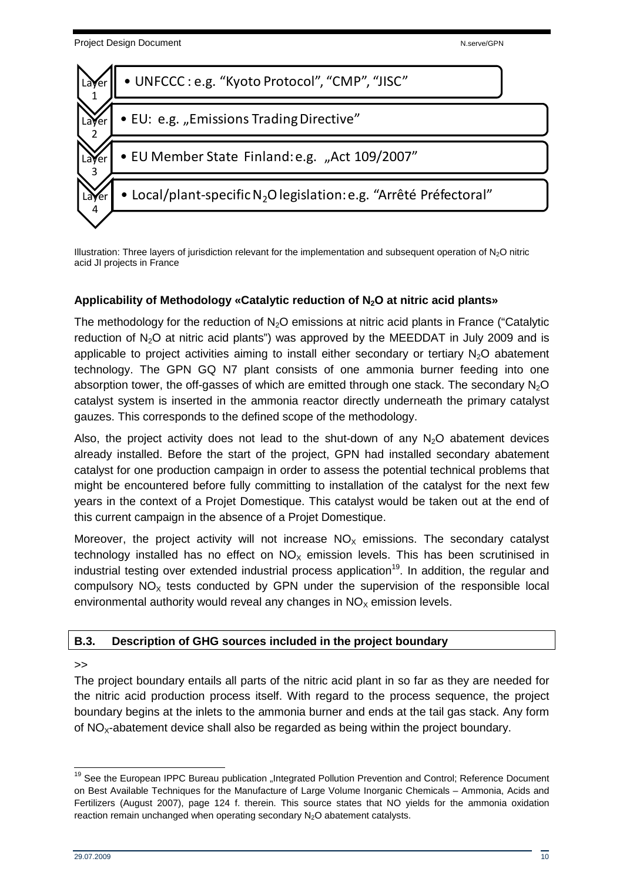Layer 1 • UNFCCC : e.g. “Kyoto Protocol”, “CMP”, “JISC”

Layer 2 • EU: e.g. „Emissions Trading Directive”

Layer 3 • EU Member State Finland: e.g. „Act 109/2007”

Layer 4 • Local/plant-specific $N_2O$ legislation: e.g. “Arrêté Préfectoral”

Illustration: Three layers of jurisdiction relevant for the implementation and subsequent operation of $N_2O$ nitric acid JI projects in France

**Applicability of Methodology «Catalytic reduction of $N_2O$ at nitric acid plants»**

The methodology for the reduction of $N_2O$ emissions at nitric acid plants in France (“Catalytic reduction of $N_2O$ at nitric acid plants”) was approved by the MEEDDAT in July 2009 and is applicable to project activities aiming to install either secondary or tertiary $N_2O$ abatement technology. The GPN GQ N7 plant consists of one ammonia burner feeding into one absorption tower, the off-gasses of which are emitted through one stack. The secondary $N_2O$ catalyst system is inserted in the ammonia reactor directly underneath the primary catalyst gauzes. This corresponds to the defined scope of the methodology.

Also, the project activity does not lead to the shut-down of any $N_2O$ abatement devices already installed. Before the start of the project, GPN had installed secondary abatement catalyst for one production campaign in order to assess the potential technical problems that might be encountered before fully committing to installation of the catalyst for the next few years in the context of a Projet Domestique. This catalyst would be taken out at the end of this current campaign in the absence of a Projet Domestique.

Moreover, the project activity will not increase $NO_X$ emissions. The secondary catalyst technology installed has no effect on $NO_X$ emission levels. This has been scrutinised in industrial testing over extended industrial process application[19]. In addition, the regular and compulsory $NO_X$ tests conducted by GPN under the supervision of the responsible local environmental authority would reveal any changes in $NO_X$ emission levels.

## B.3. Description of GHG sources included in the project boundary

>>

The project boundary entails all parts of the nitric acid plant in so far as they are needed for the nitric acid production process itself. With regard to the process sequence, the project boundary begins at the inlets to the ammonia burner and ends at the tail gas stack. Any form of $NO_X$-abatement device shall also be regarded as being within the project boundary.

---

[19] See the European IPPC Bureau publication „Integrated Pollution Prevention and Control; Reference Document on Best Available Techniques for the Manufacture of Large Volume Inorganic Chemicals – Ammonia, Acids and Fertilizers (August 2007), page 124 f. therein. This source states that NO yields for the ammonia oxidation reaction remain unchanged when operating secondary $N_2O$ abatement catalysts.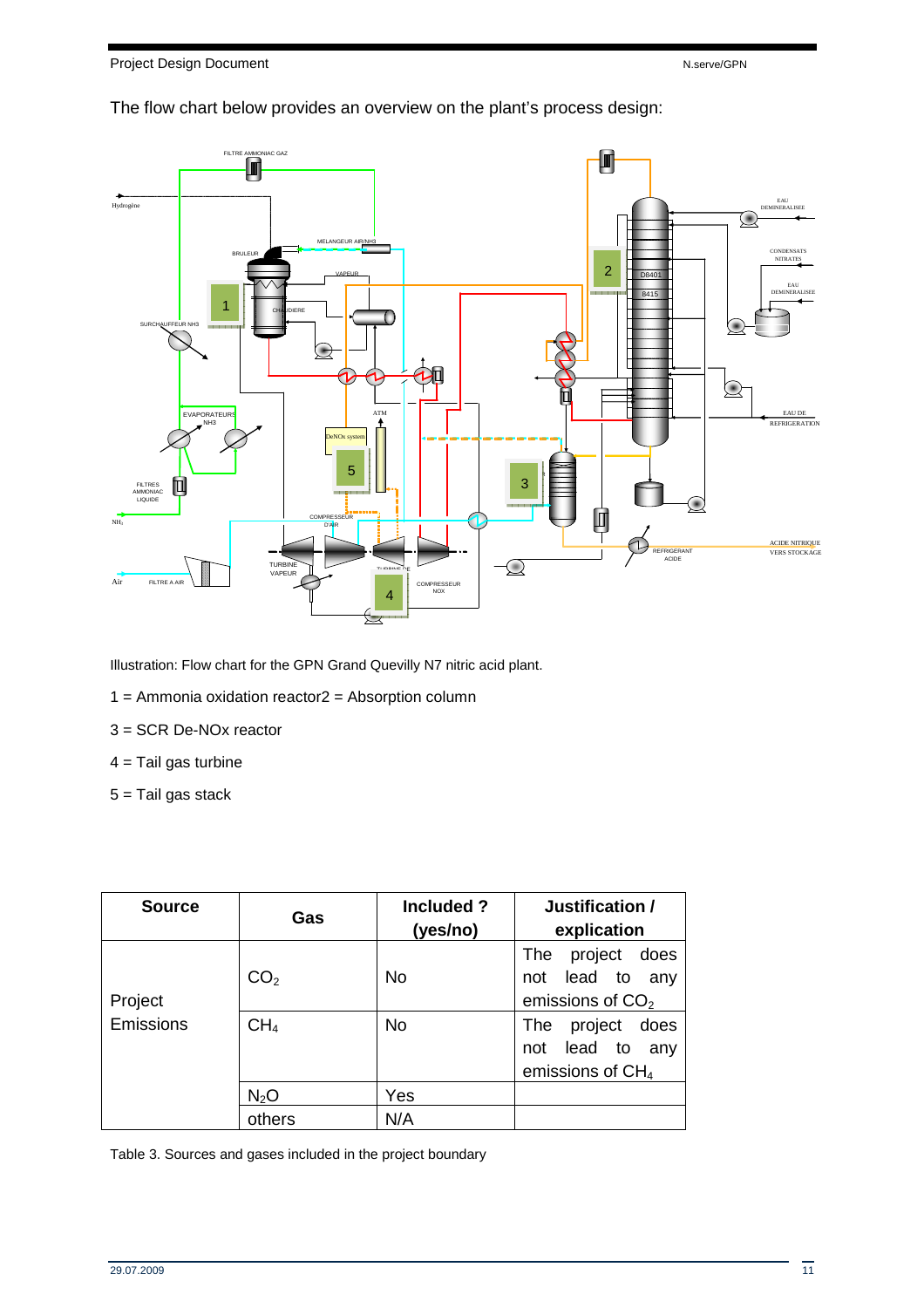The flow chart below provides an overview on the plant's process design:

FILTRE AMMONIAC GAZ
Hydrogène
MELANGEUR AIR/NH3
BRULEUR
VAPEUR
CHAUDIERE
SURCHAUFFEUR NH3
EVAPORATEURS NH3
FILTRES AMMONIAC LIQUIDE
$NH_3$
DeNOx system
ATM
COMPRESSEUR D'AIR
TURBINE VAPEUR
TURBINE DE
COMPRESSEUR NOX
Air
FILTRE A AIR
D8401
8415
EAU DEMINERALISEE
CONDENSATS NITRATES
EAU DEMINERALISEE
EAU DE REFRIGERATION
ACIDE NITRIQUE VERS STOCKAGE
REFRIGERANT ACIDE
1
2
3
4
5

Illustration: Flow chart for the GPN Grand Quevilly N7 nitric acid plant.

1 = Ammonia oxidation reactor2 = Absorption column

3 = SCR De-NOx reactor

4 = Tail gas turbine

5 = Tail gas stack

| Source | Gas | Included ? (yes/no) | Justification / explication |
|---|---|---|---|
| Project Emissions | $CO_2$ | No | The project does not lead to any emissions of $CO_2$ |
| | $CH_4$ | No | The project does not lead to any emissions of $CH_4$ |
| | $N_2O$ | Yes | |
| | others | N/A | |

Table 3. Sources and gases included in the project boundary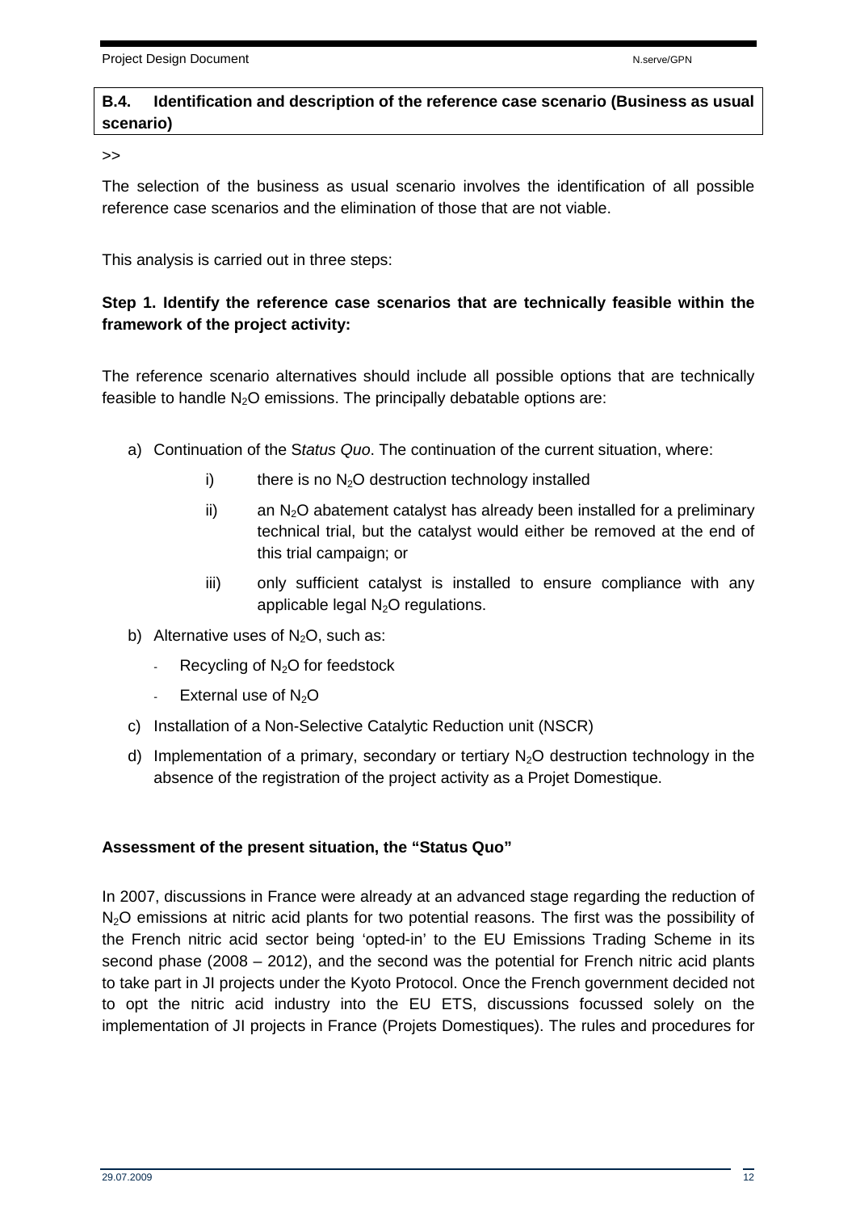**B.4. Identification and description of the reference case scenario (Business as usual scenario)**

>>

The selection of the business as usual scenario involves the identification of all possible reference case scenarios and the elimination of those that are not viable.

This analysis is carried out in three steps:

**Step 1. Identify the reference case scenarios that are technically feasible within the framework of the project activity:**

The reference scenario alternatives should include all possible options that are technically feasible to handle $N_2O$ emissions. The principally debatable options are:

a) Continuation of the S*tatus Quo*. The continuation of the current situation, where:
    
    i) there is no $N_2O$ destruction technology installed
    
    ii) an $N_2O$ abatement catalyst has already been installed for a preliminary technical trial, but the catalyst would either be removed at the end of this trial campaign; or
    
    iii) only sufficient catalyst is installed to ensure compliance with any applicable legal $N_2O$ regulations.

b) Alternative uses of $N_2O$, such as:
    - Recycling of $N_2O$ for feedstock
    - External use of $N_2O$

c) Installation of a Non-Selective Catalytic Reduction unit (NSCR)

d) Implementation of a primary, secondary or tertiary $N_2O$ destruction technology in the absence of the registration of the project activity as a Projet Domestique.

**Assessment of the present situation, the "Status Quo"**

In 2007, discussions in France were already at an advanced stage regarding the reduction of $N_2O$ emissions at nitric acid plants for two potential reasons. The first was the possibility of the French nitric acid sector being 'opted-in' to the EU Emissions Trading Scheme in its second phase (2008 – 2012), and the second was the potential for French nitric acid plants to take part in JI projects under the Kyoto Protocol. Once the French government decided not to opt the nitric acid industry into the EU ETS, discussions focussed solely on the implementation of JI projects in France (Projets Domestiques). The rules and procedures for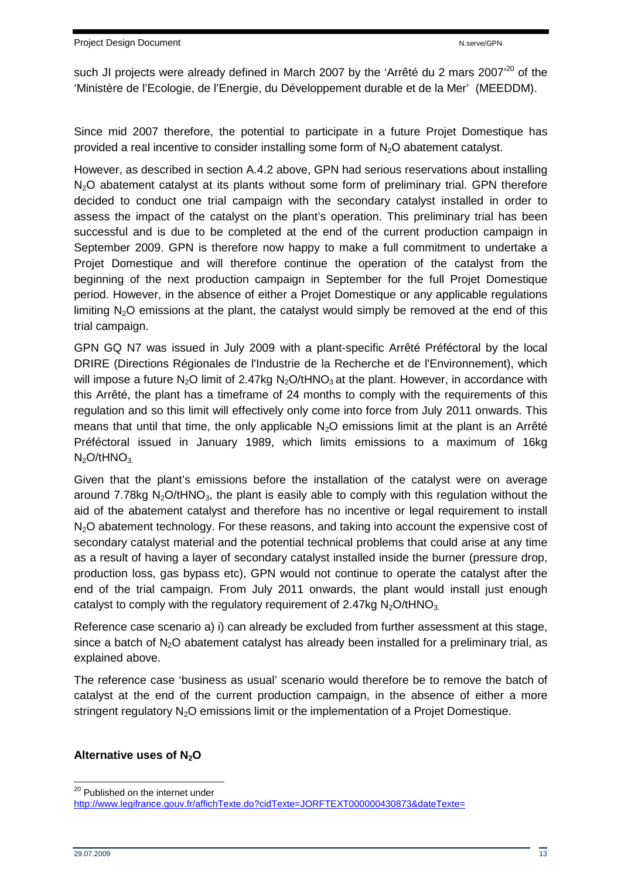such JI projects were already defined in March 2007 by the 'Arrêté du 2 mars 2007'[20] of the 'Ministère de l'Ecologie, de l'Energie, du Développement durable et de la Mer' (MEEDDM).

Since mid 2007 therefore, the potential to participate in a future Projet Domestique has provided a real incentive to consider installing some form of $N_2O$ abatement catalyst.

However, as described in section A.4.2 above, GPN had serious reservations about installing $N_2O$ abatement catalyst at its plants without some form of preliminary trial. GPN therefore decided to conduct one trial campaign with the secondary catalyst installed in order to assess the impact of the catalyst on the plant's operation. This preliminary trial has been successful and is due to be completed at the end of the current production campaign in September 2009. GPN is therefore now happy to make a full commitment to undertake a Projet Domestique and will therefore continue the operation of the catalyst from the beginning of the next production campaign in September for the full Projet Domestique period. However, in the absence of either a Projet Domestique or any applicable regulations limiting $N_2O$ emissions at the plant, the catalyst would simply be removed at the end of this trial campaign.

GPN GQ N7 was issued in July 2009 with a plant-specific Arrêté Préféctoral by the local DRIRE (Directions Régionales de l'Industrie de la Recherche et de l'Environnement), which will impose a future $N_2O$ limit of 2.47kg $N_2O/tHNO_3$ at the plant. However, in accordance with this Arrêté, the plant has a timeframe of 24 months to comply with the requirements of this regulation and so this limit will effectively only come into force from July 2011 onwards. This means that until that time, the only applicable $N_2O$ emissions limit at the plant is an Arrêté Préféctoral issued in January 1989, which limits emissions to a maximum of 16kg $N_2O/tHNO_3$.

Given that the plant's emissions before the installation of the catalyst were on average around 7.78kg $N_2O/tHNO_3$, the plant is easily able to comply with this regulation without the aid of the abatement catalyst and therefore has no incentive or legal requirement to install $N_2O$ abatement technology. For these reasons, and taking into account the expensive cost of secondary catalyst material and the potential technical problems that could arise at any time as a result of having a layer of secondary catalyst installed inside the burner (pressure drop, production loss, gas bypass etc), GPN would not continue to operate the catalyst after the end of the trial campaign. From July 2011 onwards, the plant would install just enough catalyst to comply with the regulatory requirement of 2.47kg $N_2O/tHNO_3$.

Reference case scenario a) i) can already be excluded from further assessment at this stage, since a batch of $N_2O$ abatement catalyst has already been installed for a preliminary trial, as explained above.

The reference case 'business as usual' scenario would therefore be to remove the batch of catalyst at the end of the current production campaign, in the absence of either a more stringent regulatory $N_2O$ emissions limit or the implementation of a Projet Domestique.

**Alternative uses of $N_2O$**

[20] Published on the internet under http://www.legifrance.gouv.fr/affichTexte.do?cidTexte=JORFTEXT000000430873&dateTexte=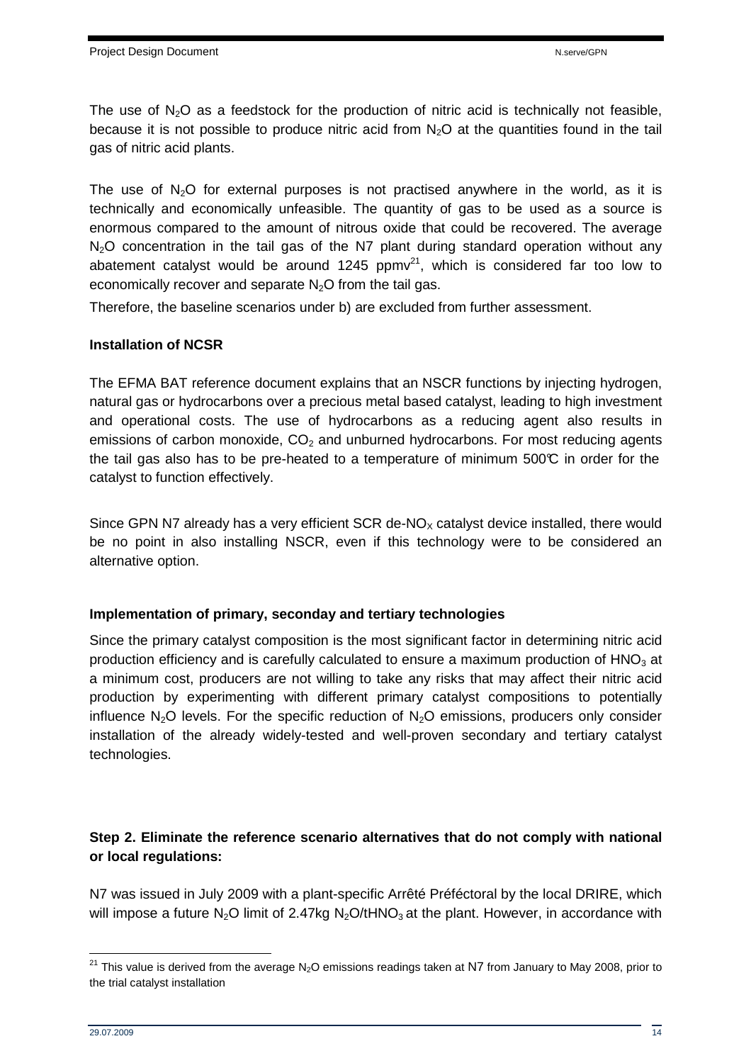The use of $N_2O$ as a feedstock for the production of nitric acid is technically not feasible, because it is not possible to produce nitric acid from $N_2O$ at the quantities found in the tail gas of nitric acid plants.

The use of $N_2O$ for external purposes is not practised anywhere in the world, as it is technically and economically unfeasible. The quantity of gas to be used as a source is enormous compared to the amount of nitrous oxide that could be recovered. The average $N_2O$ concentration in the tail gas of the N7 plant during standard operation without any abatement catalyst would be around 1245 ppmv[21], which is considered far too low to economically recover and separate $N_2O$ from the tail gas.

Therefore, the baseline scenarios under b) are excluded from further assessment.

**Installation of NCSR**

The EFMA BAT reference document explains that an NSCR functions by injecting hydrogen, natural gas or hydrocarbons over a precious metal based catalyst, leading to high investment and operational costs. The use of hydrocarbons as a reducing agent also results in emissions of carbon monoxide, $CO_2$ and unburned hydrocarbons. For most reducing agents the tail gas also has to be pre-heated to a temperature of minimum 500℃ in order for the catalyst to function effectively.

Since GPN N7 already has a very efficient SCR de-$NO_X$ catalyst device installed, there would be no point in also installing NSCR, even if this technology were to be considered an alternative option.

**Implementation of primary, seconday and tertiary technologies**

Since the primary catalyst composition is the most significant factor in determining nitric acid production efficiency and is carefully calculated to ensure a maximum production of $HNO_3$ at a minimum cost, producers are not willing to take any risks that may affect their nitric acid production by experimenting with different primary catalyst compositions to potentially influence $N_2O$ levels. For the specific reduction of $N_2O$ emissions, producers only consider installation of the already widely-tested and well-proven secondary and tertiary catalyst technologies.

**Step 2. Eliminate the reference scenario alternatives that do not comply with national or local regulations:**

N7 was issued in July 2009 with a plant-specific Arrêté Préféctoral by the local DRIRE, which will impose a future $N_2O$ limit of 2.47kg $N_2O/tHNO_3$ at the plant. However, in accordance with

[21] This value is derived from the average $N_2O$ emissions readings taken at N7 from January to May 2008, prior to the trial catalyst installation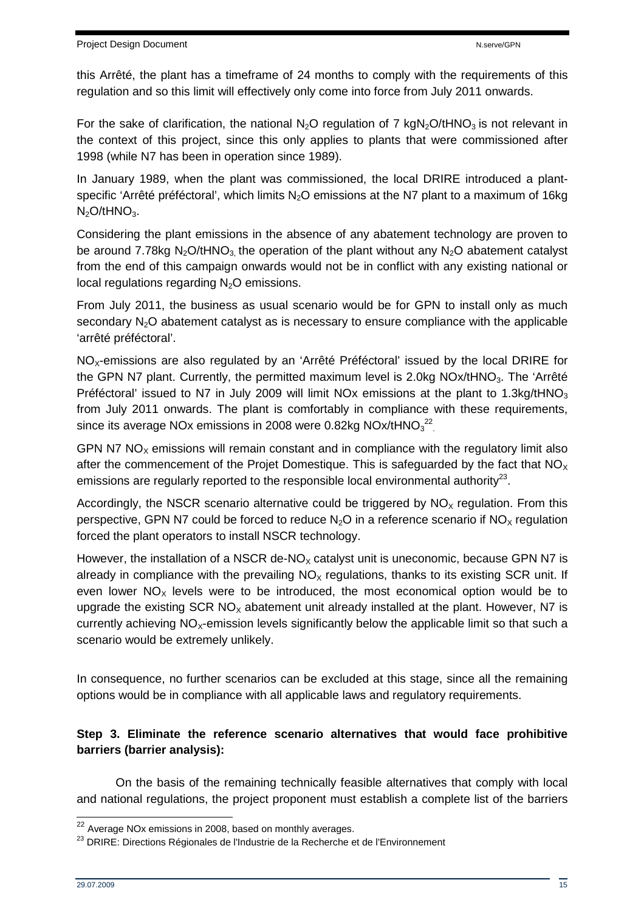this Arrêté, the plant has a timeframe of 24 months to comply with the requirements of this regulation and so this limit will effectively only come into force from July 2011 onwards.

For the sake of clarification, the national $N_2O$ regulation of 7 $kgN_2O/tHNO_3$ is not relevant in the context of this project, since this only applies to plants that were commissioned after 1998 (while N7 has been in operation since 1989).

In January 1989, when the plant was commissioned, the local DRIRE introduced a plant-specific 'Arrêté préféctoral', which limits $N_2O$ emissions at the N7 plant to a maximum of 16kg $N_2O/tHNO_3$.

Considering the plant emissions in the absence of any abatement technology are proven to be around 7.78kg $N_2O/tHNO_3$, the operation of the plant without any $N_2O$ abatement catalyst from the end of this campaign onwards would not be in conflict with any existing national or local regulations regarding $N_2O$ emissions.

From July 2011, the business as usual scenario would be for GPN to install only as much secondary $N_2O$ abatement catalyst as is necessary to ensure compliance with the applicable 'arrêté préféctoral'.

$NO_X$-emissions are also regulated by an 'Arrêté Préféctoral' issued by the local DRIRE for the GPN N7 plant. Currently, the permitted maximum level is 2.0kg $NOx/tHNO_3$. The 'Arrêté Préféctoral' issued to N7 in July 2009 will limit NOx emissions at the plant to 1.3kg/$tHNO_3$ from July 2011 onwards. The plant is comfortably in compliance with these requirements, since its average NOx emissions in 2008 were 0.82kg $NOx/tHNO_3$[22].

GPN N7 $NO_X$ emissions will remain constant and in compliance with the regulatory limit also after the commencement of the Projet Domestique. This is safeguarded by the fact that $NO_X$ emissions are regularly reported to the responsible local environmental authority[23].

Accordingly, the NSCR scenario alternative could be triggered by $NO_X$ regulation. From this perspective, GPN N7 could be forced to reduce $N_2O$ in a reference scenario if $NO_X$ regulation forced the plant operators to install NSCR technology.

However, the installation of a NSCR de-$NO_X$ catalyst unit is uneconomic, because GPN N7 is already in compliance with the prevailing $NO_X$ regulations, thanks to its existing SCR unit. If even lower $NO_X$ levels were to be introduced, the most economical option would be to upgrade the existing SCR $NO_X$ abatement unit already installed at the plant. However, N7 is currently achieving $NO_X$-emission levels significantly below the applicable limit so that such a scenario would be extremely unlikely.

In consequence, no further scenarios can be excluded at this stage, since all the remaining options would be in compliance with all applicable laws and regulatory requirements.

**Step 3. Eliminate the reference scenario alternatives that would face prohibitive barriers (barrier analysis):**

On the basis of the remaining technically feasible alternatives that comply with local and national regulations, the project proponent must establish a complete list of the barriers

[22] Average NOx emissions in 2008, based on monthly averages.

[23] DRIRE: Directions Régionales de l'Industrie de la Recherche et de l'Environnement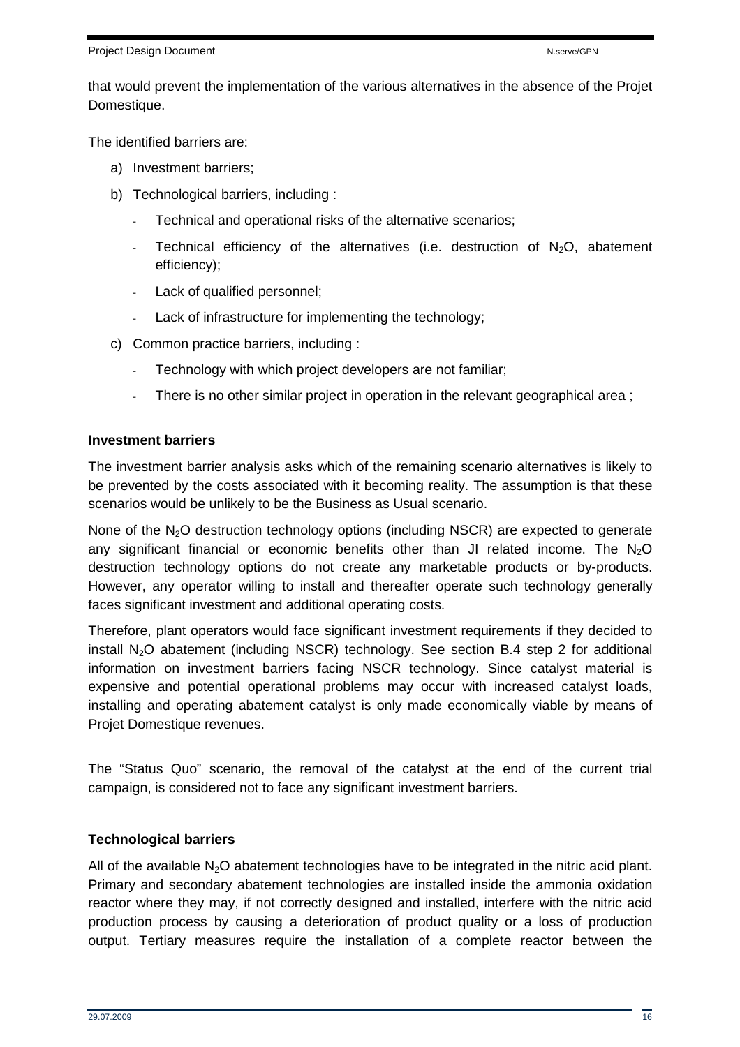that would prevent the implementation of the various alternatives in the absence of the Projet Domestique.

The identified barriers are:

a) Investment barriers;
b) Technological barriers, including :
   - Technical and operational risks of the alternative scenarios;
   - Technical efficiency of the alternatives (i.e. destruction of $N_2O$, abatement efficiency);
   - Lack of qualified personnel;
   - Lack of infrastructure for implementing the technology;
c) Common practice barriers, including :
   - Technology with which project developers are not familiar;
   - There is no other similar project in operation in the relevant geographical area ;

**Investment barriers**

The investment barrier analysis asks which of the remaining scenario alternatives is likely to be prevented by the costs associated with it becoming reality. The assumption is that these scenarios would be unlikely to be the Business as Usual scenario.

None of the $N_2O$ destruction technology options (including NSCR) are expected to generate any significant financial or economic benefits other than JI related income. The $N_2O$ destruction technology options do not create any marketable products or by-products. However, any operator willing to install and thereafter operate such technology generally faces significant investment and additional operating costs.

Therefore, plant operators would face significant investment requirements if they decided to install $N_2O$ abatement (including NSCR) technology. See section B.4 step 2 for additional information on investment barriers facing NSCR technology. Since catalyst material is expensive and potential operational problems may occur with increased catalyst loads, installing and operating abatement catalyst is only made economically viable by means of Projet Domestique revenues.

The "Status Quo" scenario, the removal of the catalyst at the end of the current trial campaign, is considered not to face any significant investment barriers.

**Technological barriers**

All of the available $N_2O$ abatement technologies have to be integrated in the nitric acid plant. Primary and secondary abatement technologies are installed inside the ammonia oxidation reactor where they may, if not correctly designed and installed, interfere with the nitric acid production process by causing a deterioration of product quality or a loss of production output. Tertiary measures require the installation of a complete reactor between the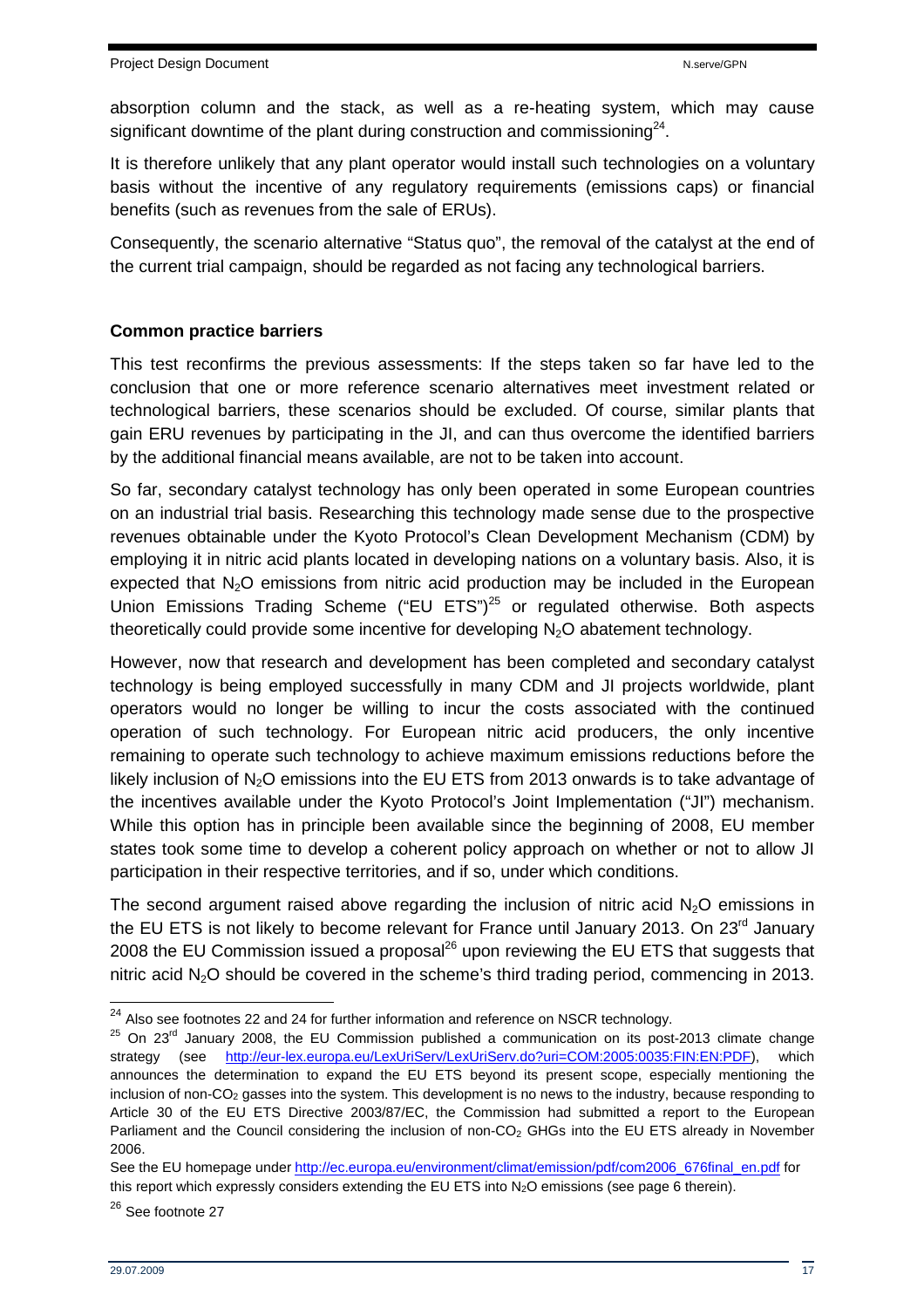absorption column and the stack, as well as a re-heating system, which may cause significant downtime of the plant during construction and commissioning[24].

It is therefore unlikely that any plant operator would install such technologies on a voluntary basis without the incentive of any regulatory requirements (emissions caps) or financial benefits (such as revenues from the sale of ERUs).

Consequently, the scenario alternative "Status quo", the removal of the catalyst at the end of the current trial campaign, should be regarded as not facing any technological barriers.

**Common practice barriers**

This test reconfirms the previous assessments: If the steps taken so far have led to the conclusion that one or more reference scenario alternatives meet investment related or technological barriers, these scenarios should be excluded. Of course, similar plants that gain ERU revenues by participating in the JI, and can thus overcome the identified barriers by the additional financial means available, are not to be taken into account.

So far, secondary catalyst technology has only been operated in some European countries on an industrial trial basis. Researching this technology made sense due to the prospective revenues obtainable under the Kyoto Protocol's Clean Development Mechanism (CDM) by employing it in nitric acid plants located in developing nations on a voluntary basis. Also, it is expected that $N_2O$ emissions from nitric acid production may be included in the European Union Emissions Trading Scheme ("EU ETS")[25] or regulated otherwise. Both aspects theoretically could provide some incentive for developing $N_2O$ abatement technology.

However, now that research and development has been completed and secondary catalyst technology is being employed successfully in many CDM and JI projects worldwide, plant operators would no longer be willing to incur the costs associated with the continued operation of such technology. For European nitric acid producers, the only incentive remaining to operate such technology to achieve maximum emissions reductions before the likely inclusion of $N_2O$ emissions into the EU ETS from 2013 onwards is to take advantage of the incentives available under the Kyoto Protocol's Joint Implementation ("JI") mechanism. While this option has in principle been available since the beginning of 2008, EU member states took some time to develop a coherent policy approach on whether or not to allow JI participation in their respective territories, and if so, under which conditions.

The second argument raised above regarding the inclusion of nitric acid $N_2O$ emissions in the EU ETS is not likely to become relevant for France until January 2013. On 23rd January 2008 the EU Commission issued a proposal[26] upon reviewing the EU ETS that suggests that nitric acid $N_2O$ should be covered in the scheme's third trading period, commencing in 2013.

---

[24] Also see footnotes 22 and 24 for further information and reference on NSCR technology.

[25] On 23rd January 2008, the EU Commission published a communication on its post-2013 climate change strategy (see http://eur-lex.europa.eu/LexUriServ/LexUriServ.do?uri=COM:2005:0035:FIN:EN:PDF), which announces the determination to expand the EU ETS beyond its present scope, especially mentioning the inclusion of non-$CO_2$ gasses into the system. This development is no news to the industry, because responding to Article 30 of the EU ETS Directive 2003/87/EC, the Commission had submitted a report to the European Parliament and the Council considering the inclusion of non-$CO_2$ GHGs into the EU ETS already in November 2006.

See the EU homepage under http://ec.europa.eu/environment/climat/emission/pdf/com2006_676final_en.pdf for this report which expressly considers extending the EU ETS into $N_2O$ emissions (see page 6 therein).

[26] See footnote 27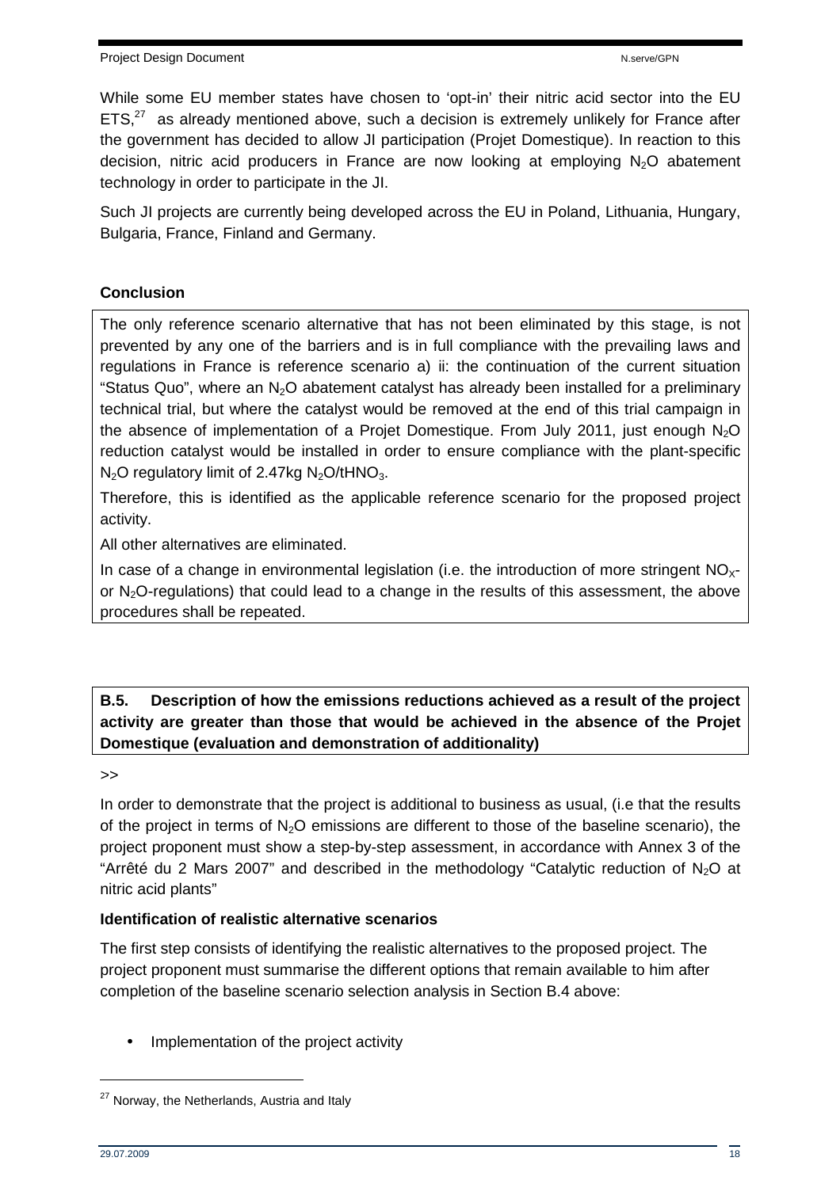While some EU member states have chosen to 'opt-in' their nitric acid sector into the EU ETS,[27] as already mentioned above, such a decision is extremely unlikely for France after the government has decided to allow JI participation (Projet Domestique). In reaction to this decision, nitric acid producers in France are now looking at employing $N_2O$ abatement technology in order to participate in the JI.

Such JI projects are currently being developed across the EU in Poland, Lithuania, Hungary, Bulgaria, France, Finland and Germany.

**Conclusion**

The only reference scenario alternative that has not been eliminated by this stage, is not prevented by any one of the barriers and is in full compliance with the prevailing laws and regulations in France is reference scenario a) ii: the continuation of the current situation "Status Quo", where an $N_2O$ abatement catalyst has already been installed for a preliminary technical trial, but where the catalyst would be removed at the end of this trial campaign in the absence of implementation of a Projet Domestique. From July 2011, just enough $N_2O$ reduction catalyst would be installed in order to ensure compliance with the plant-specific $N_2O$ regulatory limit of 2.47kg $N_2O/tHNO_3$.

Therefore, this is identified as the applicable reference scenario for the proposed project activity.

All other alternatives are eliminated.

In case of a change in environmental legislation (i.e. the introduction of more stringent $NO_X$- or $N_2O$-regulations) that could lead to a change in the results of this assessment, the above procedures shall be repeated.

**B.5. Description of how the emissions reductions achieved as a result of the project activity are greater than those that would be achieved in the absence of the Projet Domestique (evaluation and demonstration of additionality)**

>>

In order to demonstrate that the project is additional to business as usual, (i.e that the results of the project in terms of $N_2O$ emissions are different to those of the baseline scenario), the project proponent must show a step-by-step assessment, in accordance with Annex 3 of the "Arrêté du 2 Mars 2007" and described in the methodology "Catalytic reduction of $N_2O$ at nitric acid plants"

**Identification of realistic alternative scenarios**

The first step consists of identifying the realistic alternatives to the proposed project. The project proponent must summarise the different options that remain available to him after completion of the baseline scenario selection analysis in Section B.4 above:

- Implementation of the project activity

[27] Norway, the Netherlands, Austria and Italy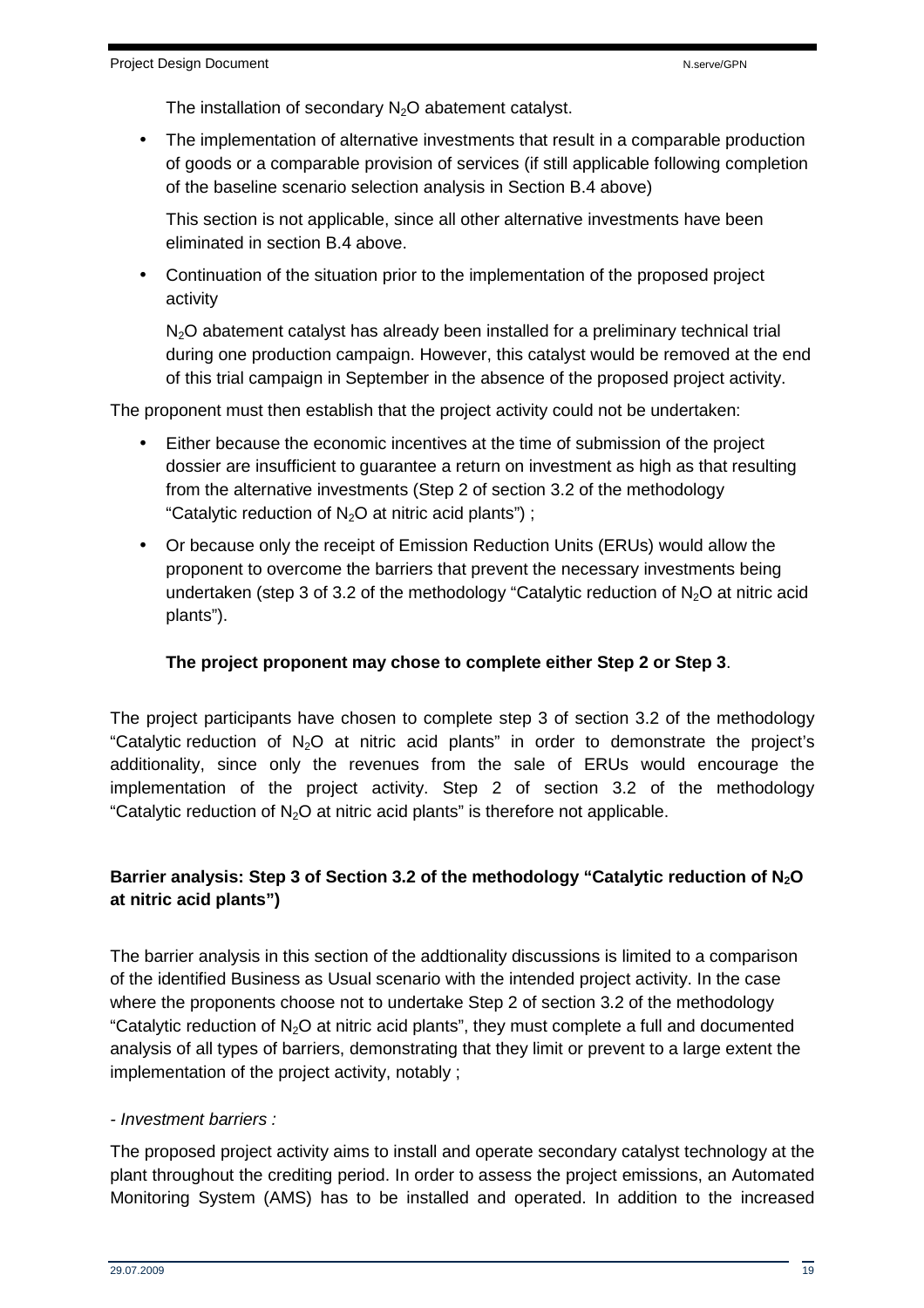The installation of secondary $N_2O$ abatement catalyst.

- The implementation of alternative investments that result in a comparable production of goods or a comparable provision of services (if still applicable following completion of the baseline scenario selection analysis in Section B.4 above)

  This section is not applicable, since all other alternative investments have been eliminated in section B.4 above.

- Continuation of the situation prior to the implementation of the proposed project activity

  $N_2O$ abatement catalyst has already been installed for a preliminary technical trial during one production campaign. However, this catalyst would be removed at the end of this trial campaign in September in the absence of the proposed project activity.

The proponent must then establish that the project activity could not be undertaken:

- Either because the economic incentives at the time of submission of the project dossier are insufficient to guarantee a return on investment as high as that resulting from the alternative investments (Step 2 of section 3.2 of the methodology "Catalytic reduction of $N_2O$ at nitric acid plants") ;
- Or because only the receipt of Emission Reduction Units (ERUs) would allow the proponent to overcome the barriers that prevent the necessary investments being undertaken (step 3 of 3.2 of the methodology "Catalytic reduction of $N_2O$ at nitric acid plants").

**The project proponent may chose to complete either Step 2 or Step 3**.

The project participants have chosen to complete step 3 of section 3.2 of the methodology "Catalytic reduction of $N_2O$ at nitric acid plants" in order to demonstrate the project's additionality, since only the revenues from the sale of ERUs would encourage the implementation of the project activity. Step 2 of section 3.2 of the methodology "Catalytic reduction of $N_2O$ at nitric acid plants" is therefore not applicable.

**Barrier analysis: Step 3 of Section 3.2 of the methodology "Catalytic reduction of $N_2O$ at nitric acid plants")**

The barrier analysis in this section of the addtionality discussions is limited to a comparison of the identified Business as Usual scenario with the intended project activity. In the case where the proponents choose not to undertake Step 2 of section 3.2 of the methodology "Catalytic reduction of $N_2O$ at nitric acid plants", they must complete a full and documented analysis of all types of barriers, demonstrating that they limit or prevent to a large extent the implementation of the project activity, notably ;

*- Investment barriers :*

The proposed project activity aims to install and operate secondary catalyst technology at the plant throughout the crediting period. In order to assess the project emissions, an Automated Monitoring System (AMS) has to be installed and operated. In addition to the increased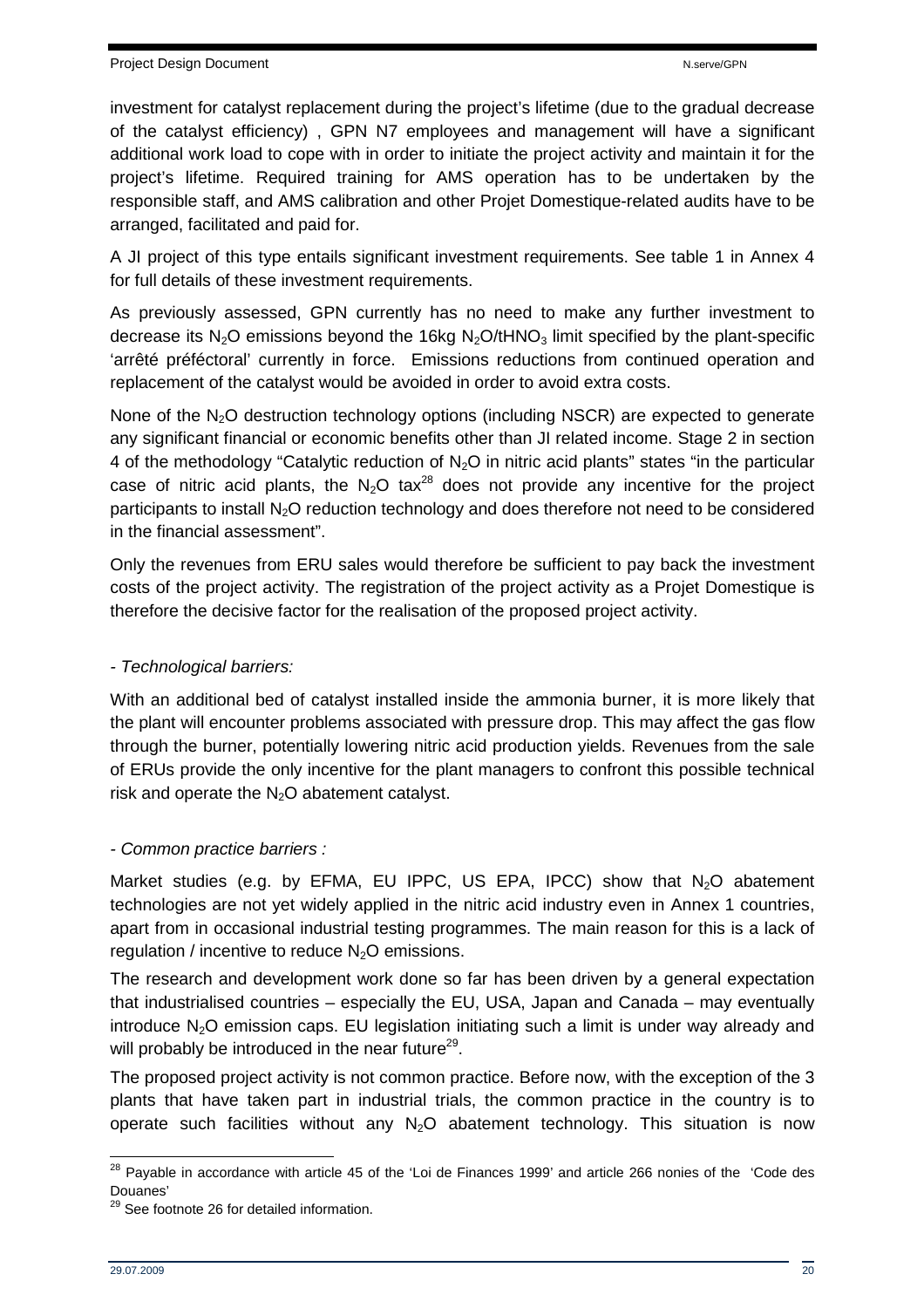investment for catalyst replacement during the project's lifetime (due to the gradual decrease of the catalyst efficiency) , GPN N7 employees and management will have a significant additional work load to cope with in order to initiate the project activity and maintain it for the project's lifetime. Required training for AMS operation has to be undertaken by the responsible staff, and AMS calibration and other Projet Domestique-related audits have to be arranged, facilitated and paid for.

A JI project of this type entails significant investment requirements. See table 1 in Annex 4 for full details of these investment requirements.

As previously assessed, GPN currently has no need to make any further investment to decrease its $N_2O$ emissions beyond the 16kg $N_2O/tHNO_3$ limit specified by the plant-specific 'arrêté préféctoral' currently in force. Emissions reductions from continued operation and replacement of the catalyst would be avoided in order to avoid extra costs.

None of the $N_2O$ destruction technology options (including NSCR) are expected to generate any significant financial or economic benefits other than JI related income. Stage 2 in section 4 of the methodology "Catalytic reduction of $N_2O$ in nitric acid plants" states "in the particular case of nitric acid plants, the $N_2O$ tax[28] does not provide any incentive for the project participants to install $N_2O$ reduction technology and does therefore not need to be considered in the financial assessment".

Only the revenues from ERU sales would therefore be sufficient to pay back the investment costs of the project activity. The registration of the project activity as a Projet Domestique is therefore the decisive factor for the realisation of the proposed project activity.

- *Technological barriers:*

With an additional bed of catalyst installed inside the ammonia burner, it is more likely that the plant will encounter problems associated with pressure drop. This may affect the gas flow through the burner, potentially lowering nitric acid production yields. Revenues from the sale of ERUs provide the only incentive for the plant managers to confront this possible technical risk and operate the $N_2O$ abatement catalyst.

- *Common practice barriers :*

Market studies (e.g. by EFMA, EU IPPC, US EPA, IPCC) show that $N_2O$ abatement technologies are not yet widely applied in the nitric acid industry even in Annex 1 countries, apart from in occasional industrial testing programmes. The main reason for this is a lack of regulation / incentive to reduce $N_2O$ emissions.

The research and development work done so far has been driven by a general expectation that industrialised countries – especially the EU, USA, Japan and Canada – may eventually introduce $N_2O$ emission caps. EU legislation initiating such a limit is under way already and will probably be introduced in the near future[29].

The proposed project activity is not common practice. Before now, with the exception of the 3 plants that have taken part in industrial trials, the common practice in the country is to operate such facilities without any $N_2O$ abatement technology. This situation is now

---

[28] Payable in accordance with article 45 of the 'Loi de Finances 1999' and article 266 nonies of the 'Code des Douanes'

[29] See footnote 26 for detailed information.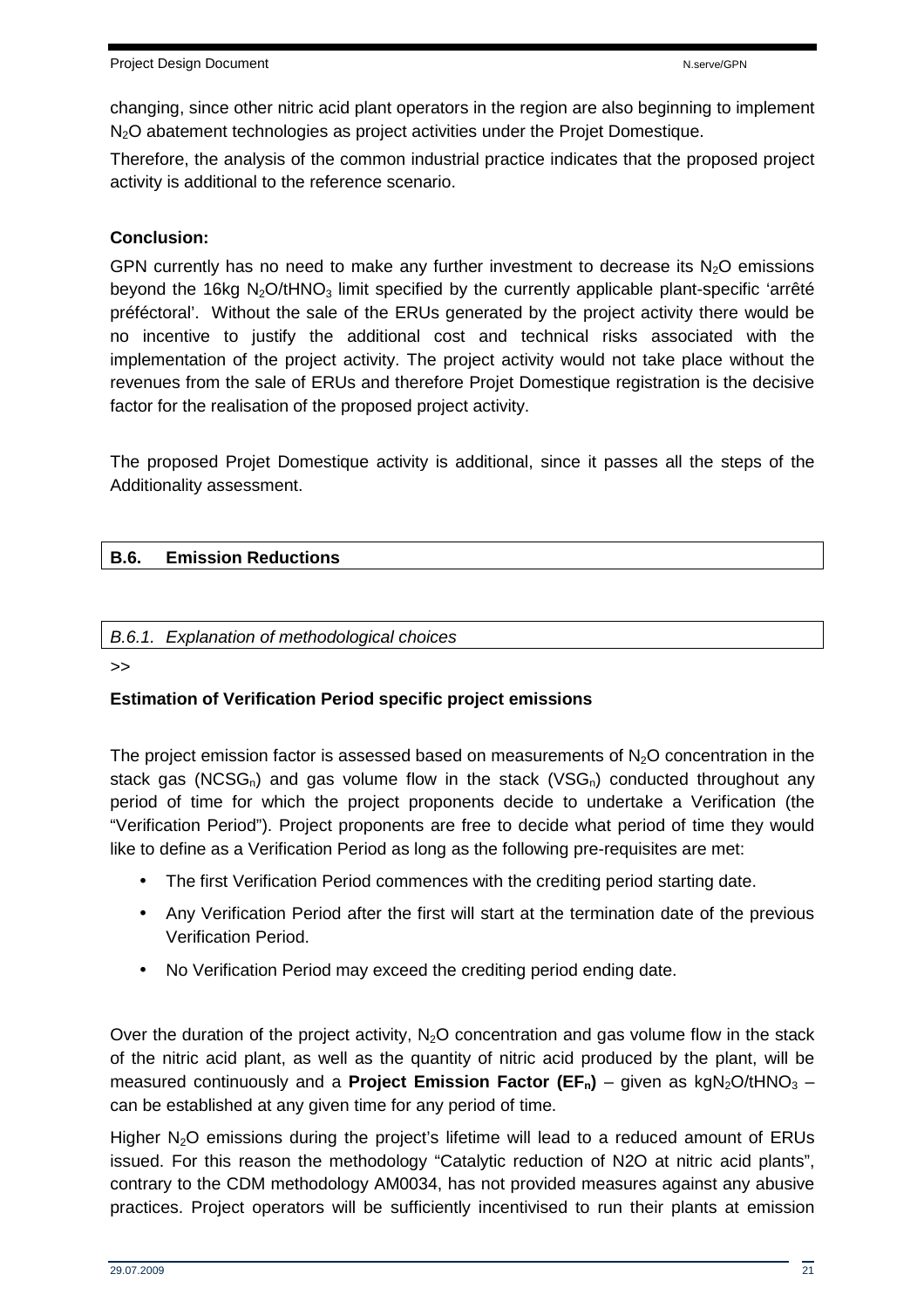changing, since other nitric acid plant operators in the region are also beginning to implement $N_2O$ abatement technologies as project activities under the Projet Domestique.

Therefore, the analysis of the common industrial practice indicates that the proposed project activity is additional to the reference scenario.

**Conclusion:**

GPN currently has no need to make any further investment to decrease its $N_2O$ emissions beyond the 16kg $N_2O/tHNO_3$ limit specified by the currently applicable plant-specific 'arrêté préféctoral'. Without the sale of the ERUs generated by the project activity there would be no incentive to justify the additional cost and technical risks associated with the implementation of the project activity. The project activity would not take place without the revenues from the sale of ERUs and therefore Projet Domestique registration is the decisive factor for the realisation of the proposed project activity.

The proposed Projet Domestique activity is additional, since it passes all the steps of the Additionality assessment.

## B.6. Emission Reductions

### *B.6.1. Explanation of methodological choices*

>>

**Estimation of Verification Period specific project emissions**

The project emission factor is assessed based on measurements of $N_2O$ concentration in the stack gas ($NCSG_n$) and gas volume flow in the stack ($VSG_n$) conducted throughout any period of time for which the project proponents decide to undertake a Verification (the "Verification Period"). Project proponents are free to decide what period of time they would like to define as a Verification Period as long as the following pre-requisites are met:

- The first Verification Period commences with the crediting period starting date.
- Any Verification Period after the first will start at the termination date of the previous Verification Period.
- No Verification Period may exceed the crediting period ending date.

Over the duration of the project activity, $N_2O$ concentration and gas volume flow in the stack of the nitric acid plant, as well as the quantity of nitric acid produced by the plant, will be measured continuously and a **Project Emission Factor ($EF_n$)** – given as $kgN_2O/tHNO_3$ – can be established at any given time for any period of time.

Higher $N_2O$ emissions during the project's lifetime will lead to a reduced amount of ERUs issued. For this reason the methodology "Catalytic reduction of N2O at nitric acid plants", contrary to the CDM methodology AM0034, has not provided measures against any abusive practices. Project operators will be sufficiently incentivised to run their plants at emission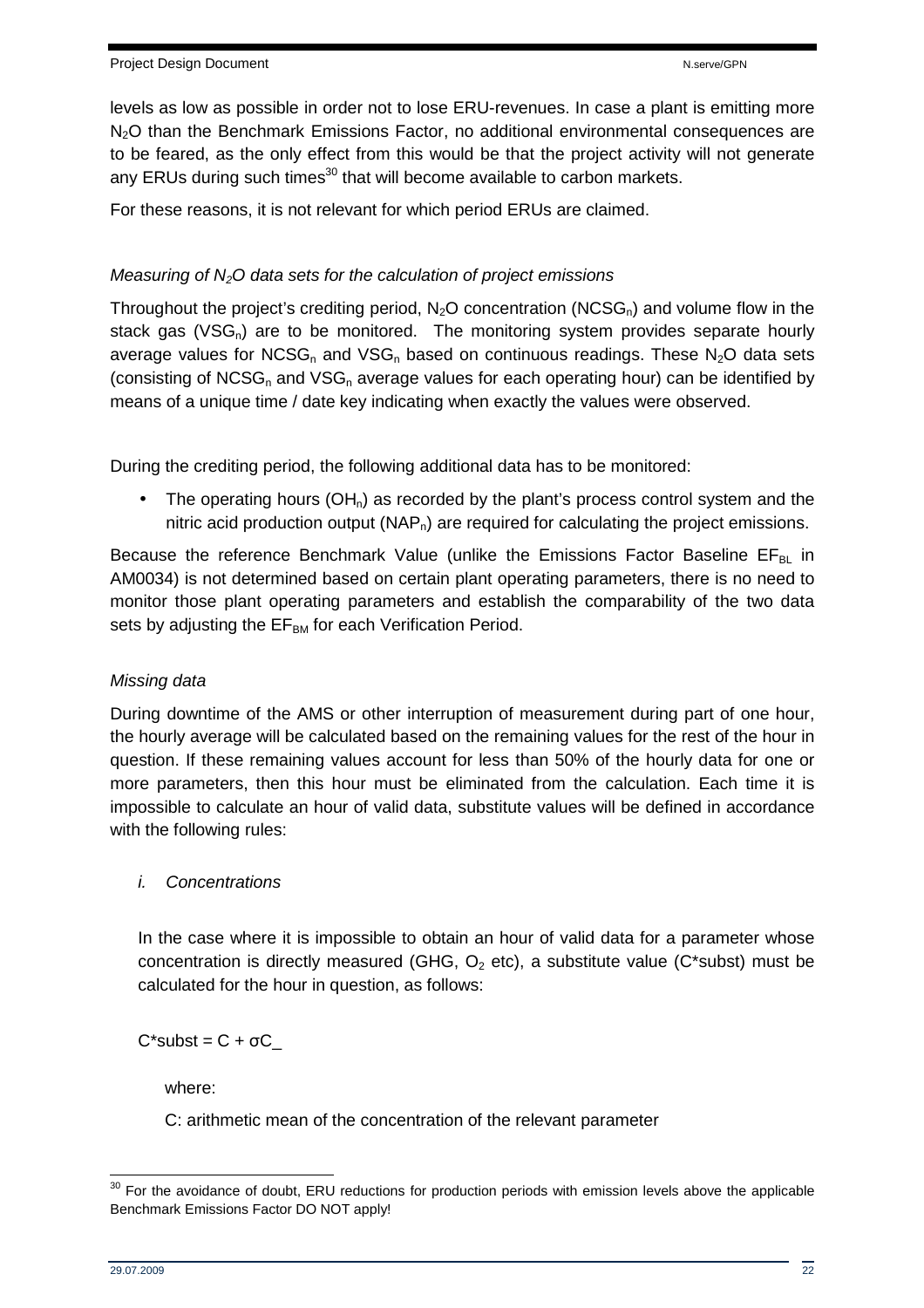levels as low as possible in order not to lose ERU-revenues. In case a plant is emitting more $N_2O$ than the Benchmark Emissions Factor, no additional environmental consequences are to be feared, as the only effect from this would be that the project activity will not generate any ERUs during such times[30] that will become available to carbon markets.

For these reasons, it is not relevant for which period ERUs are claimed.

*Measuring of $N_2O$ data sets for the calculation of project emissions*

Throughout the project's crediting period, $N_2O$ concentration ($NCSG_n$) and volume flow in the stack gas ($VSG_n$) are to be monitored. The monitoring system provides separate hourly average values for $NCSG_n$ and $VSG_n$ based on continuous readings. These $N_2O$ data sets (consisting of $NCSG_n$ and $VSG_n$ average values for each operating hour) can be identified by means of a unique time / date key indicating when exactly the values were observed.

During the crediting period, the following additional data has to be monitored:

- The operating hours ($OH_n$) as recorded by the plant's process control system and the nitric acid production output ($NAP_n$) are required for calculating the project emissions.

Because the reference Benchmark Value (unlike the Emissions Factor Baseline $EF_{BL}$ in AM0034) is not determined based on certain plant operating parameters, there is no need to monitor those plant operating parameters and establish the comparability of the two data sets by adjusting the $EF_{BM}$ for each Verification Period.

*Missing data*

During downtime of the AMS or other interruption of measurement during part of one hour, the hourly average will be calculated based on the remaining values for the rest of the hour in question. If these remaining values account for less than 50% of the hourly data for one or more parameters, then this hour must be eliminated from the calculation. Each time it is impossible to calculate an hour of valid data, substitute values will be defined in accordance with the following rules:

*i. Concentrations*

In the case where it is impossible to obtain an hour of valid data for a parameter whose concentration is directly measured (GHG, $O_2$ etc), a substitute value (C*subst) must be calculated for the hour in question, as follows:

C*subst = C + σC_

where:

C: arithmetic mean of the concentration of the relevant parameter

[30] For the avoidance of doubt, ERU reductions for production periods with emission levels above the applicable Benchmark Emissions Factor DO NOT apply!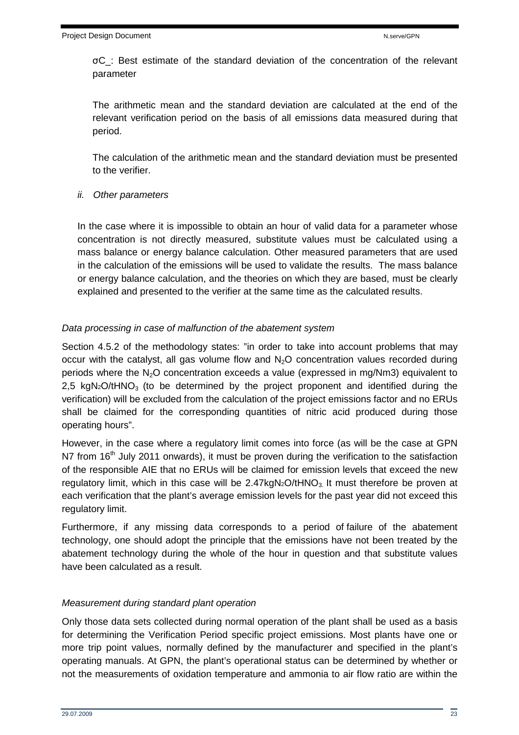$\sigma C\_$: Best estimate of the standard deviation of the concentration of the relevant parameter

The arithmetic mean and the standard deviation are calculated at the end of the relevant verification period on the basis of all emissions data measured during that period.

The calculation of the arithmetic mean and the standard deviation must be presented to the verifier.

*ii. Other parameters*

In the case where it is impossible to obtain an hour of valid data for a parameter whose concentration is not directly measured, substitute values must be calculated using a mass balance or energy balance calculation. Other measured parameters that are used in the calculation of the emissions will be used to validate the results. The mass balance or energy balance calculation, and the theories on which they are based, must be clearly explained and presented to the verifier at the same time as the calculated results.

*Data processing in case of malfunction of the abatement system*

Section 4.5.2 of the methodology states: "in order to take into account problems that may occur with the catalyst, all gas volume flow and $N_2O$ concentration values recorded during periods where the $N_2O$ concentration exceeds a value (expressed in mg/Nm3) equivalent to 2,5 kg$N_2O$/t$HNO_3$ (to be determined by the project proponent and identified during the verification) will be excluded from the calculation of the project emissions factor and no ERUs shall be claimed for the corresponding quantities of nitric acid produced during those operating hours".

However, in the case where a regulatory limit comes into force (as will be the case at GPN N7 from 16[th] July 2011 onwards), it must be proven during the verification to the satisfaction of the responsible AIE that no ERUs will be claimed for emission levels that exceed the new regulatory limit, which in this case will be 2.47kg$N_2O$/t$HNO_3$. It must therefore be proven at each verification that the plant's average emission levels for the past year did not exceed this regulatory limit.

Furthermore, if any missing data corresponds to a period of failure of the abatement technology, one should adopt the principle that the emissions have not been treated by the abatement technology during the whole of the hour in question and that substitute values have been calculated as a result.

*Measurement during standard plant operation*

Only those data sets collected during normal operation of the plant shall be used as a basis for determining the Verification Period specific project emissions. Most plants have one or more trip point values, normally defined by the manufacturer and specified in the plant's operating manuals. At GPN, the plant's operational status can be determined by whether or not the measurements of oxidation temperature and ammonia to air flow ratio are within the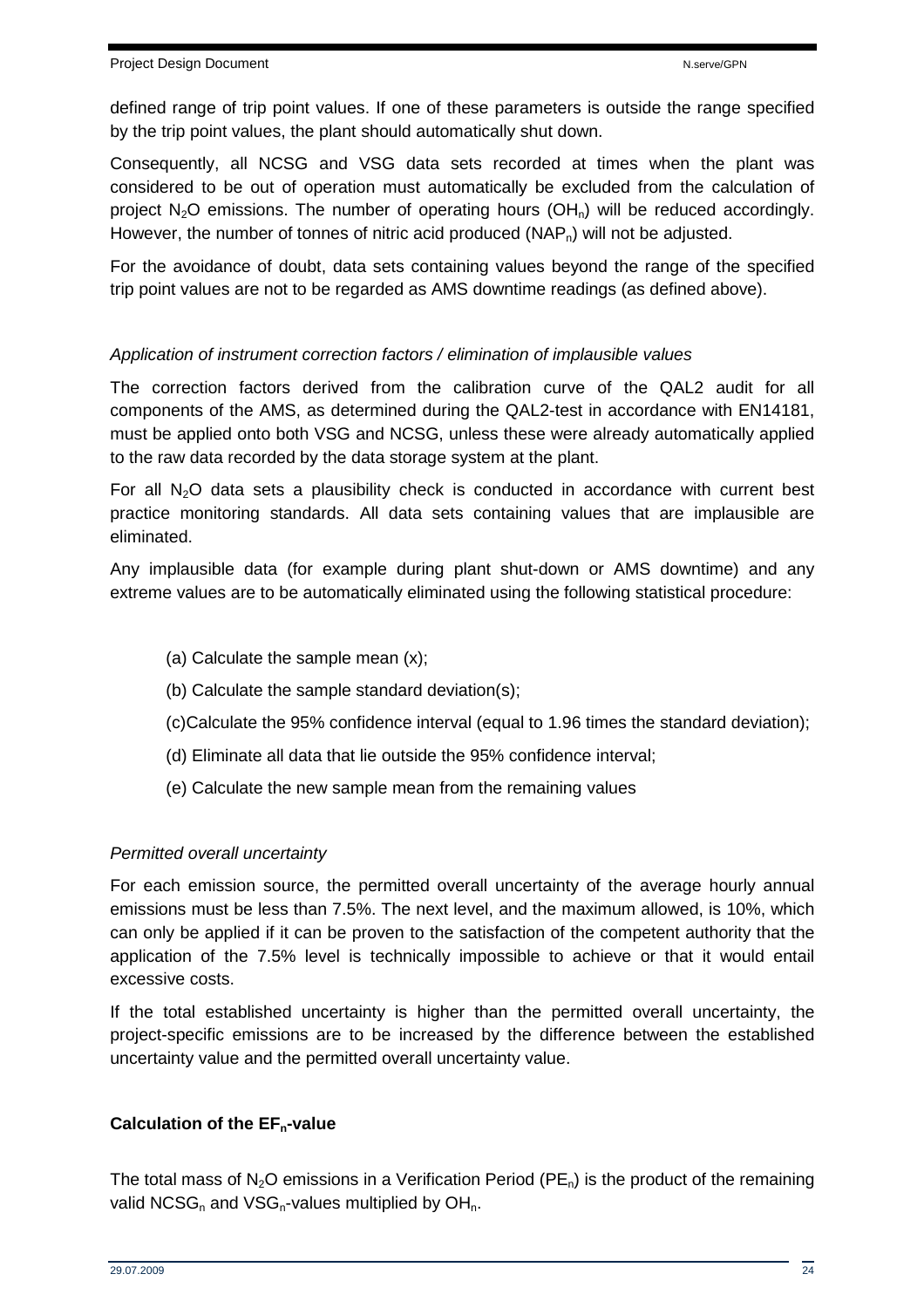defined range of trip point values. If one of these parameters is outside the range specified by the trip point values, the plant should automatically shut down.

Consequently, all NCSG and VSG data sets recorded at times when the plant was considered to be out of operation must automatically be excluded from the calculation of project $N_2O$ emissions. The number of operating hours ($OH_n$) will be reduced accordingly. However, the number of tonnes of nitric acid produced ($NAP_n$) will not be adjusted.

For the avoidance of doubt, data sets containing values beyond the range of the specified trip point values are not to be regarded as AMS downtime readings (as defined above).

*Application of instrument correction factors / elimination of implausible values*

The correction factors derived from the calibration curve of the QAL2 audit for all components of the AMS, as determined during the QAL2-test in accordance with EN14181, must be applied onto both VSG and NCSG, unless these were already automatically applied to the raw data recorded by the data storage system at the plant.

For all $N_2O$ data sets a plausibility check is conducted in accordance with current best practice monitoring standards. All data sets containing values that are implausible are eliminated.

Any implausible data (for example during plant shut-down or AMS downtime) and any extreme values are to be automatically eliminated using the following statistical procedure:

(a) Calculate the sample mean (x);

(b) Calculate the sample standard deviation(s);

(c)Calculate the 95% confidence interval (equal to 1.96 times the standard deviation);

(d) Eliminate all data that lie outside the 95% confidence interval;

(e) Calculate the new sample mean from the remaining values

*Permitted overall uncertainty*

For each emission source, the permitted overall uncertainty of the average hourly annual emissions must be less than 7.5%. The next level, and the maximum allowed, is 10%, which can only be applied if it can be proven to the satisfaction of the competent authority that the application of the 7.5% level is technically impossible to achieve or that it would entail excessive costs.

If the total established uncertainty is higher than the permitted overall uncertainty, the project-specific emissions are to be increased by the difference between the established uncertainty value and the permitted overall uncertainty value.

**Calculation of the $EF_n$-value**

The total mass of $N_2O$ emissions in a Verification Period ($PE_n$) is the product of the remaining valid $NCSG_n$ and $VSG_n$-values multiplied by $OH_n$.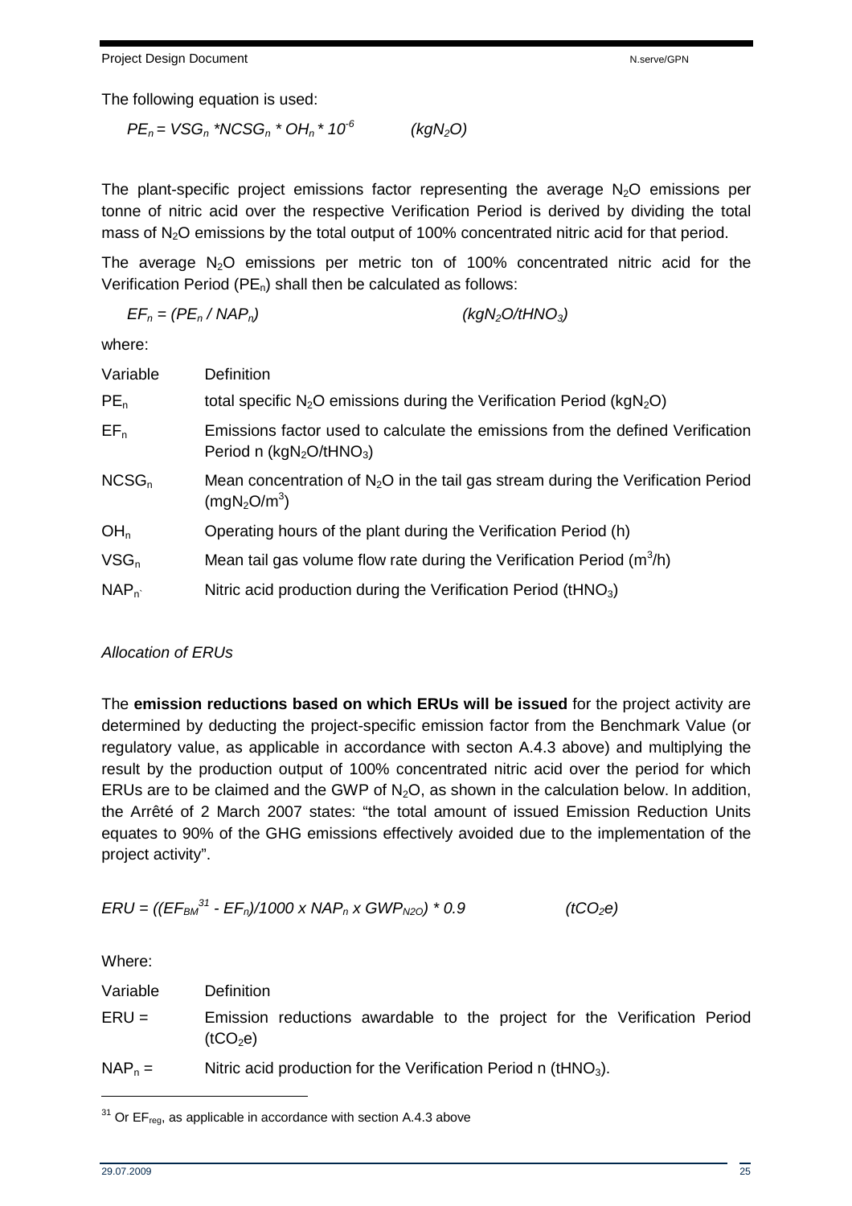The following equation is used:

$$PE_n = VSG_n * NCSG_n * OH_n * 10^{-6} \qquad (kgN_2O)$$

The plant-specific project emissions factor representing the average $N_2O$ emissions per tonne of nitric acid over the respective Verification Period is derived by dividing the total mass of $N_2O$ emissions by the total output of 100% concentrated nitric acid for that period.

The average $N_2O$ emissions per metric ton of 100% concentrated nitric acid for the Verification Period ($PE_n$) shall then be calculated as follows:

$$EF_n = (PE_n / NAP_n) \qquad (kgN_2O/tHNO_3)$$

where:

| Variable | Definition |
|---|---|
| $PE_n$ | total specific $N_2O$ emissions during the Verification Period ($kgN_2O$) |
| $EF_n$ | Emissions factor used to calculate the emissions from the defined Verification Period n ($kgN_2O/tHNO_3$) |
| $NCSG_n$ | Mean concentration of $N_2O$ in the tail gas stream during the Verification Period ($mgN_2O/m^3$) |
| $OH_n$ | Operating hours of the plant during the Verification Period (h) |
| $VSG_n$ | Mean tail gas volume flow rate during the Verification Period ($m^3/h$) |
| $NAP_{n`}$ | Nitric acid production during the Verification Period ($tHNO_3$) |

*Allocation of ERUs*

The **emission reductions based on which ERUs will be issued** for the project activity are determined by deducting the project-specific emission factor from the Benchmark Value (or regulatory value, as applicable in accordance with secton A.4.3 above) and multiplying the result by the production output of 100% concentrated nitric acid over the period for which ERUs are to be claimed and the GWP of $N_2O$, as shown in the calculation below. In addition, the Arrêté of 2 March 2007 states: "the total amount of issued Emission Reduction Units equates to 90% of the GHG emissions effectively avoided due to the implementation of the project activity".

$$ERU = ((EF_{BM}{}^{31} - EF_n)/1000 \times NAP_n \times GWP_{N2O}) * 0.9 \qquad (tCO_2e)$$

Where:

| Variable | Definition |
|---|---|
| ERU = | Emission reductions awardable to the project for the Verification Period ($tCO_2e$) |
| $NAP_n$ = | Nitric acid production for the Verification Period n ($tHNO_3$). |

[31] Or $EF_{reg}$, as applicable in accordance with section A.4.3 above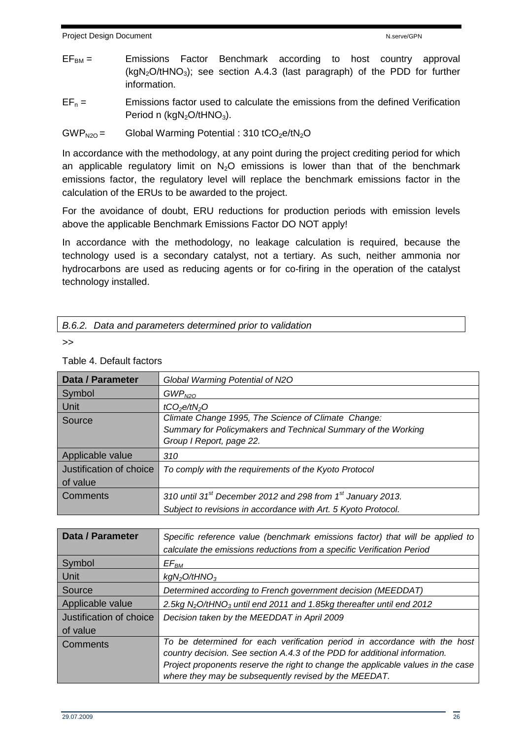$EF_{BM}$ = Emissions Factor Benchmark according to host country approval ($kgN_2O/tHNO_3$); see section A.4.3 (last paragraph) of the PDD for further information.

$EF_n$ = Emissions factor used to calculate the emissions from the defined Verification Period n ($kgN_2O/tHNO_3$).

$GWP_{N2O}$ = Global Warming Potential : 310 $tCO_2e/tN_2O$

In accordance with the methodology, at any point during the project crediting period for which an applicable regulatory limit on $N_2O$ emissions is lower than that of the benchmark emissions factor, the regulatory level will replace the benchmark emissions factor in the calculation of the ERUs to be awarded to the project.

For the avoidance of doubt, ERU reductions for production periods with emission levels above the applicable Benchmark Emissions Factor DO NOT apply!

In accordance with the methodology, no leakage calculation is required, because the technology used is a secondary catalyst, not a tertiary. As such, neither ammonia nor hydrocarbons are used as reducing agents or for co-firing in the operation of the catalyst technology installed.

### *B.6.2. Data and parameters determined prior to validation*

>>

Table 4. Default factors

| **Data / Parameter** | *Global Warming Potential of N2O* |
|---|---|
| Symbol | *$GWP_{N2O}$* |
| Unit | *$tCO_2e/tN_2O$* |
| Source | *Climate Change 1995, The Science of Climate Change: Summary for Policymakers and Technical Summary of the Working Group I Report, page 22.* |
| Applicable value | *310* |
| Justification of choice of value | *To comply with the requirements of the Kyoto Protocol* |
| Comments | *310 until 31st December 2012 and 298 from 1st January 2013. Subject to revisions in accordance with Art. 5 Kyoto Protocol.* |

| **Data / Parameter** | *Specific reference value (benchmark emissions factor) that will be applied to calculate the emissions reductions from a specific Verification Period* |
|---|---|
| Symbol | *$EF_{BM}$* |
| Unit | *$kgN_2O/tHNO_3$* |
| Source | *Determined according to French government decision (MEEDDAT)* |
| Applicable value | *2.5kg $N_2O/tHNO_3$ until end 2011 and 1.85kg thereafter until end 2012* |
| Justification of choice of value | *Decision taken by the MEEDDAT in April 2009* |
| Comments | *To be determined for each verification period in accordance with the host country decision. See section A.4.3 of the PDD for additional information. Project proponents reserve the right to change the applicable values in the case where they may be subsequently revised by the MEEDAT.* |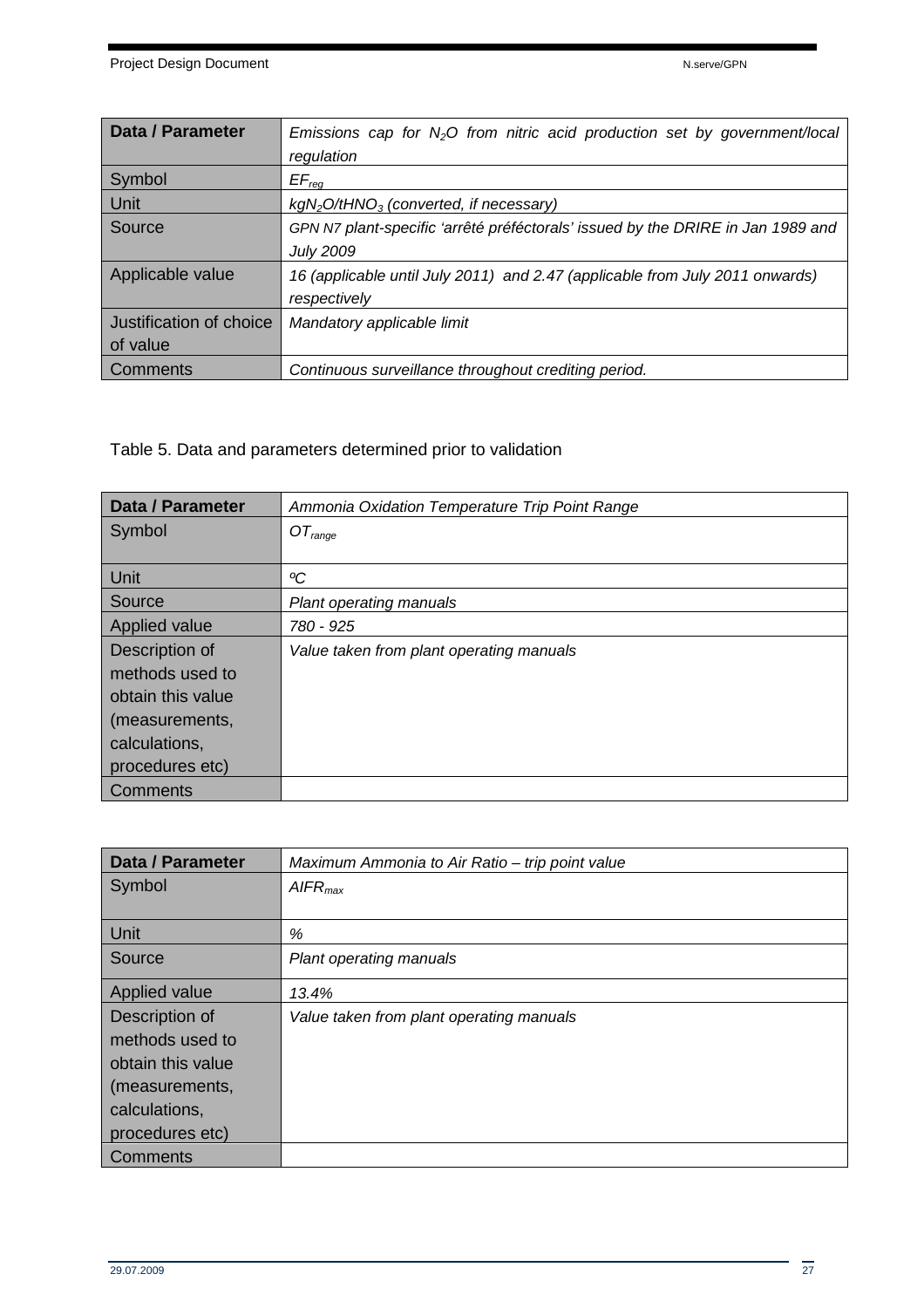| Data / Parameter | *Emissions cap for $N_2O$ from nitric acid production set by government/local regulation* |
|---|---|
| Symbol | $EF_{reg}$ |
| Unit | *$kgN_2O/tHNO_3$ (converted, if necessary)* |
| Source | *GPN N7 plant-specific 'arrêté préféctorals' issued by the DRIRE in Jan 1989 and July 2009* |
| Applicable value | *16 (applicable until July 2011) and 2.47 (applicable from July 2011 onwards) respectively* |
| Justification of choice of value | *Mandatory applicable limit* |
| Comments | *Continuous surveillance throughout crediting period.* |

Table 5. Data and parameters determined prior to validation

| Data / Parameter | *Ammonia Oxidation Temperature Trip Point Range* |
|---|---|
| Symbol | $OT_{range}$ |
| Unit | *ºC* |
| Source | *Plant operating manuals* |
| Applied value | *780 - 925* |
| Description of methods used to obtain this value (measurements, calculations, procedures etc) | *Value taken from plant operating manuals* |
| Comments | |

| Data / Parameter | *Maximum Ammonia to Air Ratio – trip point value* |
|---|---|
| Symbol | $AIFR_{max}$ |
| Unit | *%* |
| Source | *Plant operating manuals* |
| Applied value | *13.4%* |
| Description of methods used to obtain this value (measurements, calculations, procedures etc) | *Value taken from plant operating manuals* |
| Comments | |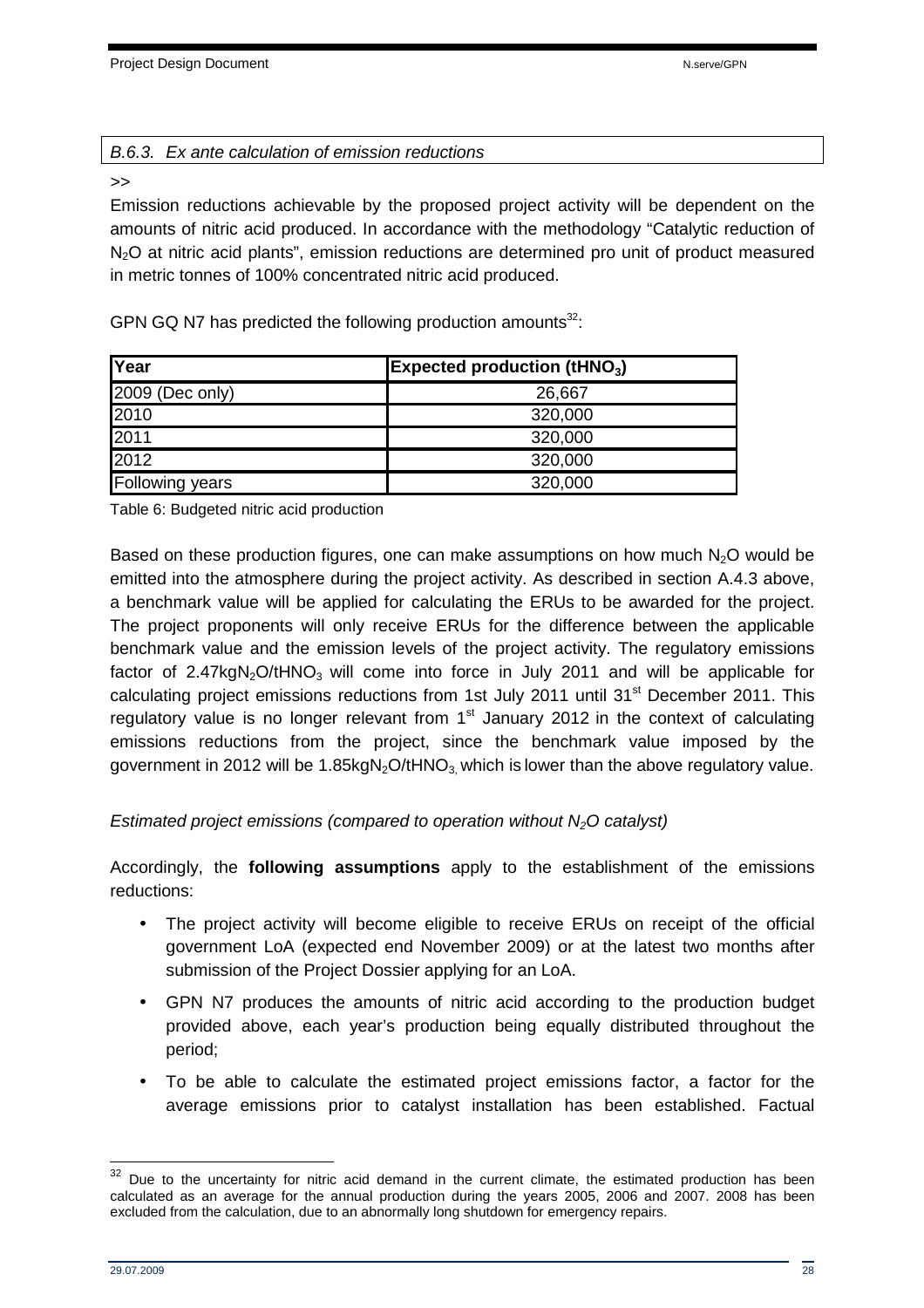### *B.6.3. Ex ante calculation of emission reductions*

>>

Emission reductions achievable by the proposed project activity will be dependent on the amounts of nitric acid produced. In accordance with the methodology "Catalytic reduction of $N_2O$ at nitric acid plants", emission reductions are determined pro unit of product measured in metric tonnes of 100% concentrated nitric acid produced.

GPN GQ N7 has predicted the following production amounts[32]:

| Year | Expected production ($tHNO_3$) |
|---|---|
| 2009 (Dec only) | 26,667 |
| 2010 | 320,000 |
| 2011 | 320,000 |
| 2012 | 320,000 |
| Following years | 320,000 |

Table 6: Budgeted nitric acid production

Based on these production figures, one can make assumptions on how much $N_2O$ would be emitted into the atmosphere during the project activity. As described in section A.4.3 above, a benchmark value will be applied for calculating the ERUs to be awarded for the project. The project proponents will only receive ERUs for the difference between the applicable benchmark value and the emission levels of the project activity. The regulatory emissions factor of $2.47 kgN_2O/tHNO_3$ will come into force in July 2011 and will be applicable for calculating project emissions reductions from 1st July 2011 until 31st December 2011. This regulatory value is no longer relevant from 1st January 2012 in the context of calculating emissions reductions from the project, since the benchmark value imposed by the government in 2012 will be $1.85 kgN_2O/tHNO_3$, which is lower than the above regulatory value.

*Estimated project emissions (compared to operation without $N_2O$ catalyst)*

Accordingly, the **following assumptions** apply to the establishment of the emissions reductions:

- The project activity will become eligible to receive ERUs on receipt of the official government LoA (expected end November 2009) or at the latest two months after submission of the Project Dossier applying for an LoA.
- GPN N7 produces the amounts of nitric acid according to the production budget provided above, each year's production being equally distributed throughout the period;
- To be able to calculate the estimated project emissions factor, a factor for the average emissions prior to catalyst installation has been established. Factual

[32] Due to the uncertainty for nitric acid demand in the current climate, the estimated production has been calculated as an average for the annual production during the years 2005, 2006 and 2007. 2008 has been excluded from the calculation, due to an abnormally long shutdown for emergency repairs.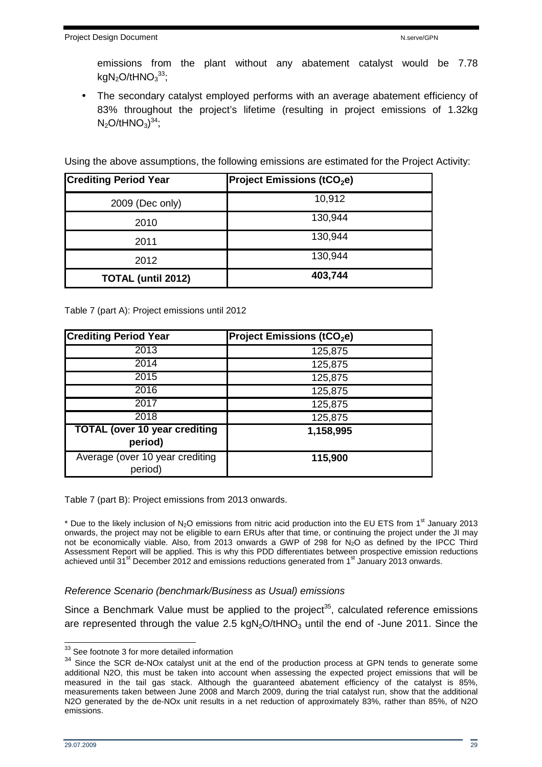emissions from the plant without any abatement catalyst would be 7.78 $kgN_2O/tHNO_3$[33];

- The secondary catalyst employed performs with an average abatement efficiency of 83% throughout the project's lifetime (resulting in project emissions of 1.32kg $N_2O/tHNO_3$)[34];

Using the above assumptions, the following emissions are estimated for the Project Activity:

| Crediting Period Year | Project Emissions ($tCO_2e$) |
|---|---|
| 2009 (Dec only) | 10,912 |
| 2010 | 130,944 |
| 2011 | 130,944 |
| 2012 | 130,944 |
| **TOTAL (until 2012)** | **403,744** |

Table 7 (part A): Project emissions until 2012

| Crediting Period Year | Project Emissions ($tCO_2e$) |
|---|---|
| 2013 | 125,875 |
| 2014 | 125,875 |
| 2015 | 125,875 |
| 2016 | 125,875 |
| 2017 | 125,875 |
| 2018 | 125,875 |
| **TOTAL (over 10 year crediting period)** | **1,158,995** |
| Average (over 10 year crediting period) | **115,900** |

Table 7 (part B): Project emissions from 2013 onwards.

\* Due to the likely inclusion of $N_2O$ emissions from nitric acid production into the EU ETS from 1st January 2013 onwards, the project may not be eligible to earn ERUs after that time, or continuing the project under the JI may not be economically viable. Also, from 2013 onwards a GWP of 298 for $N_2O$ as defined by the IPCC Third Assessment Report will be applied. This is why this PDD differentiates between prospective emission reductions achieved until 31st December 2012 and emissions reductions generated from 1st January 2013 onwards.

*Reference Scenario (benchmark/Business as Usual) emissions*

Since a Benchmark Value must be applied to the project[35], calculated reference emissions are represented through the value 2.5 $kgN_2O/tHNO_3$ until the end of -June 2011. Since the

[33] See footnote 3 for more detailed information

[34] Since the SCR de-NOx catalyst unit at the end of the production process at GPN tends to generate some additional N2O, this must be taken into account when assessing the expected project emissions that will be measured in the tail gas stack. Although the guaranteed abatement efficiency of the catalyst is 85%, measurements taken between June 2008 and March 2009, during the trial catalyst run, show that the additional N2O generated by the de-NOx unit results in a net reduction of approximately 83%, rather than 85%, of N2O emissions.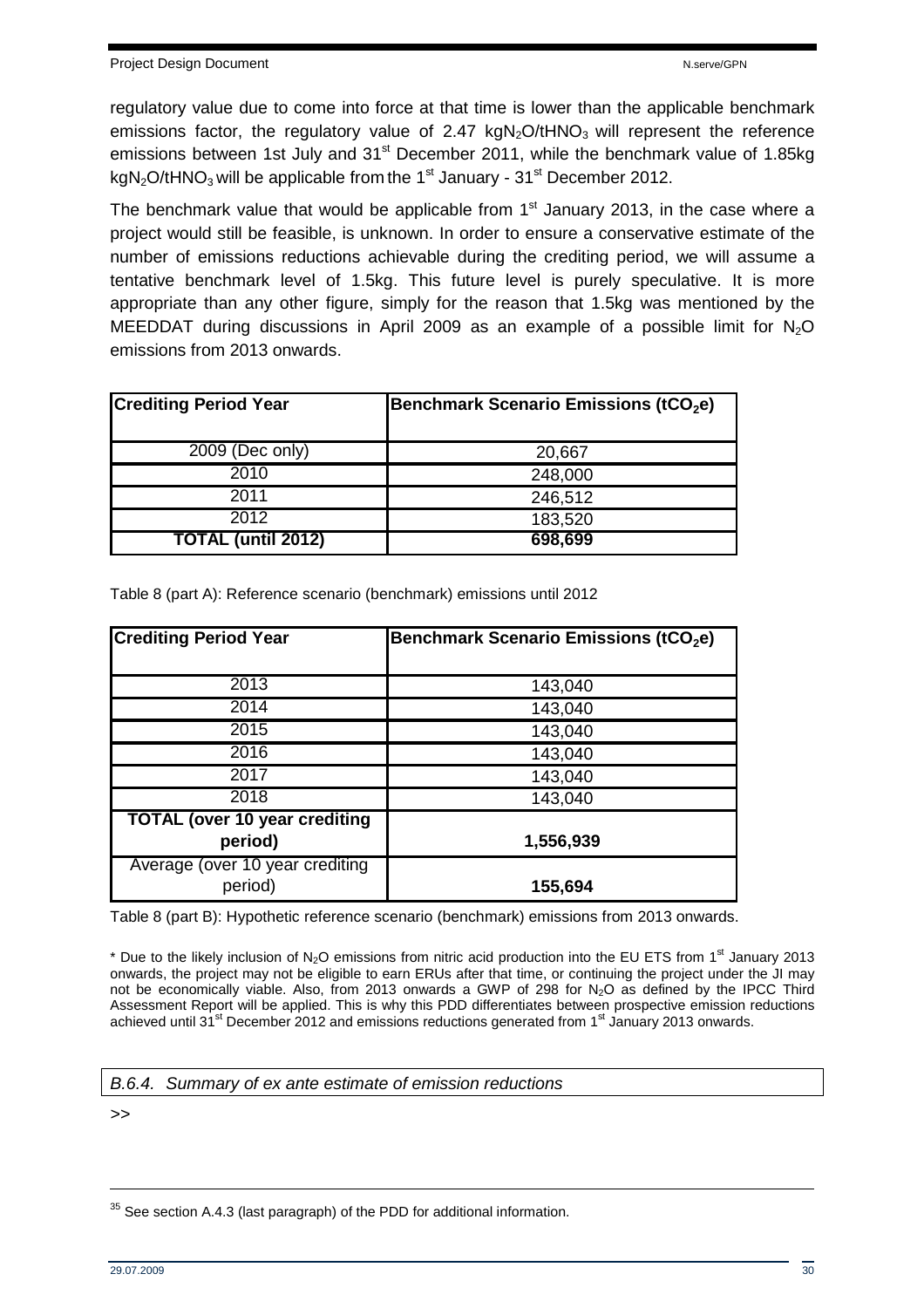regulatory value due to come into force at that time is lower than the applicable benchmark emissions factor, the regulatory value of 2.47 $kgN_2O/tHNO_3$ will represent the reference emissions between 1st July and 31st December 2011, while the benchmark value of 1.85kg $kgN_2O/tHNO_3$ will be applicable from the 1st January - 31st December 2012.

The benchmark value that would be applicable from 1st January 2013, in the case where a project would still be feasible, is unknown. In order to ensure a conservative estimate of the number of emissions reductions achievable during the crediting period, we will assume a tentative benchmark level of 1.5kg. This future level is purely speculative. It is more appropriate than any other figure, simply for the reason that 1.5kg was mentioned by the MEEDDAT during discussions in April 2009 as an example of a possible limit for $N_2O$ emissions from 2013 onwards.

| **Crediting Period Year** | **Benchmark Scenario Emissions ($tCO_2e$)** |
|---|---|
| 2009 (Dec only) | 20,667 |
| 2010 | 248,000 |
| 2011 | 246,512 |
| 2012 | 183,520 |
| **TOTAL (until 2012)** | **698,699** |

Table 8 (part A): Reference scenario (benchmark) emissions until 2012

| **Crediting Period Year** | **Benchmark Scenario Emissions ($tCO_2e$)** |
|---|---|
| 2013 | 143,040 |
| 2014 | 143,040 |
| 2015 | 143,040 |
| 2016 | 143,040 |
| 2017 | 143,040 |
| 2018 | 143,040 |
| **TOTAL (over 10 year crediting period)** | **1,556,939** |
| Average (over 10 year crediting period) | **155,694** |

Table 8 (part B): Hypothetic reference scenario (benchmark) emissions from 2013 onwards.

\* Due to the likely inclusion of $N_2O$ emissions from nitric acid production into the EU ETS from 1st January 2013 onwards, the project may not be eligible to earn ERUs after that time, or continuing the project under the JI may not be economically viable. Also, from 2013 onwards a GWP of 298 for $N_2O$ as defined by the IPCC Third Assessment Report will be applied. This is why this PDD differentiates between prospective emission reductions achieved until 31st December 2012 and emissions reductions generated from 1st January 2013 onwards.

*B.6.4. Summary of ex ante estimate of emission reductions*

>>

[35] See section A.4.3 (last paragraph) of the PDD for additional information.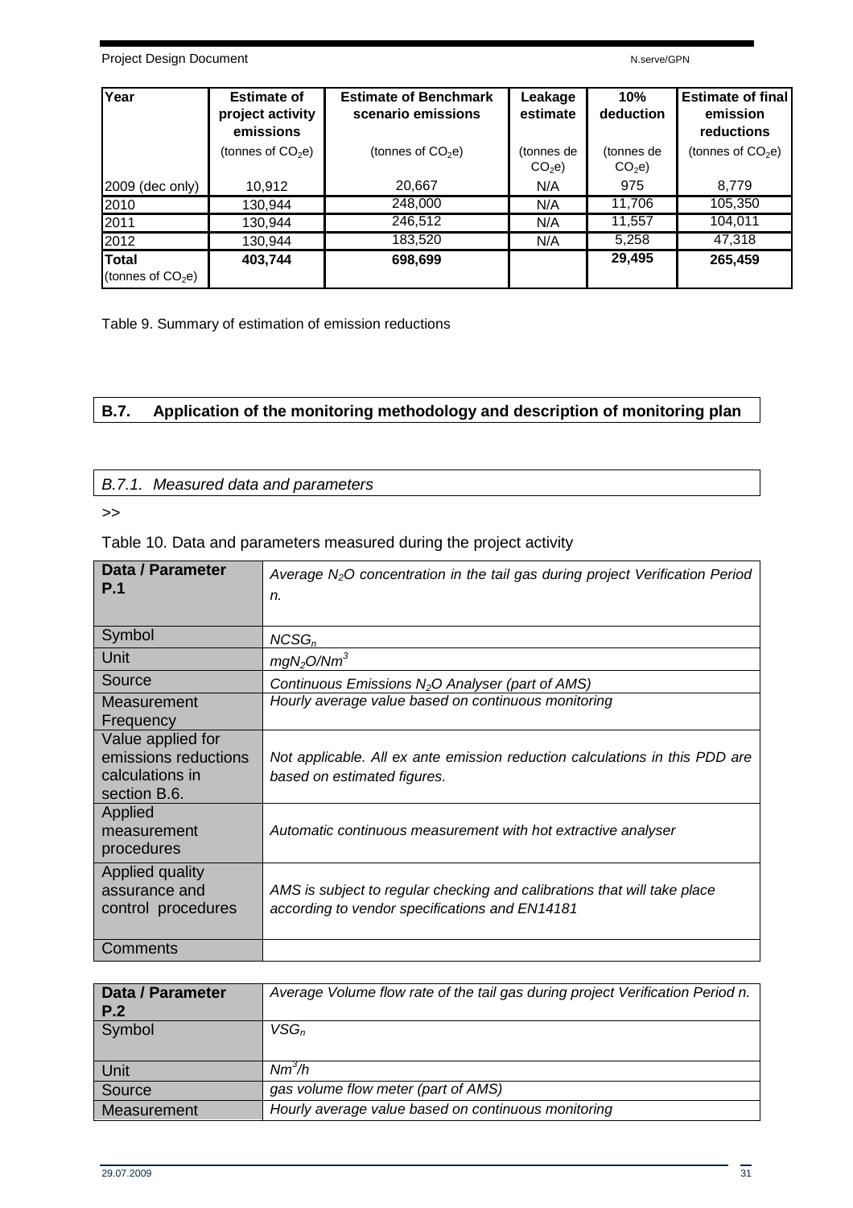| Year | Estimate of project activity emissions | Estimate of Benchmark scenario emissions | Leakage estimate | 10% deduction | Estimate of final emission reductions |
|---|---|---|---|---|---|
| | (tonnes of $CO_2e$) | (tonnes of $CO_2e$) | (tonnes de $CO_2e$) | (tonnes de $CO_2e$) | (tonnes of $CO_2e$) |
| 2009 (dec only) | 10,912 | 20,667 | N/A | 975 | 8,779 |
| 2010 | 130,944 | 248,000 | N/A | 11,706 | 105,350 |
| 2011 | 130,944 | 246,512 | N/A | 11,557 | 104,011 |
| 2012 | 130,944 | 183,520 | N/A | 5,258 | 47,318 |
| **Total** (tonnes of $CO_2e$) | **403,744** | **698,699** | | **29,495** | **265,459** |

Table 9. Summary of estimation of emission reductions

## B.7. Application of the monitoring methodology and description of monitoring plan

### *B.7.1. Measured data and parameters*

>>

Table 10. Data and parameters measured during the project activity

| | |
|---|---|
| **Data / Parameter P.1** | *Average $N_2O$ concentration in the tail gas during project Verification Period n.* |
| Symbol | *$NCSG_n$* |
| Unit | *$mgN_2O/Nm^3$* |
| Source | *Continuous Emissions $N_2O$ Analyser (part of AMS)* |
| Measurement Frequency | *Hourly average value based on continuous monitoring* |
| Value applied for emissions reductions calculations in section B.6. | *Not applicable. All ex ante emission reduction calculations in this PDD are based on estimated figures.* |
| Applied measurement procedures | *Automatic continuous measurement with hot extractive analyser* |
| Applied quality assurance and control procedures | *AMS is subject to regular checking and calibrations that will take place according to vendor specifications and EN14181* |
| Comments | |

| | |
|---|---|
| **Data / Parameter P.2** | *Average Volume flow rate of the tail gas during project Verification Period n.* |
| Symbol | *$VSG_n$* |
| Unit | *$Nm^3/h$* |
| Source | *gas volume flow meter (part of AMS)* |
| Measurement | *Hourly average value based on continuous monitoring* |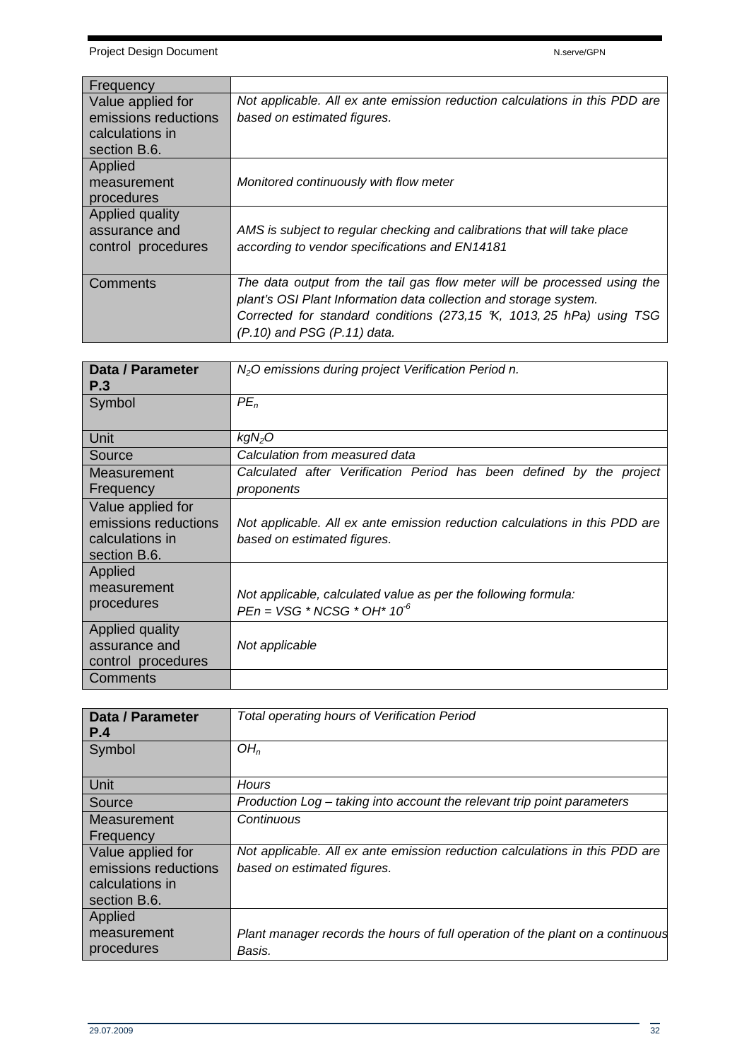| | |
|---|---|
| Frequency | |
| Value applied for emissions reductions calculations in section B.6. | *Not applicable. All ex ante emission reduction calculations in this PDD are based on estimated figures.* |
| Applied measurement procedures | *Monitored continuously with flow meter* |
| Applied quality assurance and control procedures | *AMS is subject to regular checking and calibrations that will take place according to vendor specifications and EN14181* |
| Comments | *The data output from the tail gas flow meter will be processed using the plant's OSI Plant Information data collection and storage system. Corrected for standard conditions (273,15 °K, 1013, 25 hPa) using TSG (P.10) and PSG (P.11) data.* |

| **Data / Parameter P.3** | *$N_2O$ emissions during project Verification Period n.* |
|---|---|
| Symbol | *$PE_n$* |
| Unit | *$kgN_2O$* |
| Source | *Calculation from measured data* |
| Measurement Frequency | *Calculated after Verification Period has been defined by the project proponents* |
| Value applied for emissions reductions calculations in section B.6. | *Not applicable. All ex ante emission reduction calculations in this PDD are based on estimated figures.* |
| Applied measurement procedures | *Not applicable, calculated value as per the following formula:* $PEn = VSG * NCSG * OH * 10^{-6}$ |
| Applied quality assurance and control procedures | *Not applicable* |
| Comments | |

| **Data / Parameter P.4** | *Total operating hours of Verification Period* |
|---|---|
| Symbol | *$OH_n$* |
| Unit | *Hours* |
| Source | *Production Log – taking into account the relevant trip point parameters* |
| Measurement Frequency | *Continuous* |
| Value applied for emissions reductions calculations in section B.6. | *Not applicable. All ex ante emission reduction calculations in this PDD are based on estimated figures.* |
| Applied measurement procedures | *Plant manager records the hours of full operation of the plant on a continuous Basis.* |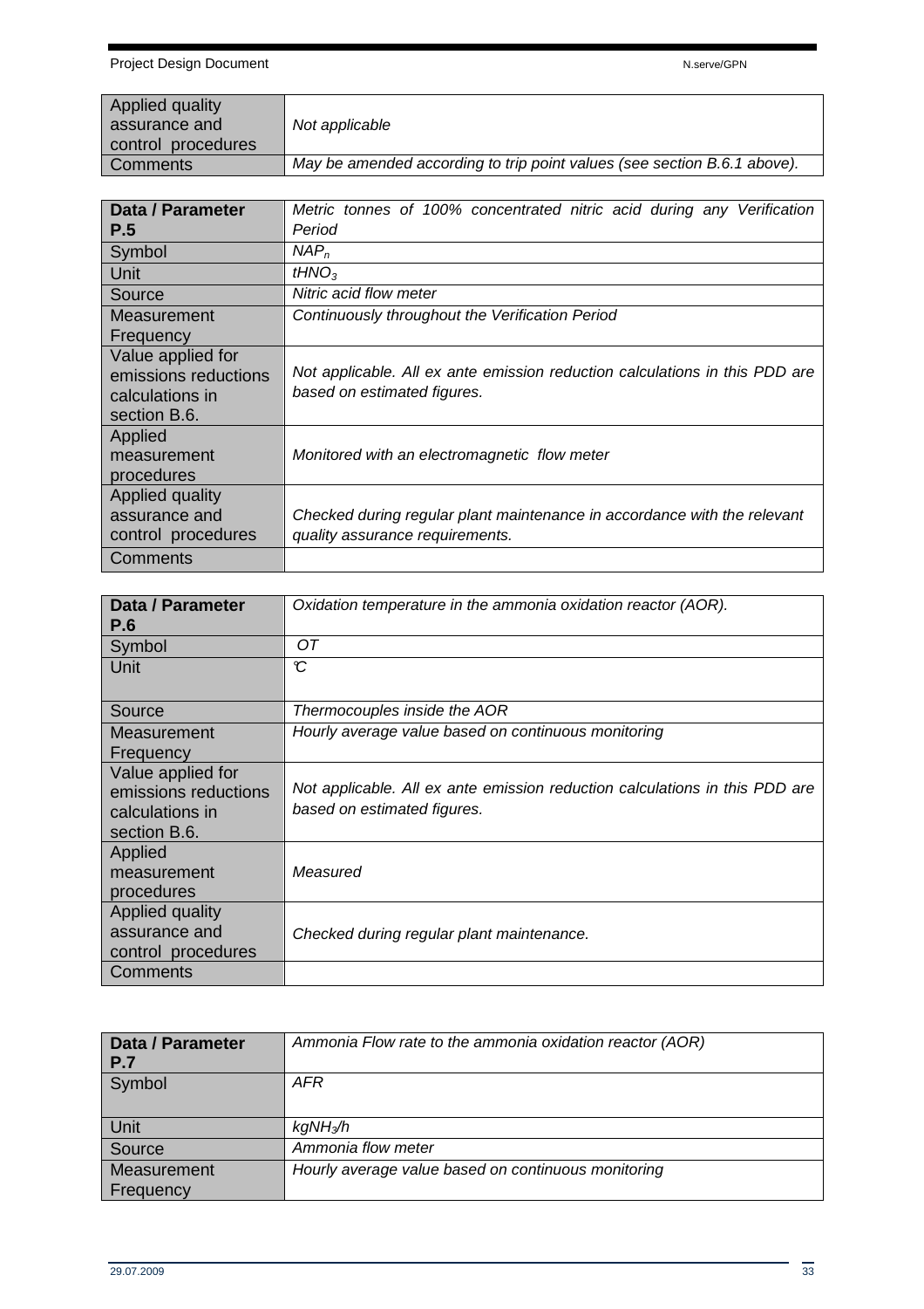| | |
|---|---|
| Applied quality assurance and control procedures | *Not applicable* |
| Comments | *May be amended according to trip point values (see section B.6.1 above).* |

| **Data / Parameter P.5** | *Metric tonnes of 100% concentrated nitric acid during any Verification Period* |
|---|---|
| Symbol | $NAP_n$ |
| Unit | $tHNO_3$ |
| Source | *Nitric acid flow meter* |
| Measurement Frequency | *Continuously throughout the Verification Period* |
| Value applied for emissions reductions calculations in section B.6. | *Not applicable. All ex ante emission reduction calculations in this PDD are based on estimated figures.* |
| Applied measurement procedures | *Monitored with an electromagnetic flow meter* |
| Applied quality assurance and control procedures | *Checked during regular plant maintenance in accordance with the relevant quality assurance requirements.* |
| Comments | |

| **Data / Parameter P.6** | *Oxidation temperature in the ammonia oxidation reactor (AOR).* |
|---|---|
| Symbol | *OT* |
| Unit | *°C* |
| Source | *Thermocouples inside the AOR* |
| Measurement Frequency | *Hourly average value based on continuous monitoring* |
| Value applied for emissions reductions calculations in section B.6. | *Not applicable. All ex ante emission reduction calculations in this PDD are based on estimated figures.* |
| Applied measurement procedures | *Measured* |
| Applied quality assurance and control procedures | *Checked during regular plant maintenance.* |
| Comments | |

| **Data / Parameter P.7** | *Ammonia Flow rate to the ammonia oxidation reactor (AOR)* |
|---|---|
| Symbol | *AFR* |
| Unit | $kgNH_3/h$ |
| Source | *Ammonia flow meter* |
| Measurement Frequency | *Hourly average value based on continuous monitoring* |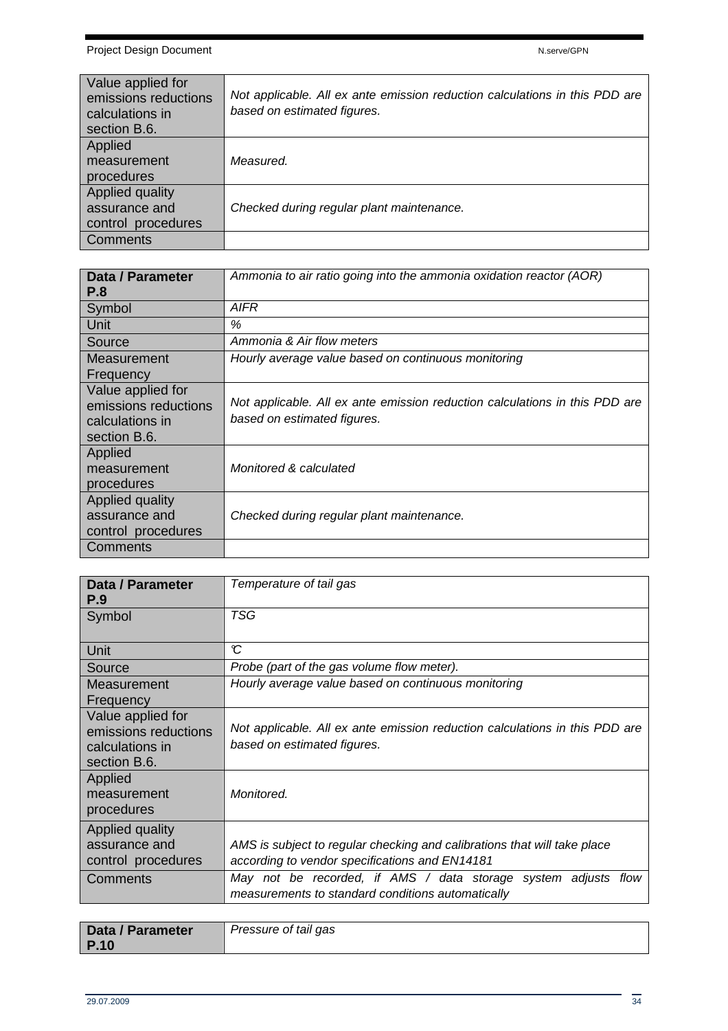| | |
|---|---|
| Value applied for emissions reductions calculations in section B.6. | *Not applicable. All ex ante emission reduction calculations in this PDD are based on estimated figures.* |
| Applied measurement procedures | *Measured.* |
| Applied quality assurance and control procedures | *Checked during regular plant maintenance.* |
| Comments | |

| **Data / Parameter P.8** | *Ammonia to air ratio going into the ammonia oxidation reactor (AOR)* |
|---|---|
| Symbol | *AIFR* |
| Unit | *%* |
| Source | *Ammonia & Air flow meters* |
| Measurement Frequency | *Hourly average value based on continuous monitoring* |
| Value applied for emissions reductions calculations in section B.6. | *Not applicable. All ex ante emission reduction calculations in this PDD are based on estimated figures.* |
| Applied measurement procedures | *Monitored & calculated* |
| Applied quality assurance and control procedures | *Checked during regular plant maintenance.* |
| Comments | |

| **Data / Parameter P.9** | *Temperature of tail gas* |
|---|---|
| Symbol | *TSG* |
| Unit | *℃* |
| Source | *Probe (part of the gas volume flow meter).* |
| Measurement Frequency | *Hourly average value based on continuous monitoring* |
| Value applied for emissions reductions calculations in section B.6. | *Not applicable. All ex ante emission reduction calculations in this PDD are based on estimated figures.* |
| Applied measurement procedures | *Monitored.* |
| Applied quality assurance and control procedures | *AMS is subject to regular checking and calibrations that will take place according to vendor specifications and EN14181* |
| Comments | *May not be recorded, if AMS / data storage system adjusts flow measurements to standard conditions automatically* |

| **Data / Parameter P.10** | *Pressure of tail gas* |
|---|---|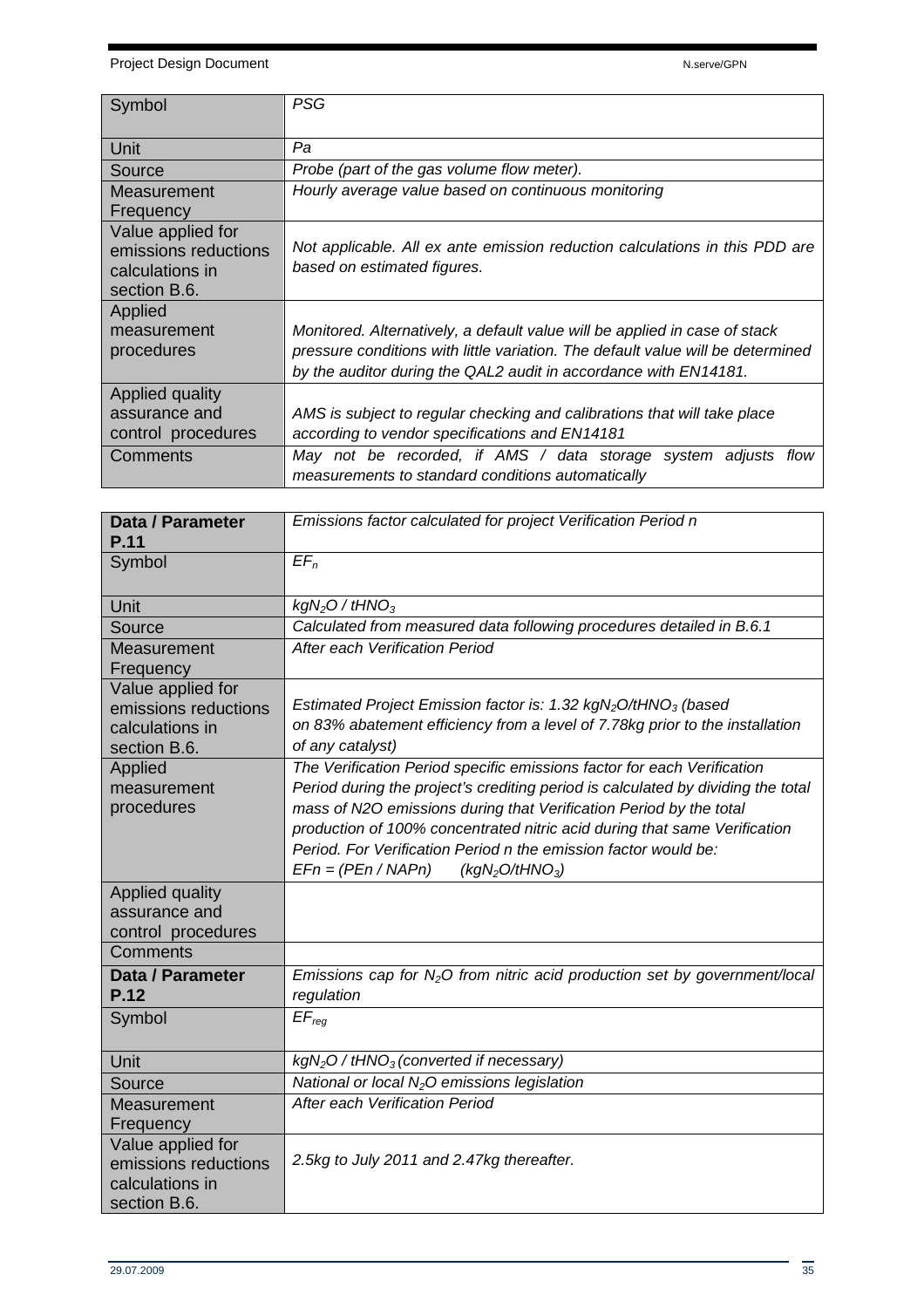| | |
|---|---|
| Symbol | *PSG* |
| Unit | *Pa* |
| Source | *Probe (part of the gas volume flow meter).* |
| Measurement Frequency | *Hourly average value based on continuous monitoring* |
| Value applied for emissions reductions calculations in section B.6. | *Not applicable. All ex ante emission reduction calculations in this PDD are based on estimated figures.* |
| Applied measurement procedures | *Monitored. Alternatively, a default value will be applied in case of stack pressure conditions with little variation. The default value will be determined by the auditor during the QAL2 audit in accordance with EN14181.* |
| Applied quality assurance and control procedures | *AMS is subject to regular checking and calibrations that will take place according to vendor specifications and EN14181* |
| Comments | *May not be recorded, if AMS / data storage system adjusts flow measurements to standard conditions automatically* |

| | |
|---|---|
| **Data / Parameter P.11** | *Emissions factor calculated for project Verification Period n* |
| Symbol | $EF_n$ |
| Unit | $kgN_2O / tHNO_3$ |
| Source | *Calculated from measured data following procedures detailed in B.6.1* |
| Measurement Frequency | *After each Verification Period* |
| Value applied for emissions reductions calculations in section B.6. | *Estimated Project Emission factor is: 1.32* $kgN_2O/tHNO_3$ *(based on 83% abatement efficiency from a level of 7.78kg prior to the installation of any catalyst)* |
| Applied measurement procedures | *The Verification Period specific emissions factor for each Verification Period during the project's crediting period is calculated by dividing the total mass of N2O emissions during that Verification Period by the total production of 100% concentrated nitric acid during that same Verification Period. For Verification Period n the emission factor would be:* $EFn = (PEn / NAPn)$ $(kgN_2O/tHNO_3)$ |
| Applied quality assurance and control procedures | |
| Comments | |
| **Data / Parameter P.12** | *Emissions cap for* $N_2O$ *from nitric acid production set by government/local regulation* |
| Symbol | $EF_{reg}$ |
| Unit | $kgN_2O / tHNO_3$ *(converted if necessary)* |
| Source | *National or local* $N_2O$ *emissions legislation* |
| Measurement Frequency | *After each Verification Period* |
| Value applied for emissions reductions calculations in section B.6. | *2.5kg to July 2011 and 2.47kg thereafter.* |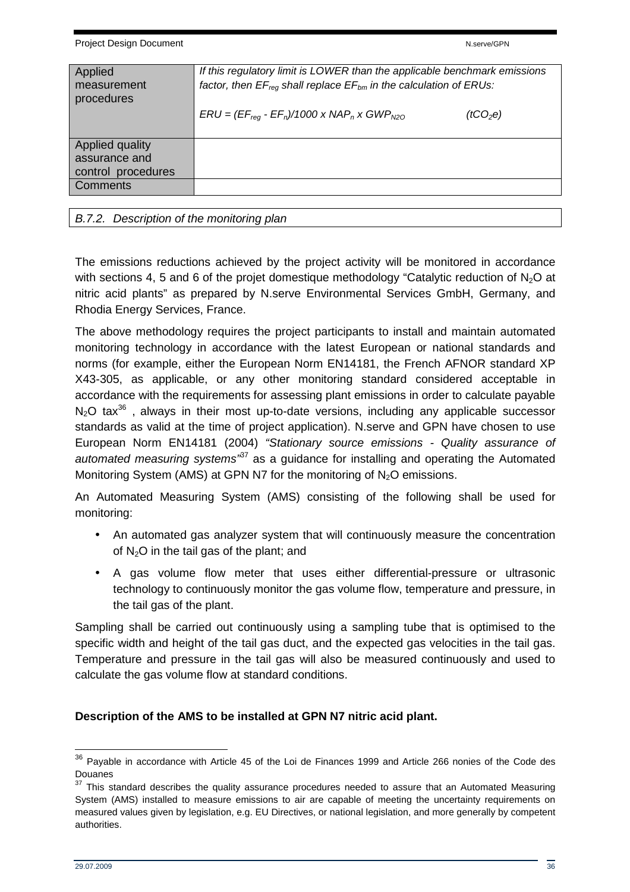| | |
|---|---|
| Applied measurement procedures | *If this regulatory limit is LOWER than the applicable benchmark emissions factor, then $EF_{reg}$ shall replace $EF_{bm}$ in the calculation of ERUs:*<br><br>$ERU = (EF_{reg} - EF_n)/1000 \times NAP_n \times GWP_{N2O}$ $(tCO_2e)$ |
| Applied quality assurance and control procedures | |
| Comments | |

*B.7.2. Description of the monitoring plan*

The emissions reductions achieved by the project activity will be monitored in accordance with sections 4, 5 and 6 of the projet domestique methodology "Catalytic reduction of $N_2O$ at nitric acid plants" as prepared by N.serve Environmental Services GmbH, Germany, and Rhodia Energy Services, France.

The above methodology requires the project participants to install and maintain automated monitoring technology in accordance with the latest European or national standards and norms (for example, either the European Norm EN14181, the French AFNOR standard XP X43-305, as applicable, or any other monitoring standard considered acceptable in accordance with the requirements for assessing plant emissions in order to calculate payable $N_2O$ tax[36] , always in their most up-to-date versions, including any applicable successor standards as valid at the time of project application). N.serve and GPN have chosen to use European Norm EN14181 (2004) *"Stationary source emissions - Quality assurance of automated measuring systems"*[37] as a guidance for installing and operating the Automated Monitoring System (AMS) at GPN N7 for the monitoring of $N_2O$ emissions.

An Automated Measuring System (AMS) consisting of the following shall be used for monitoring:

- An automated gas analyzer system that will continuously measure the concentration of $N_2O$ in the tail gas of the plant; and
- A gas volume flow meter that uses either differential-pressure or ultrasonic technology to continuously monitor the gas volume flow, temperature and pressure, in the tail gas of the plant.

Sampling shall be carried out continuously using a sampling tube that is optimised to the specific width and height of the tail gas duct, and the expected gas velocities in the tail gas. Temperature and pressure in the tail gas will also be measured continuously and used to calculate the gas volume flow at standard conditions.

**Description of the AMS to be installed at GPN N7 nitric acid plant.**

[36] Payable in accordance with Article 45 of the Loi de Finances 1999 and Article 266 nonies of the Code des Douanes

[37] This standard describes the quality assurance procedures needed to assure that an Automated Measuring System (AMS) installed to measure emissions to air are capable of meeting the uncertainty requirements on measured values given by legislation, e.g. EU Directives, or national legislation, and more generally by competent authorities.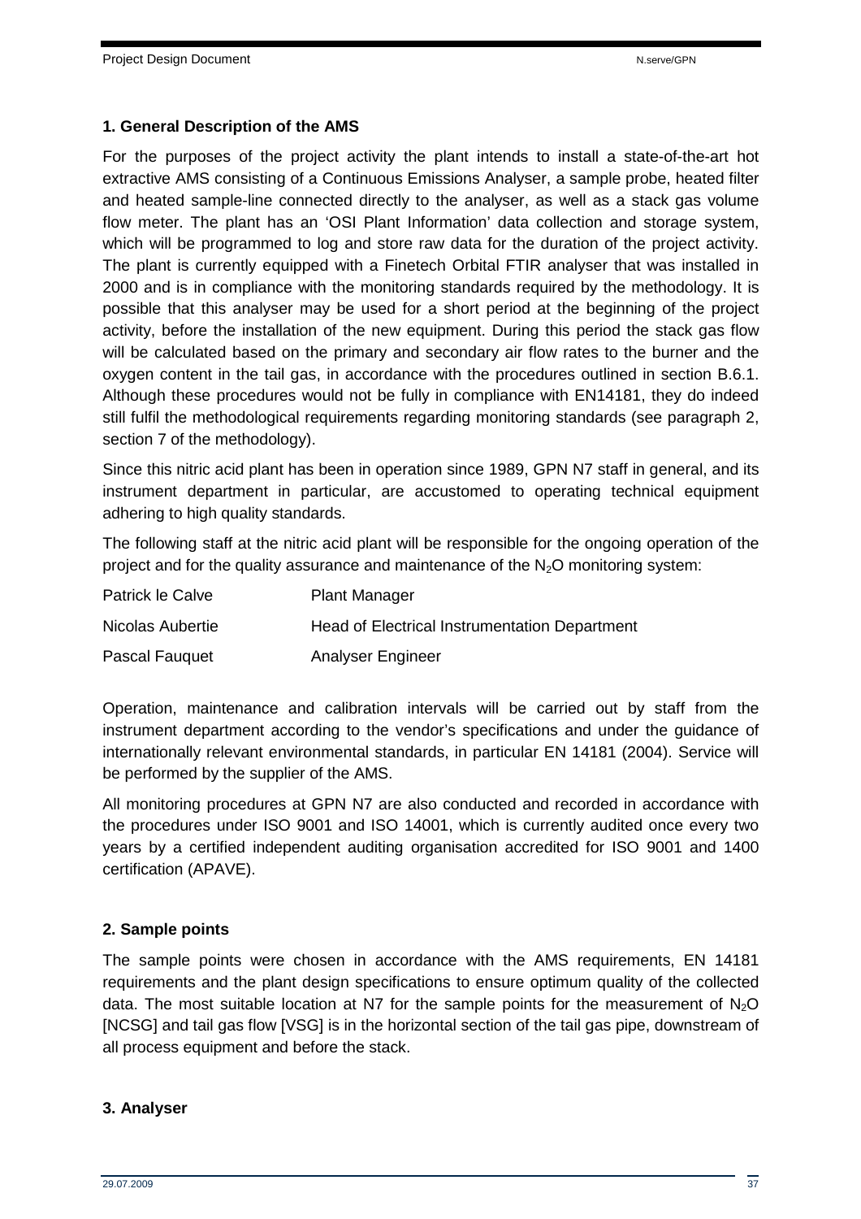## 1. General Description of the AMS

For the purposes of the project activity the plant intends to install a state-of-the-art hot extractive AMS consisting of a Continuous Emissions Analyser, a sample probe, heated filter and heated sample-line connected directly to the analyser, as well as a stack gas volume flow meter. The plant has an 'OSI Plant Information' data collection and storage system, which will be programmed to log and store raw data for the duration of the project activity. The plant is currently equipped with a Finetech Orbital FTIR analyser that was installed in 2000 and is in compliance with the monitoring standards required by the methodology. It is possible that this analyser may be used for a short period at the beginning of the project activity, before the installation of the new equipment. During this period the stack gas flow will be calculated based on the primary and secondary air flow rates to the burner and the oxygen content in the tail gas, in accordance with the procedures outlined in section B.6.1. Although these procedures would not be fully in compliance with EN14181, they do indeed still fulfil the methodological requirements regarding monitoring standards (see paragraph 2, section 7 of the methodology).

Since this nitric acid plant has been in operation since 1989, GPN N7 staff in general, and its instrument department in particular, are accustomed to operating technical equipment adhering to high quality standards.

The following staff at the nitric acid plant will be responsible for the ongoing operation of the project and for the quality assurance and maintenance of the $N_2O$ monitoring system:

| | |
|---|---|
| Patrick le Calve | Plant Manager |
| Nicolas Aubertie | Head of Electrical Instrumentation Department |
| Pascal Fauquet | Analyser Engineer |

Operation, maintenance and calibration intervals will be carried out by staff from the instrument department according to the vendor's specifications and under the guidance of internationally relevant environmental standards, in particular EN 14181 (2004). Service will be performed by the supplier of the AMS.

All monitoring procedures at GPN N7 are also conducted and recorded in accordance with the procedures under ISO 9001 and ISO 14001, which is currently audited once every two years by a certified independent auditing organisation accredited for ISO 9001 and 1400 certification (APAVE).

## 2. Sample points

The sample points were chosen in accordance with the AMS requirements, EN 14181 requirements and the plant design specifications to ensure optimum quality of the collected data. The most suitable location at N7 for the sample points for the measurement of $N_2O$ [NCSG] and tail gas flow [VSG] is in the horizontal section of the tail gas pipe, downstream of all process equipment and before the stack.

## 3. Analyser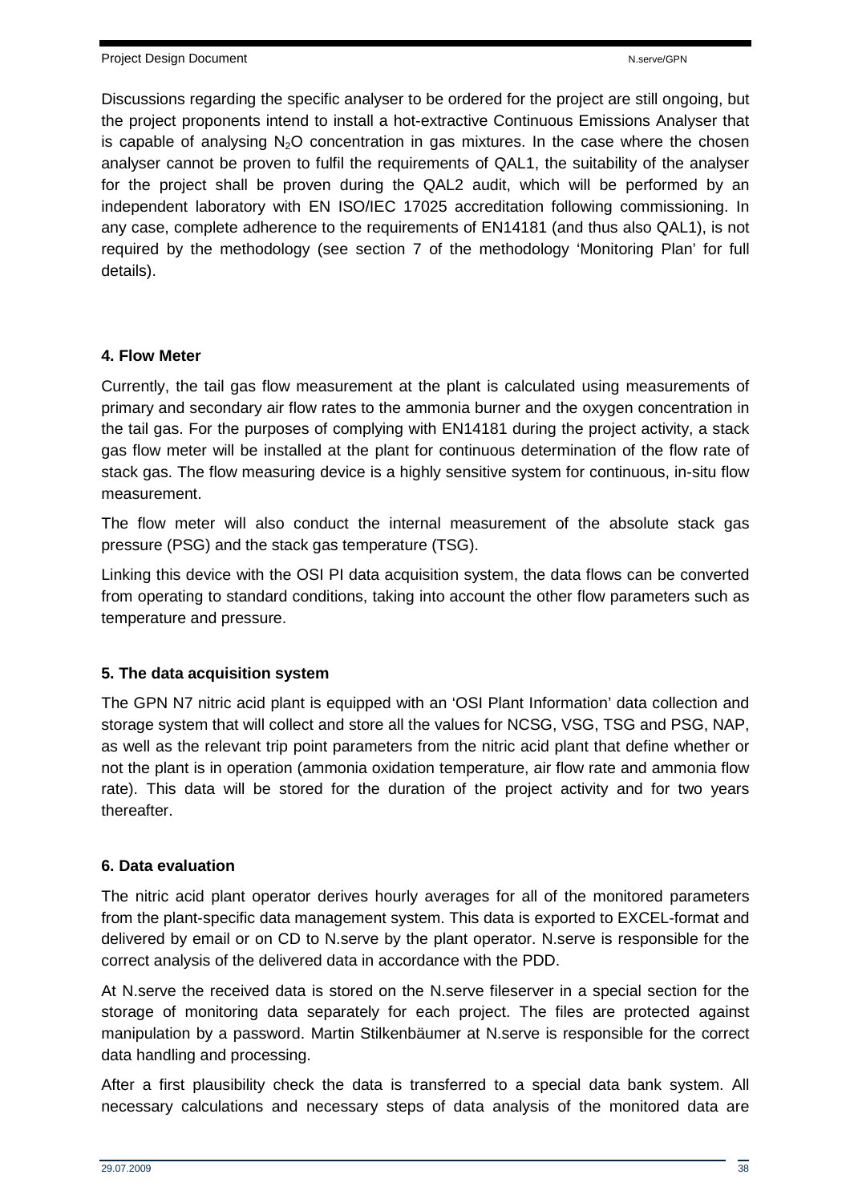Discussions regarding the specific analyser to be ordered for the project are still ongoing, but the project proponents intend to install a hot-extractive Continuous Emissions Analyser that is capable of analysing $N_2O$ concentration in gas mixtures. In the case where the chosen analyser cannot be proven to fulfil the requirements of QAL1, the suitability of the analyser for the project shall be proven during the QAL2 audit, which will be performed by an independent laboratory with EN ISO/IEC 17025 accreditation following commissioning. In any case, complete adherence to the requirements of EN14181 (and thus also QAL1), is not required by the methodology (see section 7 of the methodology 'Monitoring Plan' for full details).

**4. Flow Meter**

Currently, the tail gas flow measurement at the plant is calculated using measurements of primary and secondary air flow rates to the ammonia burner and the oxygen concentration in the tail gas. For the purposes of complying with EN14181 during the project activity, a stack gas flow meter will be installed at the plant for continuous determination of the flow rate of stack gas. The flow measuring device is a highly sensitive system for continuous, in-situ flow measurement.

The flow meter will also conduct the internal measurement of the absolute stack gas pressure (PSG) and the stack gas temperature (TSG).

Linking this device with the OSI PI data acquisition system, the data flows can be converted from operating to standard conditions, taking into account the other flow parameters such as temperature and pressure.

**5. The data acquisition system**

The GPN N7 nitric acid plant is equipped with an 'OSI Plant Information' data collection and storage system that will collect and store all the values for NCSG, VSG, TSG and PSG, NAP, as well as the relevant trip point parameters from the nitric acid plant that define whether or not the plant is in operation (ammonia oxidation temperature, air flow rate and ammonia flow rate). This data will be stored for the duration of the project activity and for two years thereafter.

**6. Data evaluation**

The nitric acid plant operator derives hourly averages for all of the monitored parameters from the plant-specific data management system. This data is exported to EXCEL-format and delivered by email or on CD to N.serve by the plant operator. N.serve is responsible for the correct analysis of the delivered data in accordance with the PDD.

At N.serve the received data is stored on the N.serve fileserver in a special section for the storage of monitoring data separately for each project. The files are protected against manipulation by a password. Martin Stilkenbäumer at N.serve is responsible for the correct data handling and processing.

After a first plausibility check the data is transferred to a special data bank system. All necessary calculations and necessary steps of data analysis of the monitored data are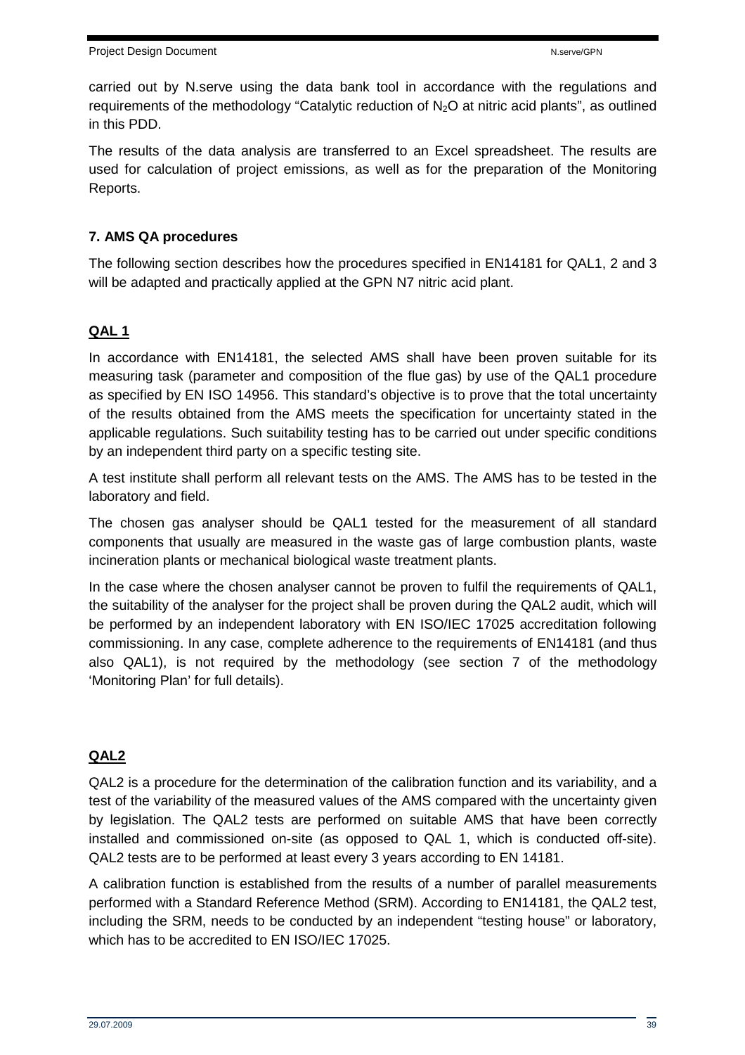carried out by N.serve using the data bank tool in accordance with the regulations and requirements of the methodology “Catalytic reduction of $N_2O$ at nitric acid plants”, as outlined in this PDD.

The results of the data analysis are transferred to an Excel spreadsheet. The results are used for calculation of project emissions, as well as for the preparation of the Monitoring Reports.

### 7. AMS QA procedures

The following section describes how the procedures specified in EN14181 for QAL1, 2 and 3 will be adapted and practically applied at the GPN N7 nitric acid plant.

#### QAL 1

In accordance with EN14181, the selected AMS shall have been proven suitable for its measuring task (parameter and composition of the flue gas) by use of the QAL1 procedure as specified by EN ISO 14956. This standard’s objective is to prove that the total uncertainty of the results obtained from the AMS meets the specification for uncertainty stated in the applicable regulations. Such suitability testing has to be carried out under specific conditions by an independent third party on a specific testing site.

A test institute shall perform all relevant tests on the AMS. The AMS has to be tested in the laboratory and field.

The chosen gas analyser should be QAL1 tested for the measurement of all standard components that usually are measured in the waste gas of large combustion plants, waste incineration plants or mechanical biological waste treatment plants.

In the case where the chosen analyser cannot be proven to fulfil the requirements of QAL1, the suitability of the analyser for the project shall be proven during the QAL2 audit, which will be performed by an independent laboratory with EN ISO/IEC 17025 accreditation following commissioning. In any case, complete adherence to the requirements of EN14181 (and thus also QAL1), is not required by the methodology (see section 7 of the methodology ‘Monitoring Plan’ for full details).

#### QAL2

QAL2 is a procedure for the determination of the calibration function and its variability, and a test of the variability of the measured values of the AMS compared with the uncertainty given by legislation. The QAL2 tests are performed on suitable AMS that have been correctly installed and commissioned on-site (as opposed to QAL 1, which is conducted off-site). QAL2 tests are to be performed at least every 3 years according to EN 14181.

A calibration function is established from the results of a number of parallel measurements performed with a Standard Reference Method (SRM). According to EN14181, the QAL2 test, including the SRM, needs to be conducted by an independent “testing house” or laboratory, which has to be accredited to EN ISO/IEC 17025.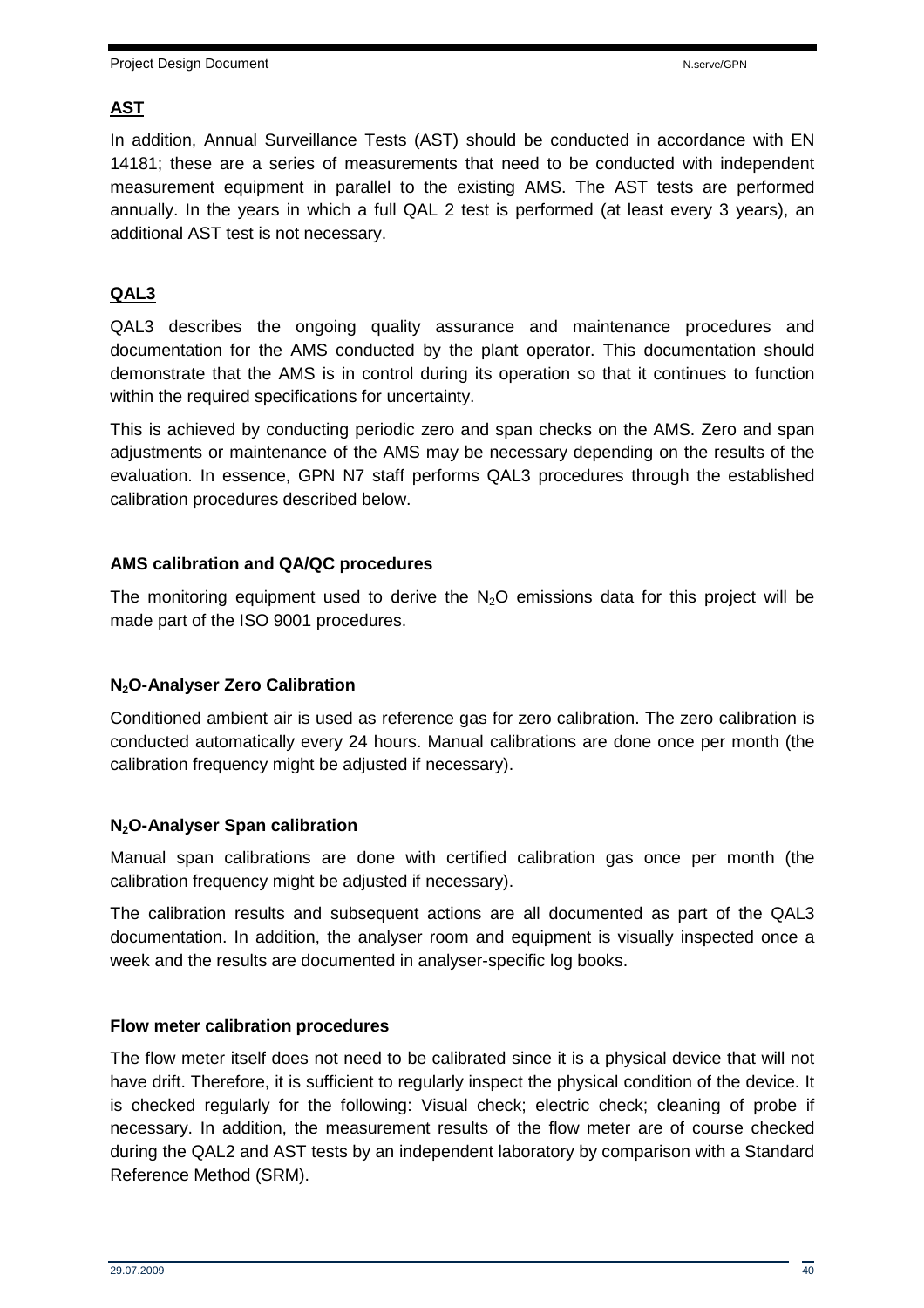**AST**

In addition, Annual Surveillance Tests (AST) should be conducted in accordance with EN 14181; these are a series of measurements that need to be conducted with independent measurement equipment in parallel to the existing AMS. The AST tests are performed annually. In the years in which a full QAL 2 test is performed (at least every 3 years), an additional AST test is not necessary.

**QAL3**

QAL3 describes the ongoing quality assurance and maintenance procedures and documentation for the AMS conducted by the plant operator. This documentation should demonstrate that the AMS is in control during its operation so that it continues to function within the required specifications for uncertainty.

This is achieved by conducting periodic zero and span checks on the AMS. Zero and span adjustments or maintenance of the AMS may be necessary depending on the results of the evaluation. In essence, GPN N7 staff performs QAL3 procedures through the established calibration procedures described below.

**AMS calibration and QA/QC procedures**

The monitoring equipment used to derive the $N_2O$ emissions data for this project will be made part of the ISO 9001 procedures.

**$N_2O$-Analyser Zero Calibration**

Conditioned ambient air is used as reference gas for zero calibration. The zero calibration is conducted automatically every 24 hours. Manual calibrations are done once per month (the calibration frequency might be adjusted if necessary).

**$N_2O$-Analyser Span calibration**

Manual span calibrations are done with certified calibration gas once per month (the calibration frequency might be adjusted if necessary).

The calibration results and subsequent actions are all documented as part of the QAL3 documentation. In addition, the analyser room and equipment is visually inspected once a week and the results are documented in analyser-specific log books.

**Flow meter calibration procedures**

The flow meter itself does not need to be calibrated since it is a physical device that will not have drift. Therefore, it is sufficient to regularly inspect the physical condition of the device. It is checked regularly for the following: Visual check; electric check; cleaning of probe if necessary. In addition, the measurement results of the flow meter are of course checked during the QAL2 and AST tests by an independent laboratory by comparison with a Standard Reference Method (SRM).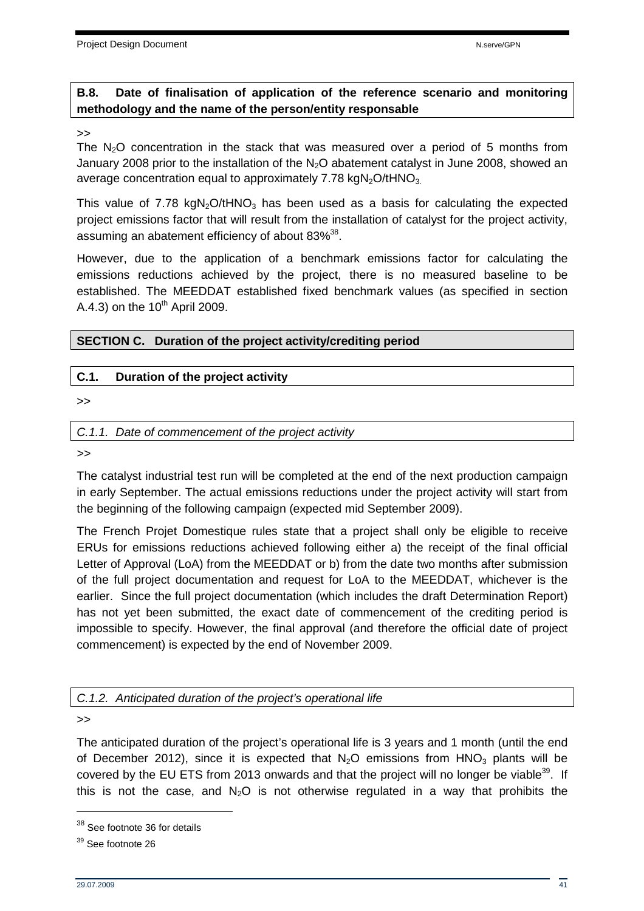**B.8. Date of finalisation of application of the reference scenario and monitoring methodology and the name of the person/entity responsable**

>>

The $N_2O$ concentration in the stack that was measured over a period of 5 months from January 2008 prior to the installation of the $N_2O$ abatement catalyst in June 2008, showed an average concentration equal to approximately 7.78 $kgN_2O/tHNO_3$.

This value of 7.78 $kgN_2O/tHNO_3$ has been used as a basis for calculating the expected project emissions factor that will result from the installation of catalyst for the project activity, assuming an abatement efficiency of about 83%[38].

However, due to the application of a benchmark emissions factor for calculating the emissions reductions achieved by the project, there is no measured baseline to be established. The MEEDDAT established fixed benchmark values (as specified in section A.4.3) on the 10th April 2009.

**SECTION C. Duration of the project activity/crediting period**

**C.1. Duration of the project activity**

>>

*C.1.1. Date of commencement of the project activity*

>>

The catalyst industrial test run will be completed at the end of the next production campaign in early September. The actual emissions reductions under the project activity will start from the beginning of the following campaign (expected mid September 2009).

The French Projet Domestique rules state that a project shall only be eligible to receive ERUs for emissions reductions achieved following either a) the receipt of the final official Letter of Approval (LoA) from the MEEDDAT or b) from the date two months after submission of the full project documentation and request for LoA to the MEEDDAT, whichever is the earlier. Since the full project documentation (which includes the draft Determination Report) has not yet been submitted, the exact date of commencement of the crediting period is impossible to specify. However, the final approval (and therefore the official date of project commencement) is expected by the end of November 2009.

*C.1.2. Anticipated duration of the project's operational life*

>>

The anticipated duration of the project's operational life is 3 years and 1 month (until the end of December 2012), since it is expected that $N_2O$ emissions from $HNO_3$ plants will be covered by the EU ETS from 2013 onwards and that the project will no longer be viable[39]. If this is not the case, and $N_2O$ is not otherwise regulated in a way that prohibits the

[38] See footnote 36 for details

[39] See footnote 26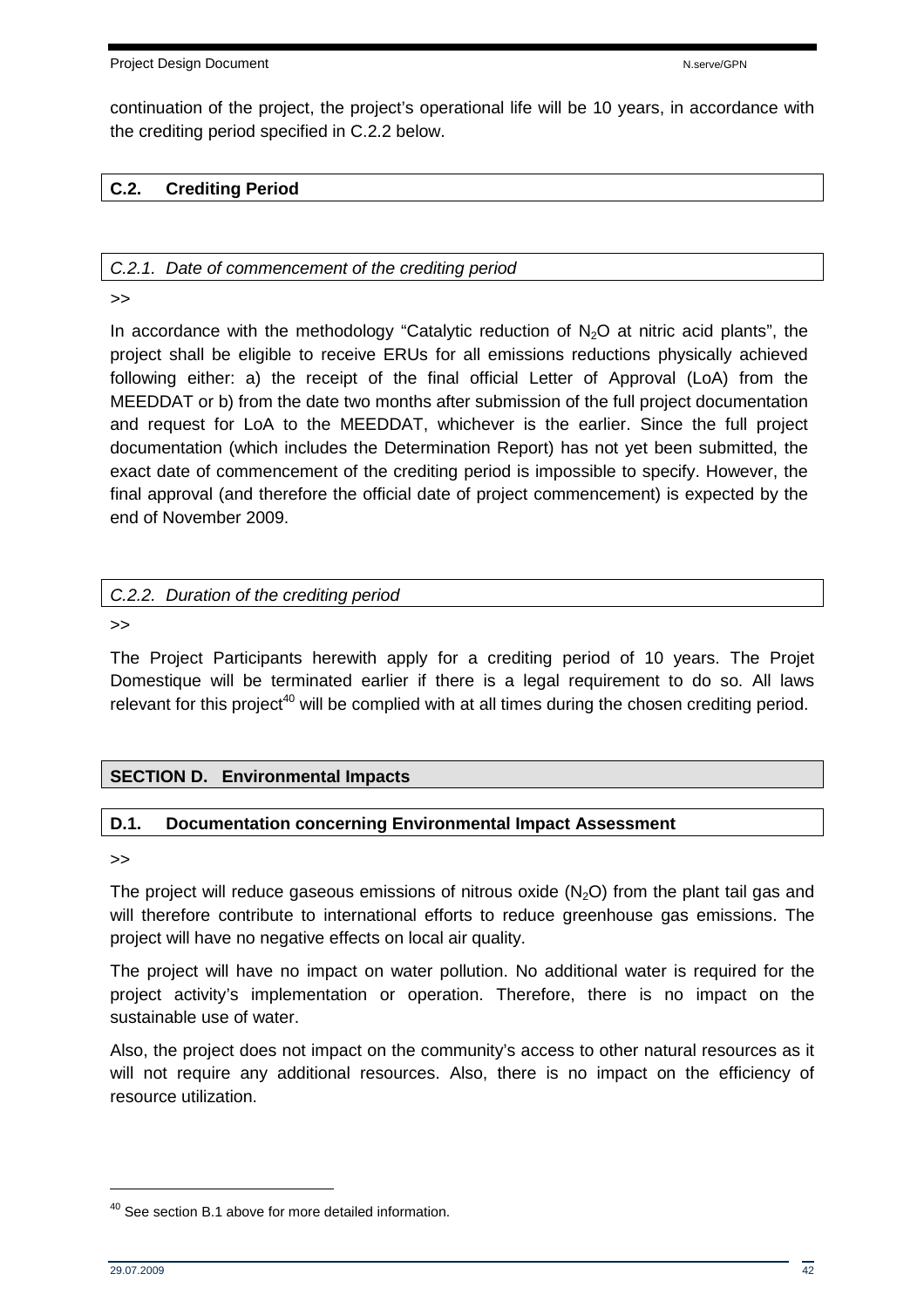continuation of the project, the project's operational life will be 10 years, in accordance with the crediting period specified in C.2.2 below.

## C.2. Crediting Period

### *C.2.1. Date of commencement of the crediting period*

>>

In accordance with the methodology "Catalytic reduction of $N_2O$ at nitric acid plants", the project shall be eligible to receive ERUs for all emissions reductions physically achieved following either: a) the receipt of the final official Letter of Approval (LoA) from the MEEDDAT or b) from the date two months after submission of the full project documentation and request for LoA to the MEEDDAT, whichever is the earlier. Since the full project documentation (which includes the Determination Report) has not yet been submitted, the exact date of commencement of the crediting period is impossible to specify. However, the final approval (and therefore the official date of project commencement) is expected by the end of November 2009.

### *C.2.2. Duration of the crediting period*

>>

The Project Participants herewith apply for a crediting period of 10 years. The Projet Domestique will be terminated earlier if there is a legal requirement to do so. All laws relevant for this project[40] will be complied with at all times during the chosen crediting period.

# SECTION D. Environmental Impacts

## D.1. Documentation concerning Environmental Impact Assessment

>>

The project will reduce gaseous emissions of nitrous oxide ($N_2O$) from the plant tail gas and will therefore contribute to international efforts to reduce greenhouse gas emissions. The project will have no negative effects on local air quality.

The project will have no impact on water pollution. No additional water is required for the project activity's implementation or operation. Therefore, there is no impact on the sustainable use of water.

Also, the project does not impact on the community's access to other natural resources as it will not require any additional resources. Also, there is no impact on the efficiency of resource utilization.

[40] See section B.1 above for more detailed information.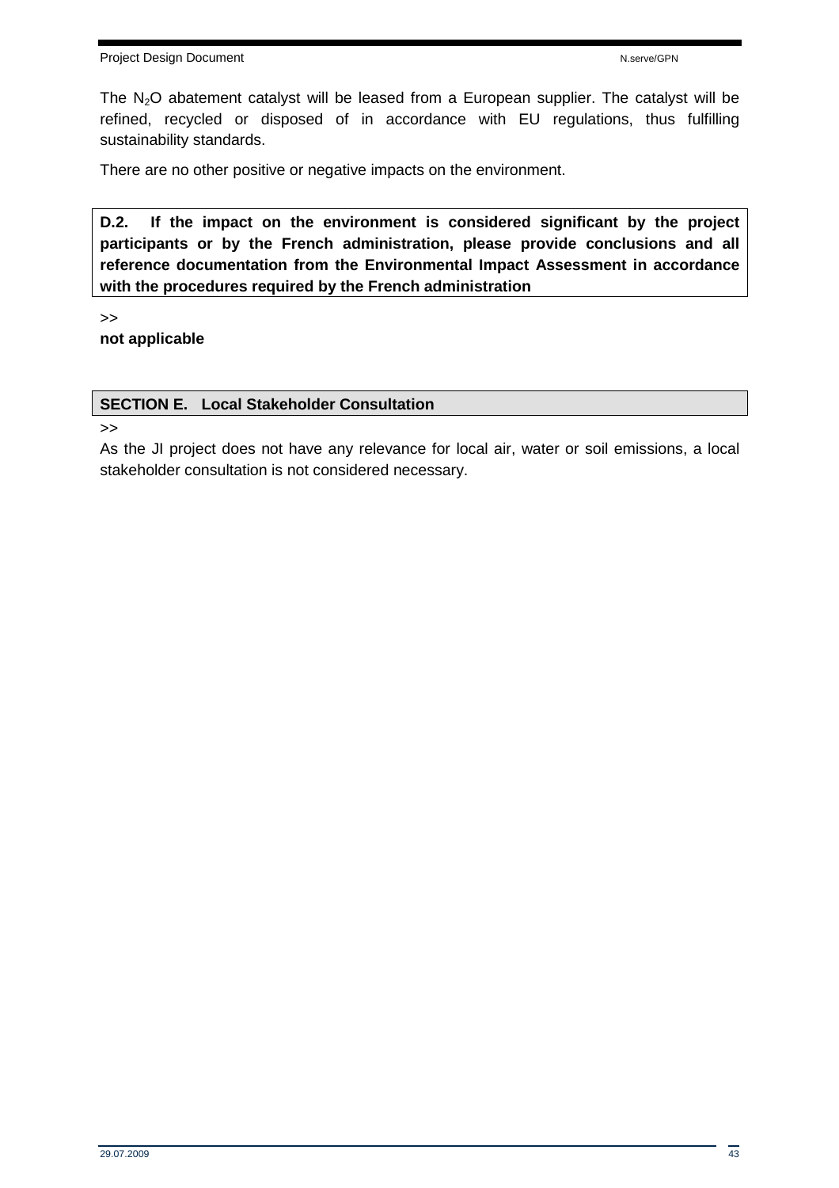The $N_2O$ abatement catalyst will be leased from a European supplier. The catalyst will be refined, recycled or disposed of in accordance with EU regulations, thus fulfilling sustainability standards.

There are no other positive or negative impacts on the environment.

**D.2. If the impact on the environment is considered significant by the project participants or by the French administration, please provide conclusions and all reference documentation from the Environmental Impact Assessment in accordance with the procedures required by the French administration**

>>

**not applicable**

## SECTION E. Local Stakeholder Consultation

>>

As the JI project does not have any relevance for local air, water or soil emissions, a local stakeholder consultation is not considered necessary.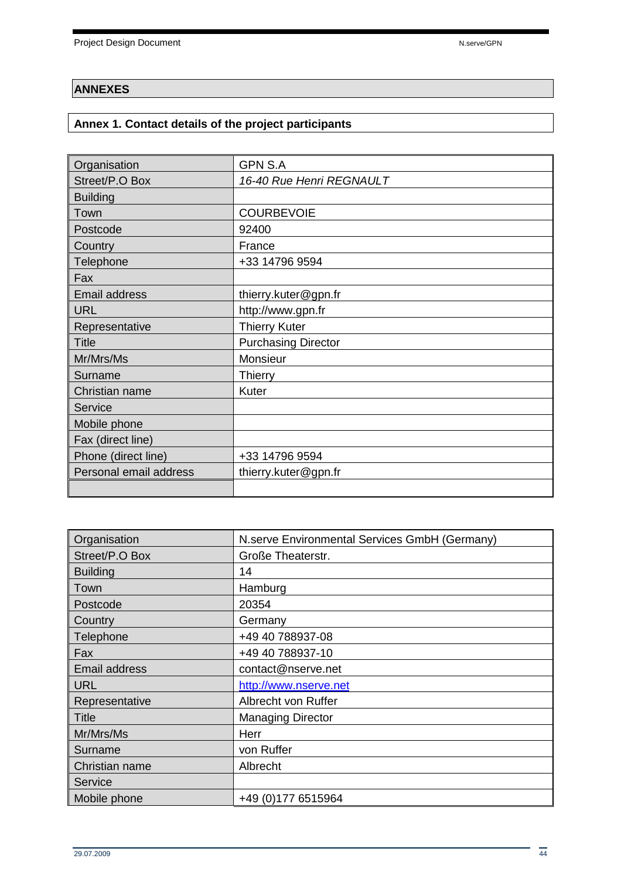## ANNEXES

### Annex 1. Contact details of the project participants

| | |
|---|---|
| Organisation | GPN S.A |
| Street/P.O Box | *16-40 Rue Henri REGNAULT* |
| Building | |
| Town | COURBEVOIE |
| Postcode | 92400 |
| Country | France |
| Telephone | +33 14796 9594 |
| Fax | |
| Email address | thierry.kuter@gpn.fr |
| URL | http://www.gpn.fr |
| Representative | Thierry Kuter |
| Title | Purchasing Director |
| Mr/Mrs/Ms | Monsieur |
| Surname | Thierry |
| Christian name | Kuter |
| Service | |
| Mobile phone | |
| Fax (direct line) | |
| Phone (direct line) | +33 14796 9594 |
| Personal email address | thierry.kuter@gpn.fr |
| | |

| | |
|---|---|
| Organisation | N.serve Environmental Services GmbH (Germany) |
| Street/P.O Box | Große Theaterstr. |
| Building | 14 |
| Town | Hamburg |
| Postcode | 20354 |
| Country | Germany |
| Telephone | +49 40 788937-08 |
| Fax | +49 40 788937-10 |
| Email address | contact@nserve.net |
| URL | http://www.nserve.net |
| Representative | Albrecht von Ruffer |
| Title | Managing Director |
| Mr/Mrs/Ms | Herr |
| Surname | von Ruffer |
| Christian name | Albrecht |
| Service | |
| Mobile phone | +49 (0)177 6515964 |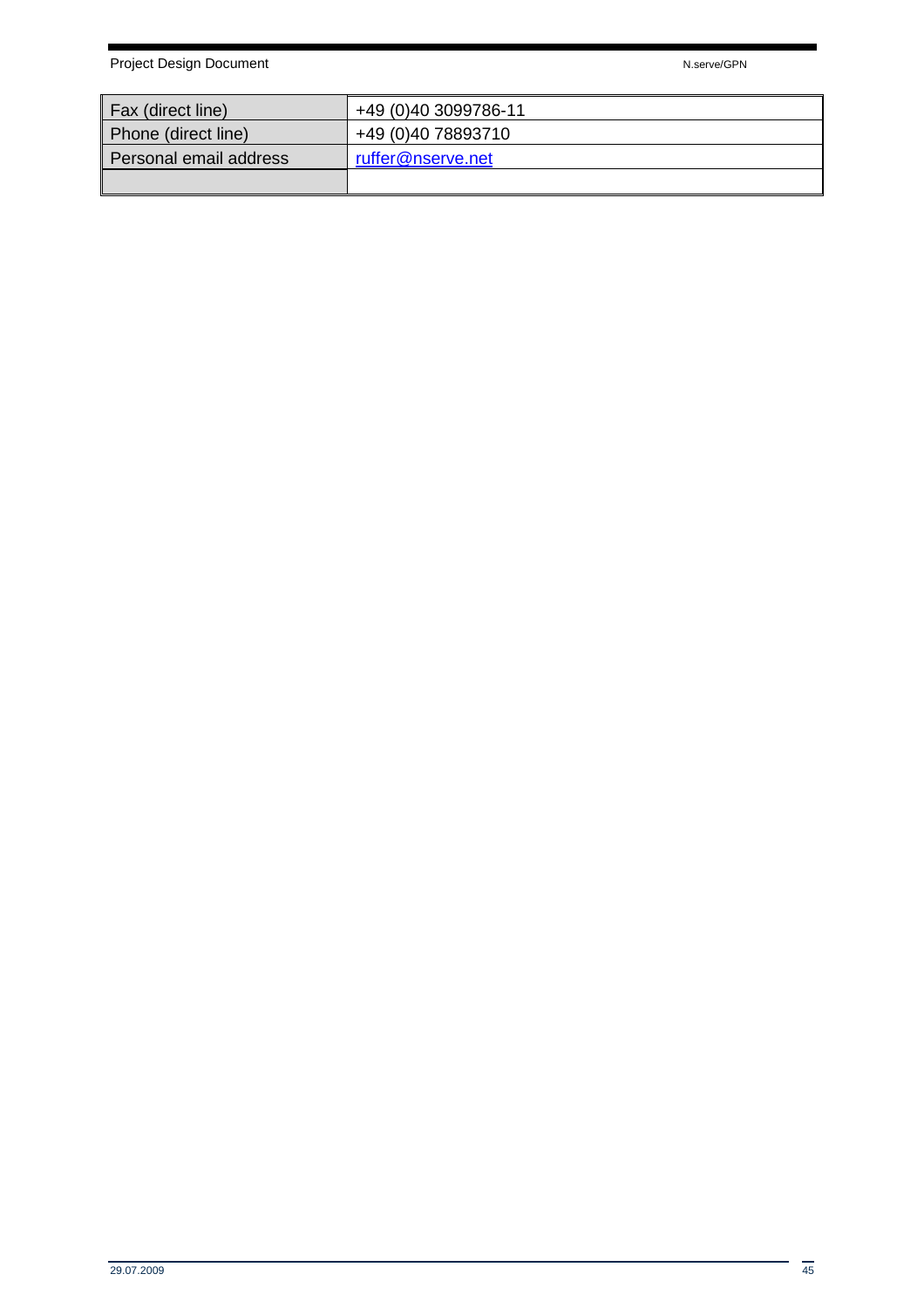| | |
|---|---|
| Fax (direct line) | +49 (0)40 3099786-11 |
| Phone (direct line) | +49 (0)40 78893710 |
| Personal email address | ruffer@nserve.net |
| | |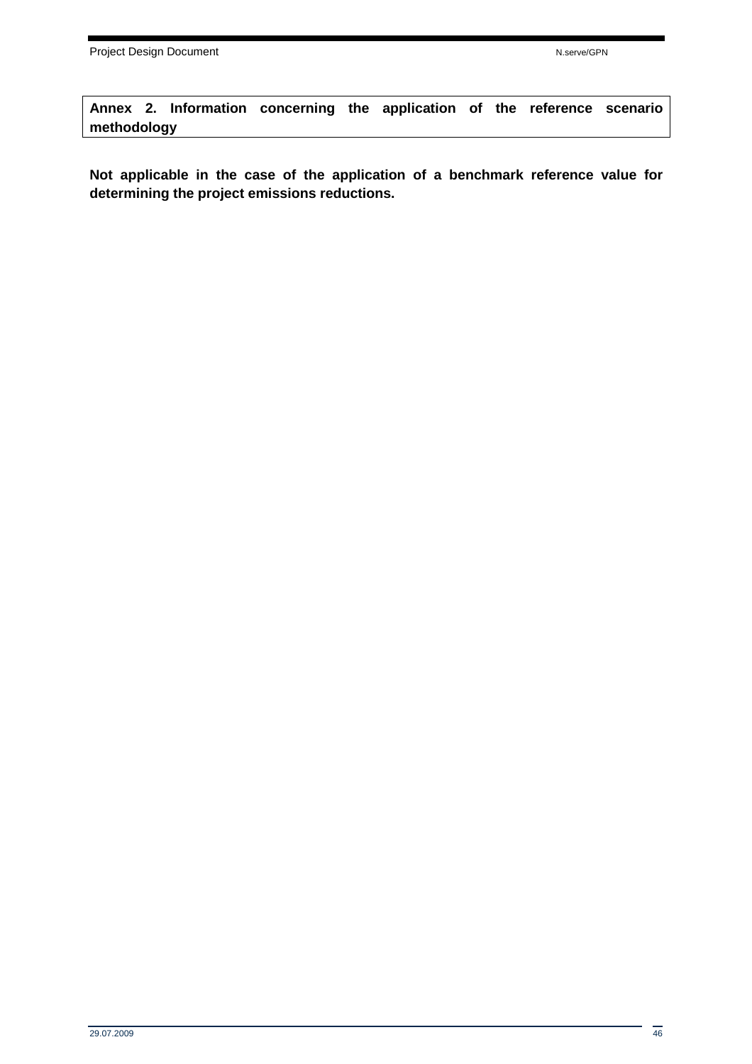## Annex 2. Information concerning the application of the reference scenario methodology

**Not applicable in the case of the application of a benchmark reference value for determining the project emissions reductions.**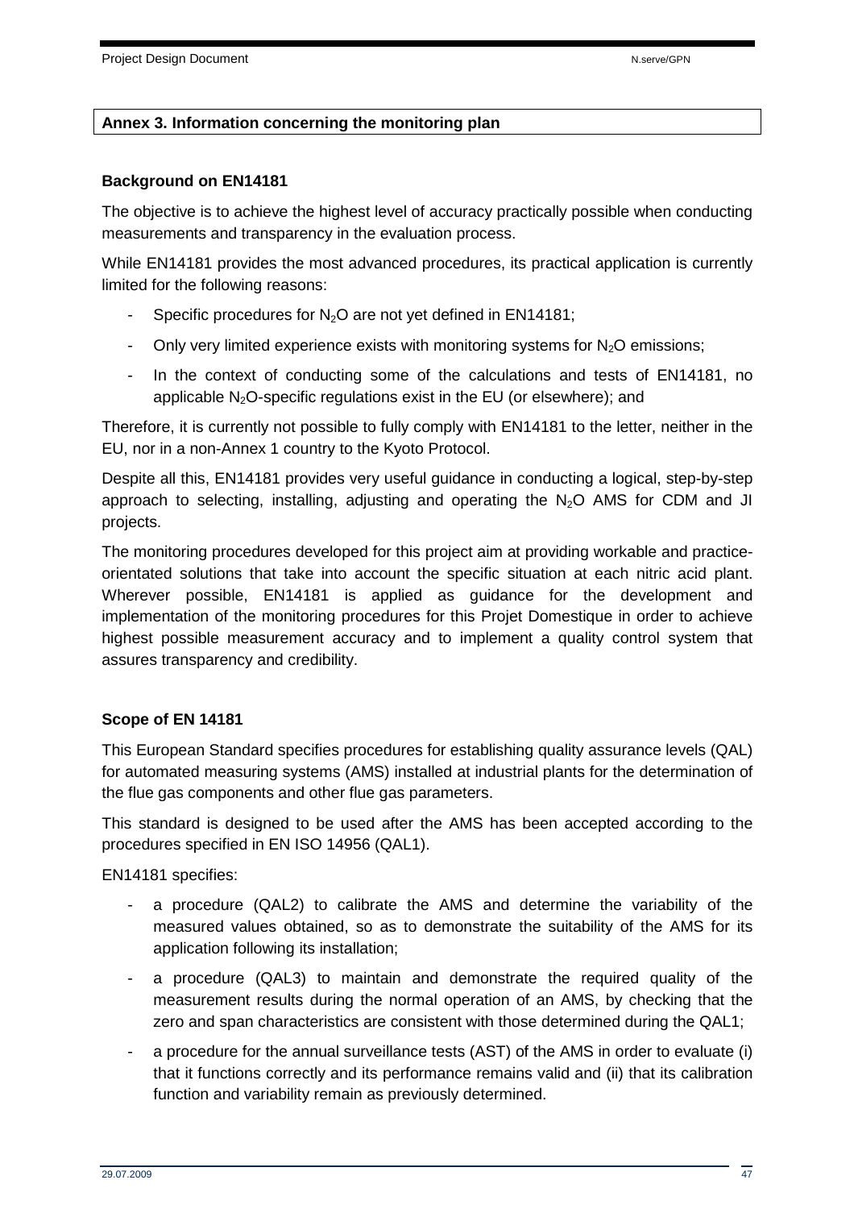## Annex 3. Information concerning the monitoring plan

**Background on EN14181**

The objective is to achieve the highest level of accuracy practically possible when conducting measurements and transparency in the evaluation process.

While EN14181 provides the most advanced procedures, its practical application is currently limited for the following reasons:

- Specific procedures for $N_2O$ are not yet defined in EN14181;
- Only very limited experience exists with monitoring systems for $N_2O$ emissions;
- In the context of conducting some of the calculations and tests of EN14181, no applicable $N_2O$-specific regulations exist in the EU (or elsewhere); and

Therefore, it is currently not possible to fully comply with EN14181 to the letter, neither in the EU, nor in a non-Annex 1 country to the Kyoto Protocol.

Despite all this, EN14181 provides very useful guidance in conducting a logical, step-by-step approach to selecting, installing, adjusting and operating the $N_2O$ AMS for CDM and JI projects.

The monitoring procedures developed for this project aim at providing workable and practice-orientated solutions that take into account the specific situation at each nitric acid plant. Wherever possible, EN14181 is applied as guidance for the development and implementation of the monitoring procedures for this Projet Domestique in order to achieve highest possible measurement accuracy and to implement a quality control system that assures transparency and credibility.

**Scope of EN 14181**

This European Standard specifies procedures for establishing quality assurance levels (QAL) for automated measuring systems (AMS) installed at industrial plants for the determination of the flue gas components and other flue gas parameters.

This standard is designed to be used after the AMS has been accepted according to the procedures specified in EN ISO 14956 (QAL1).

EN14181 specifies:

- a procedure (QAL2) to calibrate the AMS and determine the variability of the measured values obtained, so as to demonstrate the suitability of the AMS for its application following its installation;
- a procedure (QAL3) to maintain and demonstrate the required quality of the measurement results during the normal operation of an AMS, by checking that the zero and span characteristics are consistent with those determined during the QAL1;
- a procedure for the annual surveillance tests (AST) of the AMS in order to evaluate (i) that it functions correctly and its performance remains valid and (ii) that its calibration function and variability remain as previously determined.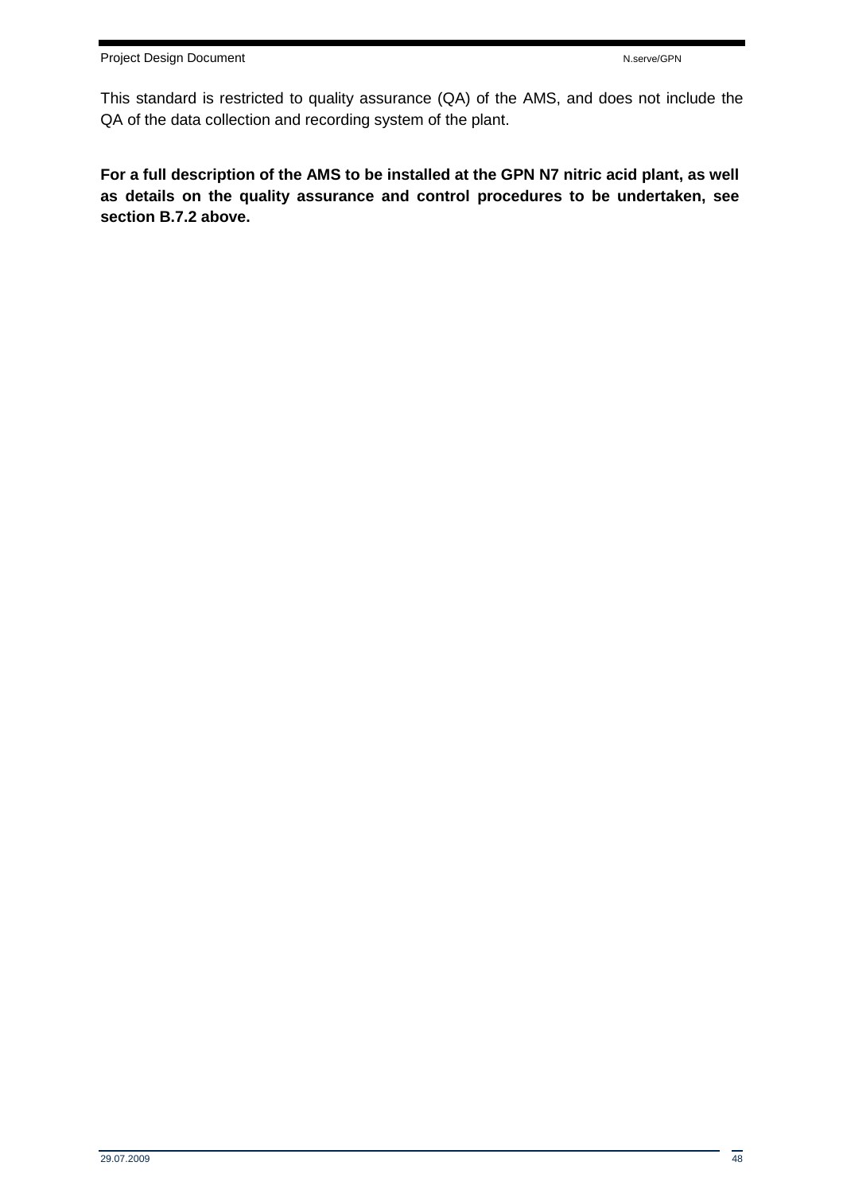This standard is restricted to quality assurance (QA) of the AMS, and does not include the QA of the data collection and recording system of the plant.

**For a full description of the AMS to be installed at the GPN N7 nitric acid plant, as well as details on the quality assurance and control procedures to be undertaken, see section B.7.2 above.**